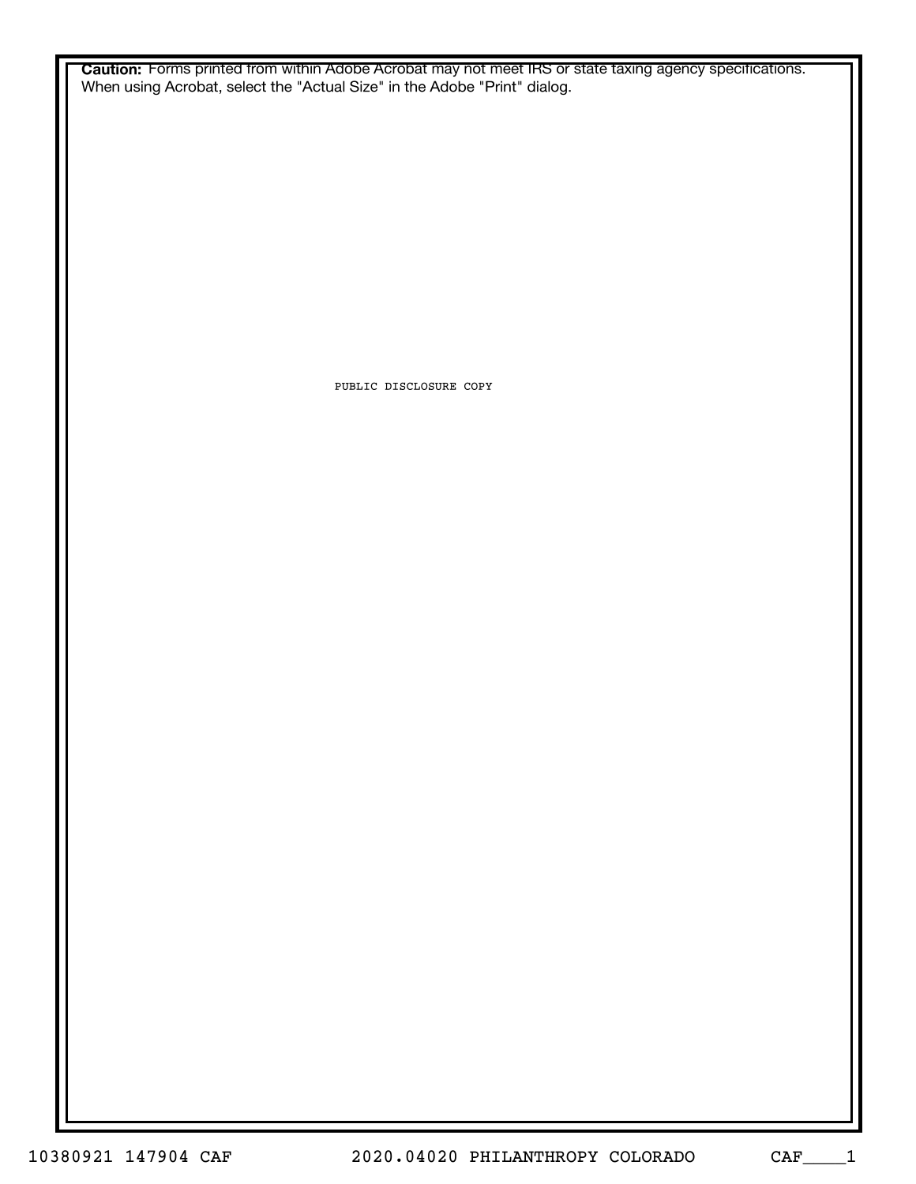**Caution:** Forms printed from within Adobe Acrobat may not meet IRS or state taxing agency specifications. When using Acrobat, select the "Actual Size" in the Adobe "Print" dialog.

PUBLIC DISCLOSURE COPY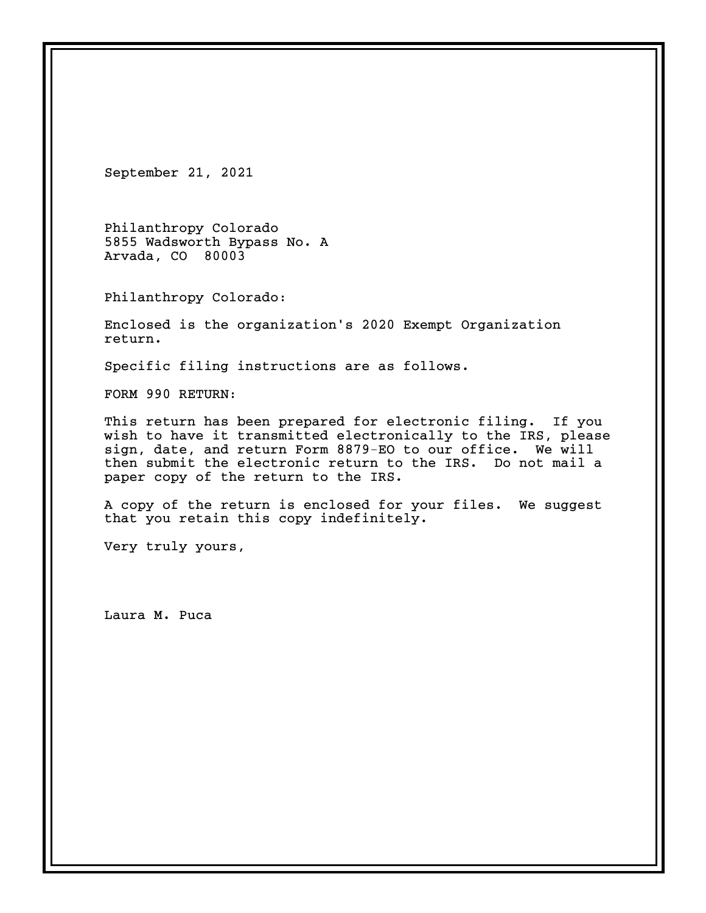September 21, 2021

Philanthropy Colorado
5855 Wadsworth Bypass No. A
Arvada, CO 80003

Philanthropy Colorado:

Enclosed is the organization's 2020 Exempt Organization return.

Specific filing instructions are as follows.

FORM 990 RETURN:

This return has been prepared for electronic filing. If you wish to have it transmitted electronically to the IRS, please sign, date, and return Form 8879-EO to our office. We will then submit the electronic return to the IRS. Do not mail a paper copy of the return to the IRS.

A copy of the return is enclosed for your files. We suggest that you retain this copy indefinitely.

Very truly yours,

Laura M. Puca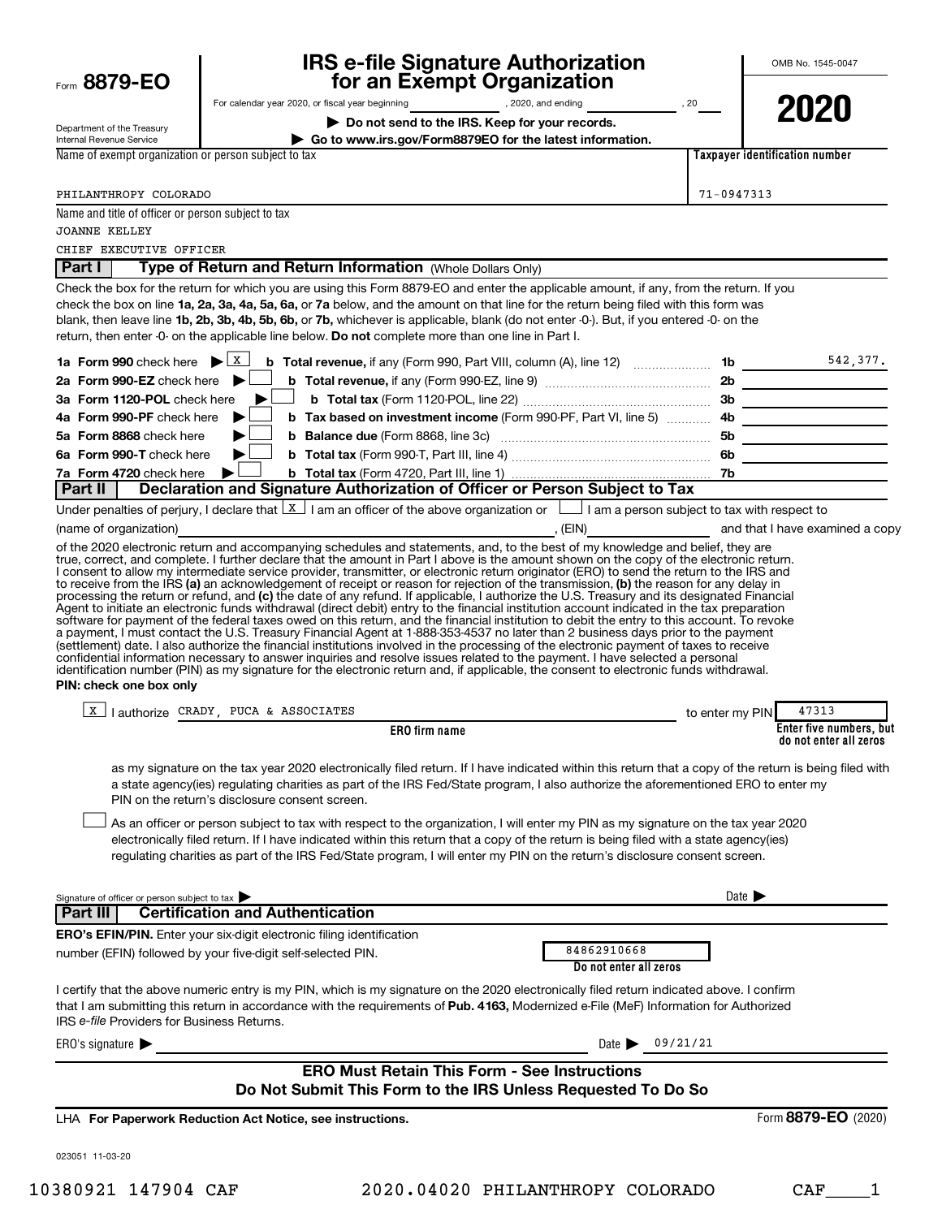Form **8879-EO**

Department of the Treasury
Internal Revenue Service

# IRS e-file Signature Authorization for an Exempt Organization

For calendar year 2020, or fiscal year beginning \_\_\_\_\_\_\_\_, 2020, and ending \_\_\_\_\_\_\_\_, 20\_\_

**▶ Do not send to the IRS. Keep for your records.**

**▶ Go to www.irs.gov/Form8879EO for the latest information.**

OMB No. 1545-0047

**2020**

| Name of exempt organization or person subject to tax | Taxpayer identification number |
|---|---|
| PHILANTHROPY COLORADO | 71-0947313 |

Name and title of officer or person subject to tax
JOANNE KELLEY
CHIEF EXECUTIVE OFFICER

## Part I Type of Return and Return Information (Whole Dollars Only)

Check the box for the return for which you are using this Form 8879-EO and enter the applicable amount, if any, from the return. If you check the box on line **1a, 2a, 3a, 4a, 5a, 6a,** or **7a** below, and the amount on that line for the return being filed with this form was blank, then leave line **1b, 2b, 3b, 4b, 5b, 6b,** or **7b,** whichever is applicable, blank (do not enter -0-). But, if you entered -0- on the return, then enter -0- on the applicable line below. **Do not** complete more than one line in Part I.

| | | | |
|---|---|---|---|
| **1a Form 990** check here ▶ [X] | **b Total revenue,** if any (Form 990, Part VIII, column (A), line 12) | 1b | 542,377. |
| **2a Form 990-EZ** check here ▶ [ ] | **b Total revenue,** if any (Form 990-EZ, line 9) | 2b | |
| **3a Form 1120-POL** check here ▶ [ ] | **b Total tax** (Form 1120-POL, line 22) | 3b | |
| **4a Form 990-PF** check here ▶ [ ] | **b Tax based on investment income** (Form 990-PF, Part VI, line 5) | 4b | |
| **5a Form 8868** check here ▶ [ ] | **b Balance due** (Form 8868, line 3c) | 5b | |
| **6a Form 990-T** check here ▶ [ ] | **b Total tax** (Form 990-T, Part III, line 4) | 6b | |
| **7a Form 4720** check here ▶ [ ] | **b Total tax** (Form 4720, Part III, line 1) | 7b | |

## Part II Declaration and Signature Authorization of Officer or Person Subject to Tax

Under penalties of perjury, I declare that [X] I am an officer of the above organization or [ ] I am a person subject to tax with respect to (name of organization) \_\_\_\_\_\_\_\_, (EIN) \_\_\_\_\_\_\_\_ and that I have examined a copy of the 2020 electronic return and accompanying schedules and statements, and, to the best of my knowledge and belief, they are true, correct, and complete. I further declare that the amount in Part I above is the amount shown on the copy of the electronic return. I consent to allow my intermediate service provider, transmitter, or electronic return originator (ERO) to send the return to the IRS and to receive from the IRS **(a)** an acknowledgement of receipt or reason for rejection of the transmission, **(b)** the reason for any delay in processing the return or refund, and **(c)** the date of any refund. If applicable, I authorize the U.S. Treasury and its designated Financial Agent to initiate an electronic funds withdrawal (direct debit) entry to the financial institution account indicated in the tax preparation software for payment of the federal taxes owed on this return, and the financial institution to debit the entry to this account. To revoke a payment, I must contact the U.S. Treasury Financial Agent at 1-888-353-4537 no later than 2 business days prior to the payment (settlement) date. I also authorize the financial institutions involved in the processing of the electronic payment of taxes to receive confidential information necessary to answer inquiries and resolve issues related to the payment. I have selected a personal identification number (PIN) as my signature for the electronic return and, if applicable, the consent to electronic funds withdrawal.

**PIN: check one box only**

[X] I authorize CRADY, PUCA & ASSOCIATES (**ERO firm name**) to enter my PIN 47313 (**Enter five numbers, but do not enter all zeros**)

as my signature on the tax year 2020 electronically filed return. If I have indicated within this return that a copy of the return is being filed with a state agency(ies) regulating charities as part of the IRS Fed/State program, I also authorize the aforementioned ERO to enter my PIN on the return's disclosure consent screen.

[ ] As an officer or person subject to tax with respect to the organization, I will enter my PIN as my signature on the tax year 2020 electronically filed return. If I have indicated within this return that a copy of the return is being filed with a state agency(ies) regulating charities as part of the IRS Fed/State program, I will enter my PIN on the return's disclosure consent screen.

Signature of officer or person subject to tax ▶ \_\_\_\_\_\_\_\_ Date ▶

## Part III Certification and Authentication

**ERO's EFIN/PIN.** Enter your six-digit electronic filing identification number (EFIN) followed by your five-digit self-selected PIN. 84862910668 (**Do not enter all zeros**)

I certify that the above numeric entry is my PIN, which is my signature on the 2020 electronically filed return indicated above. I confirm that I am submitting this return in accordance with the requirements of **Pub. 4163,** Modernized e-File (MeF) Information for Authorized IRS *e-file* Providers for Business Returns.

ERO's signature ▶ \_\_\_\_\_\_\_\_ Date ▶ 09/21/21

**ERO Must Retain This Form - See Instructions**
**Do Not Submit This Form to the IRS Unless Requested To Do So**

LHA **For Paperwork Reduction Act Notice, see instructions.** Form **8879-EO** (2020)

023051 11-03-20

10380921 147904 CAF 2020.04020 PHILANTHROPY COLORADO CAF\_\_\_\_1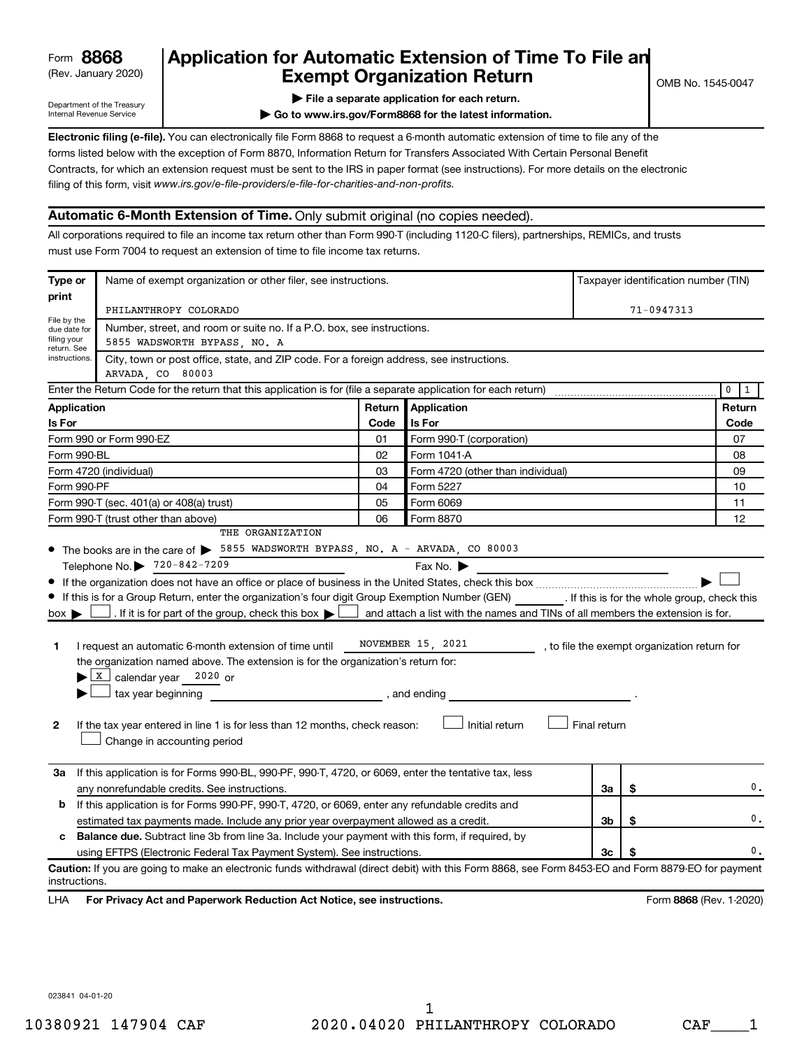Form **8868** (Rev. January 2020)

Department of the Treasury
Internal Revenue Service

# Application for Automatic Extension of Time To File an Exempt Organization Return

OMB No. 1545-0047

▶ **File a separate application for each return.**

▶ **Go to www.irs.gov/Form8868 for the latest information.**

**Electronic filing (e-file).** You can electronically file Form 8868 to request a 6-month automatic extension of time to file any of the forms listed below with the exception of Form 8870, Information Return for Transfers Associated With Certain Personal Benefit Contracts, for which an extension request must be sent to the IRS in paper format (see instructions). For more details on the electronic filing of this form, visit *www.irs.gov/e-file-providers/e-file-for-charities-and-non-profits.*

## Automatic 6-Month Extension of Time. Only submit original (no copies needed).

All corporations required to file an income tax return other than Form 990-T (including 1120-C filers), partnerships, REMICs, and trusts must use Form 7004 to request an extension of time to file income tax returns.

**Type or print** — File by the due date for filing your return. See instructions.

Name of exempt organization or other filer, see instructions: PHILANTHROPY COLORADO

Taxpayer identification number (TIN): 71-0947313

Number, street, and room or suite no. If a P.O. box, see instructions: 5855 WADSWORTH BYPASS, NO. A

City, town or post office, state, and ZIP code. For a foreign address, see instructions: ARVADA, CO 80003

Enter the Return Code for the return that this application is for (file a separate application for each return): 0 1

| Application Is For | Return Code | Application Is For | Return Code |
|---|---|---|---|
| Form 990 or Form 990-EZ | 01 | Form 990-T (corporation) | 07 |
| Form 990-BL | 02 | Form 1041-A | 08 |
| Form 4720 (individual) | 03 | Form 4720 (other than individual) | 09 |
| Form 990-PF | 04 | Form 5227 | 10 |
| Form 990-T (sec. 401(a) or 408(a) trust) | 05 | Form 6069 | 11 |
| Form 990-T (trust other than above) | 06 | Form 8870 | 12 |

- The books are in the care of ▶ THE ORGANIZATION 5855 WADSWORTH BYPASS, NO. A - ARVADA, CO 80003
  Telephone No. ▶ 720-842-7209 Fax No. ▶
- If the organization does not have an office or place of business in the United States, check this box ▶ ☐
- If this is for a Group Return, enter the organization's four digit Group Exemption Number (GEN) ______. If this is for the whole group, check this box ▶ ☐. If it is for part of the group, check this box ▶ ☐ and attach a list with the names and TINs of all members the extension is for.

**1** I request an automatic 6-month extension of time until NOVEMBER 15, 2021, to file the exempt organization return for the organization named above. The extension is for the organization's return for:
▶ ☒ calendar year 2020 or
▶ ☐ tax year beginning ______, and ending ______.

**2** If the tax year entered in line 1 is for less than 12 months, check reason: ☐ Initial return ☐ Final return ☐ Change in accounting period

| | | | |
|---|---|---|---|
| **3a** | If this application is for Forms 990-BL, 990-PF, 990-T, 4720, or 6069, enter the tentative tax, less any nonrefundable credits. See instructions. | 3a | $ 0. |
| **b** | If this application is for Forms 990-PF, 990-T, 4720, or 6069, enter any refundable credits and estimated tax payments made. Include any prior year overpayment allowed as a credit. | 3b | $ 0. |
| **c** | **Balance due.** Subtract line 3b from line 3a. Include your payment with this form, if required, by using EFTPS (Electronic Federal Tax Payment System). See instructions. | 3c | $ 0. |

**Caution:** If you are going to make an electronic funds withdrawal (direct debit) with this Form 8868, see Form 8453-EO and Form 8879-EO for payment instructions.

LHA **For Privacy Act and Paperwork Reduction Act Notice, see instructions.** Form **8868** (Rev. 1-2020)

023841 04-01-20

10380921 147904 CAF 2020.04020 PHILANTHROPY COLORADO CAF____1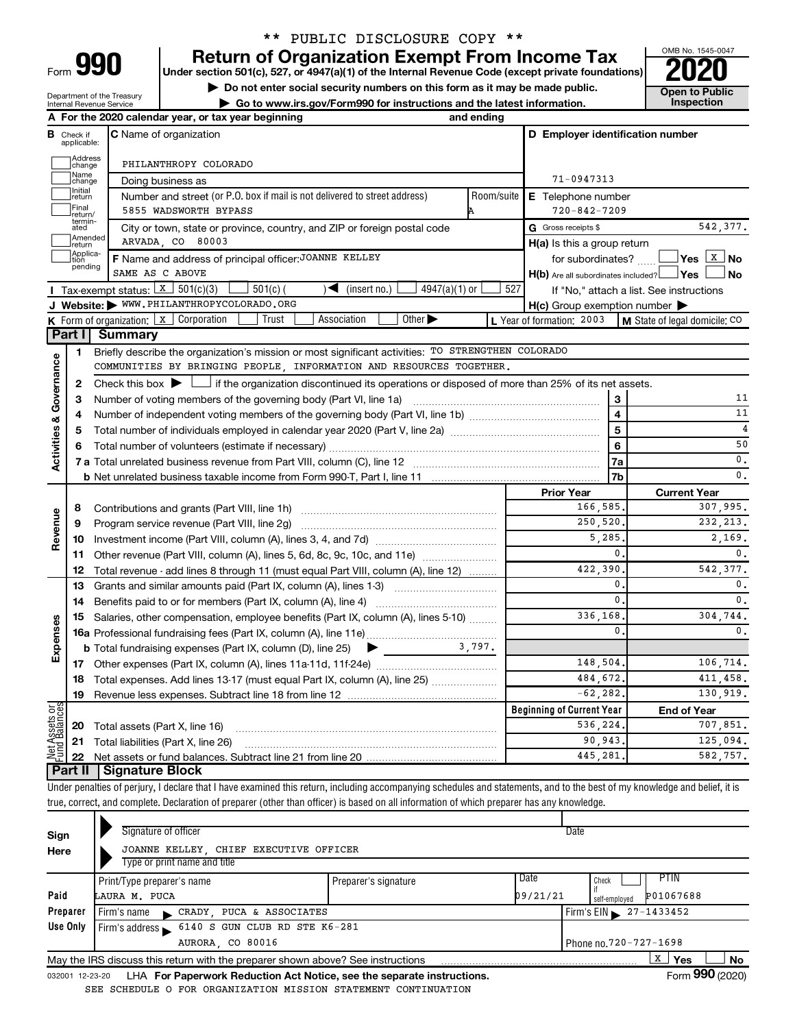\*\* PUBLIC DISCLOSURE COPY \*\*

# Form 990 — Return of Organization Exempt From Income Tax

Under section 501(c), 527, or 4947(a)(1) of the Internal Revenue Code (except private foundations)

▶ Do not enter social security numbers on this form as it may be made public.

▶ Go to www.irs.gov/Form990 for instructions and the latest information.

OMB No. 1545-0047 | **2020** | Open to Public Inspection

Department of the Treasury, Internal Revenue Service

**A** For the 2020 calendar year, or tax year beginning and ending

**B** Check if applicable: Address change, Name change, Initial return, Final return/terminated, Amended return, Application pending

**C** Name of organization: PHILANTHROPY COLORADO

Doing business as

Number and street (or P.O. box if mail is not delivered to street address): 5855 WADSWORTH BYPASS — Room/suite: A

City or town, state or province, country, and ZIP or foreign postal code: ARVADA, CO 80003

**D** Employer identification number: 71-0947313

**E** Telephone number: 720-842-7209

**G** Gross receipts $ 542,377.

**F** Name and address of principal officer: JOANNE KELLEY, SAME AS C ABOVE

**H(a)** Is this a group return for subordinates? ☐ Yes ☒ No

**H(b)** Are all subordinates included? ☐ Yes ☐ No — If "No," attach a list. See instructions

**H(c)** Group exemption number ▶

**I** Tax-exempt status: ☒ 501(c)(3) ☐ 501(c) ( ) ◀ (insert no.) ☐ 4947(a)(1) or ☐ 527

**J** Website: ▶ WWW.PHILANTHROPYCOLORADO.ORG

**K** Form of organization: ☒ Corporation ☐ Trust ☐ Association ☐ Other ▶

**L** Year of formation: 2003 **M** State of legal domicile: CO

## Part I Summary

**Activities & Governance**

1 Briefly describe the organization's mission or most significant activities: TO STRENGTHEN COLORADO COMMUNITIES BY BRINGING PEOPLE, INFORMATION AND RESOURCES TOGETHER.

2 Check this box ▶ ☐ if the organization discontinued its operations or disposed of more than 25% of its net assets.

| Line | Description | No. | Value |
|---|---|---|---|
| 3 | Number of voting members of the governing body (Part VI, line 1a) | 3 | 11 |
| 4 | Number of independent voting members of the governing body (Part VI, line 1b) | 4 | 11 |
| 5 | Total number of individuals employed in calendar year 2020 (Part V, line 2a) | 5 | 4 |
| 6 | Total number of volunteers (estimate if necessary) | 6 | 50 |
| 7a | Total unrelated business revenue from Part VIII, column (C), line 12 | 7a | 0. |
| 7b | Net unrelated business taxable income from Form 990-T, Part I, line 11 | 7b | 0. |

| Line | Description | Prior Year | Current Year |
|---|---|---|---|
| | **Revenue** | | |
| 8 | Contributions and grants (Part VIII, line 1h) | 166,585. | 307,995. |
| 9 | Program service revenue (Part VIII, line 2g) | 250,520. | 232,213. |
| 10 | Investment income (Part VIII, column (A), lines 3, 4, and 7d) | 5,285. | 2,169. |
| 11 | Other revenue (Part VIII, column (A), lines 5, 6d, 8c, 9c, 10c, and 11e) | 0. | 0. |
| 12 | Total revenue - add lines 8 through 11 (must equal Part VIII, column (A), line 12) | 422,390. | 542,377. |
| | **Expenses** | | |
| 13 | Grants and similar amounts paid (Part IX, column (A), lines 1-3) | 0. | 0. |
| 14 | Benefits paid to or for members (Part IX, column (A), line 4) | 0. | 0. |
| 15 | Salaries, other compensation, employee benefits (Part IX, column (A), lines 5-10) | 336,168. | 304,744. |
| 16a | Professional fundraising fees (Part IX, column (A), line 11e) | 0. | 0. |
| b | Total fundraising expenses (Part IX, column (D), line 25) ▶ 3,797. | | |
| 17 | Other expenses (Part IX, column (A), lines 11a-11d, 11f-24e) | 148,504. | 106,714. |
| 18 | Total expenses. Add lines 13-17 (must equal Part IX, column (A), line 25) | 484,672. | 411,458. |
| 19 | Revenue less expenses. Subtract line 18 from line 12 | -62,282. | 130,919. |

| Line | Net Assets or Fund Balances | Beginning of Current Year | End of Year |
|---|---|---|---|
| 20 | Total assets (Part X, line 16) | 536,224. | 707,851. |
| 21 | Total liabilities (Part X, line 26) | 90,943. | 125,094. |
| 22 | Net assets or fund balances. Subtract line 21 from line 20 | 445,281. | 582,757. |

## Part II Signature Block

Under penalties of perjury, I declare that I have examined this return, including accompanying schedules and statements, and to the best of my knowledge and belief, it is true, correct, and complete. Declaration of preparer (other than officer) is based on all information of which preparer has any knowledge.

**Sign Here**

Signature of officer — Date

JOANNE KELLEY, CHIEF EXECUTIVE OFFICER

Type or print name and title

**Paid Preparer Use Only**

| Print/Type preparer's name | Preparer's signature | Date | Check if self-employed | PTIN |
|---|---|---|---|---|
| LAURA M. PUCA | | 09/21/21 | ☐ | P01067688 |

Firm's name ▶ CRADY, PUCA & ASSOCIATES — Firm's EIN ▶ 27-1433452

Firm's address ▶ 6140 S GUN CLUB RD STE K6-281, AURORA, CO 80016 — Phone no. 720-727-1698

May the IRS discuss this return with the preparer shown above? See instructions ☒ Yes ☐ No

032001 12-23-20 LHA For Paperwork Reduction Act Notice, see the separate instructions. Form **990** (2020)

SEE SCHEDULE O FOR ORGANIZATION MISSION STATEMENT CONTINUATION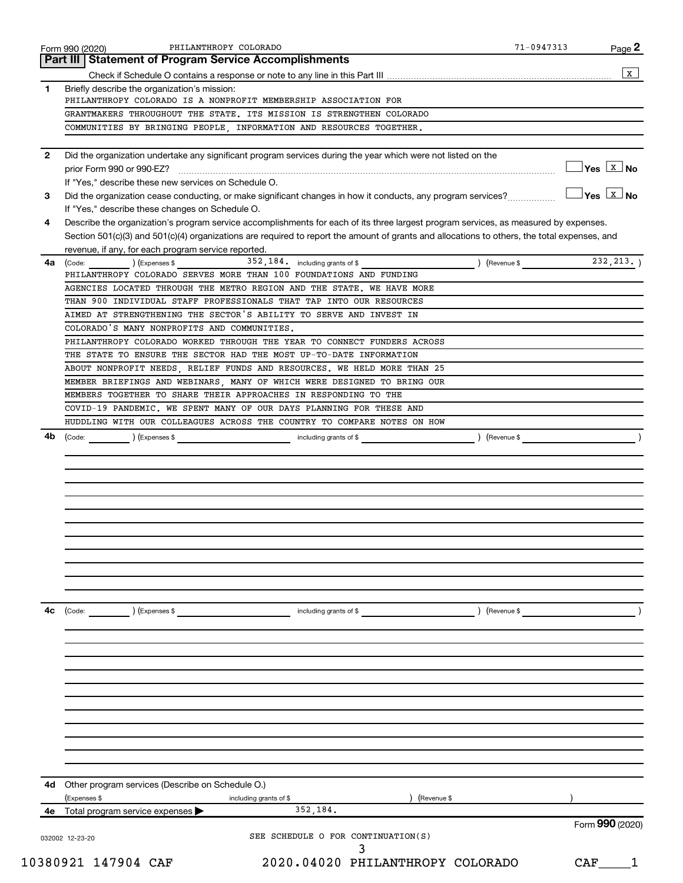Form 990 (2020) PHILANTHROPY COLORADO 71-0947313 Page **2**

## Part III Statement of Program Service Accomplishments

Check if Schedule O contains a response or note to any line in this Part III .......... [X]

**1** Briefly describe the organization's mission:

PHILANTHROPY COLORADO IS A NONPROFIT MEMBERSHIP ASSOCIATION FOR GRANTMAKERS THROUGHOUT THE STATE. ITS MISSION IS STRENGTHEN COLORADO COMMUNITIES BY BRINGING PEOPLE, INFORMATION AND RESOURCES TOGETHER.

**2** Did the organization undertake any significant program services during the year which were not listed on the prior Form 990 or 990-EZ? .......... [ ] Yes [X] No

If "Yes," describe these new services on Schedule O.

**3** Did the organization cease conducting, or make significant changes in how it conducts, any program services? .......... [ ] Yes [X] No

If "Yes," describe these changes on Schedule O.

**4** Describe the organization's program service accomplishments for each of its three largest program services, as measured by expenses. Section 501(c)(3) and 501(c)(4) organizations are required to report the amount of grants and allocations to others, the total expenses, and revenue, if any, for each program service reported.

**4a** (Code: ) (Expenses $ 352,184. including grants of $ ) (Revenue $ 232,213. )

PHILANTHROPY COLORADO SERVES MORE THAN 100 FOUNDATIONS AND FUNDING AGENCIES LOCATED THROUGH THE METRO REGION AND THE STATE. WE HAVE MORE THAN 900 INDIVIDUAL STAFF PROFESSIONALS THAT TAP INTO OUR RESOURCES AIMED AT STRENGTHENING THE SECTOR'S ABILITY TO SERVE AND INVEST IN COLORADO'S MANY NONPROFITS AND COMMUNITIES.

PHILANTHROPY COLORADO WORKED THROUGH THE YEAR TO CONNECT FUNDERS ACROSS THE STATE TO ENSURE THE SECTOR HAD THE MOST UP-TO-DATE INFORMATION ABOUT NONPROFIT NEEDS, RELIEF FUNDS AND RESOURCES. WE HELD MORE THAN 25 MEMBER BRIEFINGS AND WEBINARS, MANY OF WHICH WERE DESIGNED TO BRING OUR MEMBERS TOGETHER TO SHARE THEIR APPROACHES IN RESPONDING TO THE COVID-19 PANDEMIC. WE SPENT MANY OF OUR DAYS PLANNING FOR THESE AND HUDDLING WITH OUR COLLEAGUES ACROSS THE COUNTRY TO COMPARE NOTES ON HOW

**4b** (Code: ) (Expenses $ including grants of $ ) (Revenue $ )

**4c** (Code: ) (Expenses $ including grants of $ ) (Revenue $ )

**4d** Other program services (Describe on Schedule O.)

(Expenses $ including grants of $ ) (Revenue $ )

**4e** Total program service expenses ▶ 352,184.

Form **990** (2020)

032002 12-23-20

SEE SCHEDULE O FOR CONTINUATION(S)

10380921 147904 CAF 2020.04020 PHILANTHROPY COLORADO CAF____1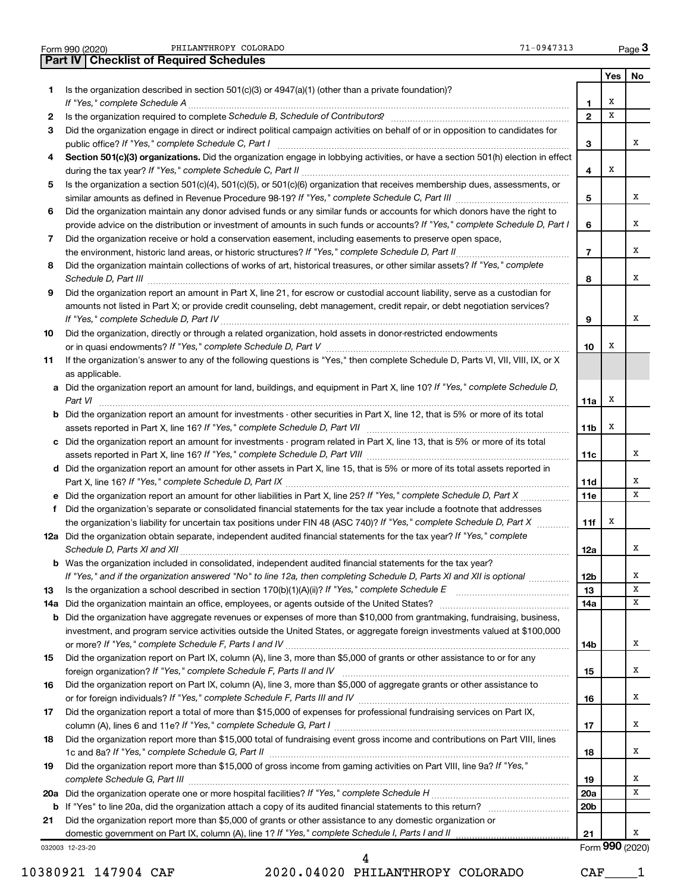Form 990 (2020) PHILANTHROPY COLORADO 71-0947313 Page 3

## Part IV | Checklist of Required Schedules

| | | | Yes | No |
|---|---|---|---|---|
| 1 | Is the organization described in section 501(c)(3) or 4947(a)(1) (other than a private foundation)? *If "Yes," complete Schedule A* | 1 | X | |
| 2 | Is the organization required to complete *Schedule B, Schedule of Contributors*? | 2 | X | |
| 3 | Did the organization engage in direct or indirect political campaign activities on behalf of or in opposition to candidates for public office? *If "Yes," complete Schedule C, Part I* | 3 | | X |
| 4 | **Section 501(c)(3) organizations.** Did the organization engage in lobbying activities, or have a section 501(h) election in effect during the tax year? *If "Yes," complete Schedule C, Part II* | 4 | X | |
| 5 | Is the organization a section 501(c)(4), 501(c)(5), or 501(c)(6) organization that receives membership dues, assessments, or similar amounts as defined in Revenue Procedure 98-19? *If "Yes," complete Schedule C, Part III* | 5 | | X |
| 6 | Did the organization maintain any donor advised funds or any similar funds or accounts for which donors have the right to provide advice on the distribution or investment of amounts in such funds or accounts? *If "Yes," complete Schedule D, Part I* | 6 | | X |
| 7 | Did the organization receive or hold a conservation easement, including easements to preserve open space, the environment, historic land areas, or historic structures? *If "Yes," complete Schedule D, Part II* | 7 | | X |
| 8 | Did the organization maintain collections of works of art, historical treasures, or other similar assets? *If "Yes," complete Schedule D, Part III* | 8 | | X |
| 9 | Did the organization report an amount in Part X, line 21, for escrow or custodial account liability, serve as a custodian for amounts not listed in Part X; or provide credit counseling, debt management, credit repair, or debt negotiation services? *If "Yes," complete Schedule D, Part IV* | 9 | | X |
| 10 | Did the organization, directly or through a related organization, hold assets in donor-restricted endowments or in quasi endowments? *If "Yes," complete Schedule D, Part V* | 10 | X | |
| 11 | If the organization's answer to any of the following questions is "Yes," then complete Schedule D, Parts VI, VII, VIII, IX, or X as applicable. | | | |
| a | Did the organization report an amount for land, buildings, and equipment in Part X, line 10? *If "Yes," complete Schedule D, Part VI* | 11a | X | |
| b | Did the organization report an amount for investments - other securities in Part X, line 12, that is 5% or more of its total assets reported in Part X, line 16? *If "Yes," complete Schedule D, Part VII* | 11b | X | |
| c | Did the organization report an amount for investments - program related in Part X, line 13, that is 5% or more of its total assets reported in Part X, line 16? *If "Yes," complete Schedule D, Part VIII* | 11c | | X |
| d | Did the organization report an amount for other assets in Part X, line 15, that is 5% or more of its total assets reported in Part X, line 16? *If "Yes," complete Schedule D, Part IX* | 11d | | X |
| e | Did the organization report an amount for other liabilities in Part X, line 25? *If "Yes," complete Schedule D, Part X* | 11e | | X |
| f | Did the organization's separate or consolidated financial statements for the tax year include a footnote that addresses the organization's liability for uncertain tax positions under FIN 48 (ASC 740)? *If "Yes," complete Schedule D, Part X* | 11f | X | |
| 12a | Did the organization obtain separate, independent audited financial statements for the tax year? *If "Yes," complete Schedule D, Parts XI and XII* | 12a | | X |
| b | Was the organization included in consolidated, independent audited financial statements for the tax year? *If "Yes," and if the organization answered "No" to line 12a, then completing Schedule D, Parts XI and XII is optional* | 12b | | X |
| 13 | Is the organization a school described in section 170(b)(1)(A)(ii)? *If "Yes," complete Schedule E* | 13 | | X |
| 14a | Did the organization maintain an office, employees, or agents outside of the United States? | 14a | | X |
| b | Did the organization have aggregate revenues or expenses of more than $10,000 from grantmaking, fundraising, business, investment, and program service activities outside the United States, or aggregate foreign investments valued at $100,000 or more? *If "Yes," complete Schedule F, Parts I and IV* | 14b | | X |
| 15 | Did the organization report on Part IX, column (A), line 3, more than $5,000 of grants or other assistance to or for any foreign organization? *If "Yes," complete Schedule F, Parts II and IV* | 15 | | X |
| 16 | Did the organization report on Part IX, column (A), line 3, more than $5,000 of aggregate grants or other assistance to or for foreign individuals? *If "Yes," complete Schedule F, Parts III and IV* | 16 | | X |
| 17 | Did the organization report a total of more than $15,000 of expenses for professional fundraising services on Part IX, column (A), lines 6 and 11e? *If "Yes," complete Schedule G, Part I* | 17 | | X |
| 18 | Did the organization report more than $15,000 total of fundraising event gross income and contributions on Part VIII, lines 1c and 8a? *If "Yes," complete Schedule G, Part II* | 18 | | X |
| 19 | Did the organization report more than $15,000 of gross income from gaming activities on Part VIII, line 9a? *If "Yes," complete Schedule G, Part III* | 19 | | X |
| 20a | Did the organization operate one or more hospital facilities? *If "Yes," complete Schedule H* | 20a | | X |
| b | If "Yes" to line 20a, did the organization attach a copy of its audited financial statements to this return? | 20b | | |
| 21 | Did the organization report more than $5,000 of grants or other assistance to any domestic organization or domestic government on Part IX, column (A), line 1? *If "Yes," complete Schedule I, Parts I and II* | 21 | | X |

032003 12-23-20 Form **990** (2020)

10380921 147904 CAF 2020.04020 PHILANTHROPY COLORADO CAF____1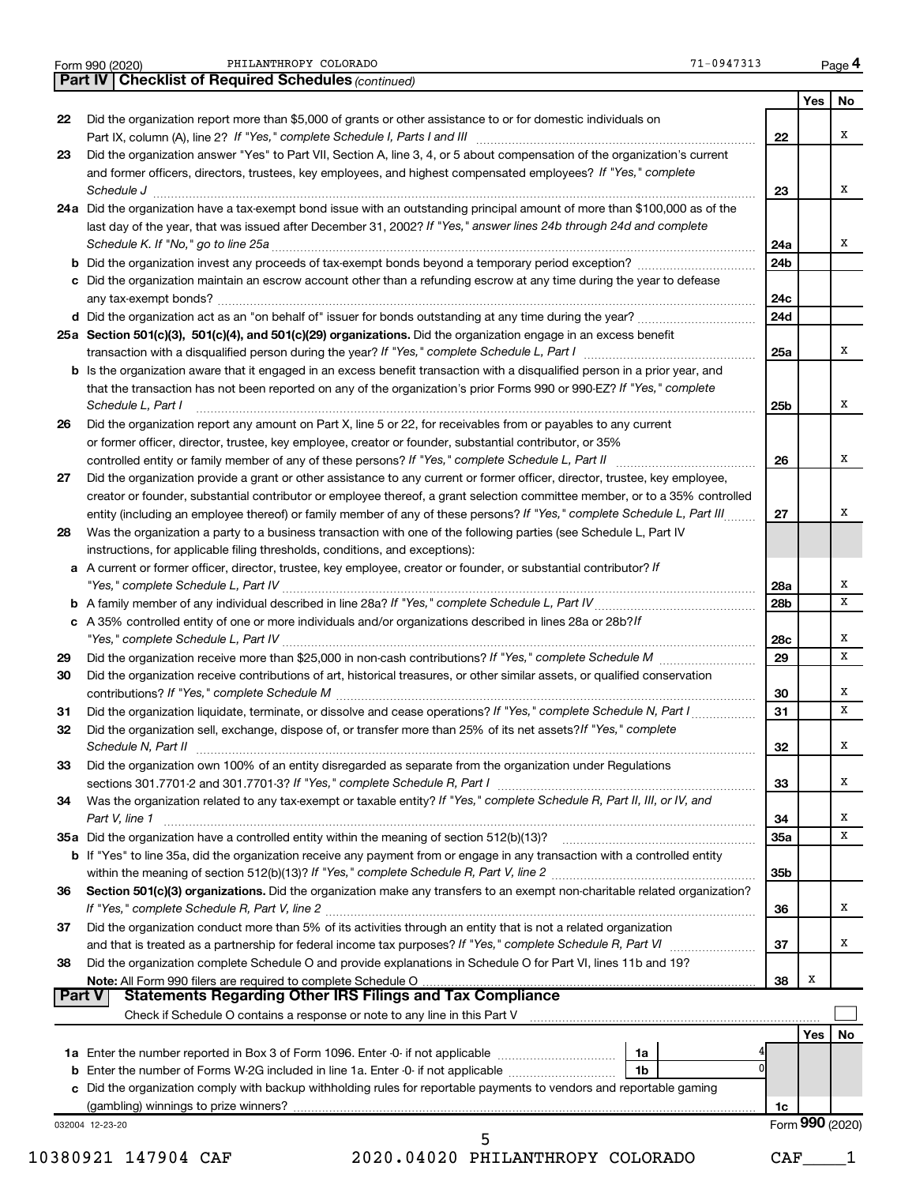Form 990 (2020) PHILANTHROPY COLORADO 71-0947313 Page 4

**Part IV | Checklist of Required Schedules** *(continued)*

| | | | Yes | No |
|---|---|---|---|---|
| 22 | Did the organization report more than $5,000 of grants or other assistance to or for domestic individuals on Part IX, column (A), line 2? *If "Yes," complete Schedule I, Parts I and III* | 22 | | X |
| 23 | Did the organization answer "Yes" to Part VII, Section A, line 3, 4, or 5 about compensation of the organization's current and former officers, directors, trustees, key employees, and highest compensated employees? *If "Yes," complete Schedule J* | 23 | | X |
| 24a | Did the organization have a tax-exempt bond issue with an outstanding principal amount of more than $100,000 as of the last day of the year, that was issued after December 31, 2002? *If "Yes," answer lines 24b through 24d and complete Schedule K. If "No," go to line 25a* | 24a | | X |
| b | Did the organization invest any proceeds of tax-exempt bonds beyond a temporary period exception? | 24b | | |
| c | Did the organization maintain an escrow account other than a refunding escrow at any time during the year to defease any tax-exempt bonds? | 24c | | |
| d | Did the organization act as an "on behalf of" issuer for bonds outstanding at any time during the year? | 24d | | |
| 25a | **Section 501(c)(3), 501(c)(4), and 501(c)(29) organizations.** Did the organization engage in an excess benefit transaction with a disqualified person during the year? *If "Yes," complete Schedule L, Part I* | 25a | | X |
| b | Is the organization aware that it engaged in an excess benefit transaction with a disqualified person in a prior year, and that the transaction has not been reported on any of the organization's prior Forms 990 or 990-EZ? *If "Yes," complete Schedule L, Part I* | 25b | | X |
| 26 | Did the organization report any amount on Part X, line 5 or 22, for receivables from or payables to any current or former officer, director, trustee, key employee, creator or founder, substantial contributor, or 35% controlled entity or family member of any of these persons? *If "Yes," complete Schedule L, Part II* | 26 | | X |
| 27 | Did the organization provide a grant or other assistance to any current or former officer, director, trustee, key employee, creator or founder, substantial contributor or employee thereof, a grant selection committee member, or to a 35% controlled entity (including an employee thereof) or family member of any of these persons? *If "Yes," complete Schedule L, Part III* | 27 | | X |
| 28 | Was the organization a party to a business transaction with one of the following parties (see Schedule L, Part IV instructions, for applicable filing thresholds, conditions, and exceptions): | | | |
| a | A current or former officer, director, trustee, key employee, creator or founder, or substantial contributor? *If "Yes," complete Schedule L, Part IV* | 28a | | X |
| b | A family member of any individual described in line 28a? *If "Yes," complete Schedule L, Part IV* | 28b | | X |
| c | A 35% controlled entity of one or more individuals and/or organizations described in lines 28a or 28b? *If "Yes," complete Schedule L, Part IV* | 28c | | X |
| 29 | Did the organization receive more than $25,000 in non-cash contributions? *If "Yes," complete Schedule M* | 29 | | X |
| 30 | Did the organization receive contributions of art, historical treasures, or other similar assets, or qualified conservation contributions? *If "Yes," complete Schedule M* | 30 | | X |
| 31 | Did the organization liquidate, terminate, or dissolve and cease operations? *If "Yes," complete Schedule N, Part I* | 31 | | X |
| 32 | Did the organization sell, exchange, dispose of, or transfer more than 25% of its net assets? *If "Yes," complete Schedule N, Part II* | 32 | | X |
| 33 | Did the organization own 100% of an entity disregarded as separate from the organization under Regulations sections 301.7701-2 and 301.7701-3? *If "Yes," complete Schedule R, Part I* | 33 | | X |
| 34 | Was the organization related to any tax-exempt or taxable entity? *If "Yes," complete Schedule R, Part II, III, or IV, and Part V, line 1* | 34 | | X |
| 35a | Did the organization have a controlled entity within the meaning of section 512(b)(13)? | 35a | | X |
| b | If "Yes" to line 35a, did the organization receive any payment from or engage in any transaction with a controlled entity within the meaning of section 512(b)(13)? *If "Yes," complete Schedule R, Part V, line 2* | 35b | | |
| 36 | **Section 501(c)(3) organizations.** Did the organization make any transfers to an exempt non-charitable related organization? *If "Yes," complete Schedule R, Part V, line 2* | 36 | | X |
| 37 | Did the organization conduct more than 5% of its activities through an entity that is not a related organization and that is treated as a partnership for federal income tax purposes? *If "Yes," complete Schedule R, Part VI* | 37 | | X |
| 38 | Did the organization complete Schedule O and provide explanations in Schedule O for Part VI, lines 11b and 19? **Note:** All Form 990 filers are required to complete Schedule O | 38 | X | |

**Part V | Statements Regarding Other IRS Filings and Tax Compliance**

Check if Schedule O contains a response or note to any line in this Part V ☐

| | | | | | Yes | No |
|---|---|---|---|---|---|---|
| 1a | Enter the number reported in Box 3 of Form 1096. Enter -0- if not applicable | 1a | 4 | | | |
| b | Enter the number of Forms W-2G included in line 1a. Enter -0- if not applicable | 1b | 0 | | | |
| c | Did the organization comply with backup withholding rules for reportable payments to vendors and reportable gaming (gambling) winnings to prize winners? | | | 1c | | |

032004 12-23-20 Form **990** (2020)

10380921 147904 CAF 2020.04020 PHILANTHROPY COLORADO CAF____1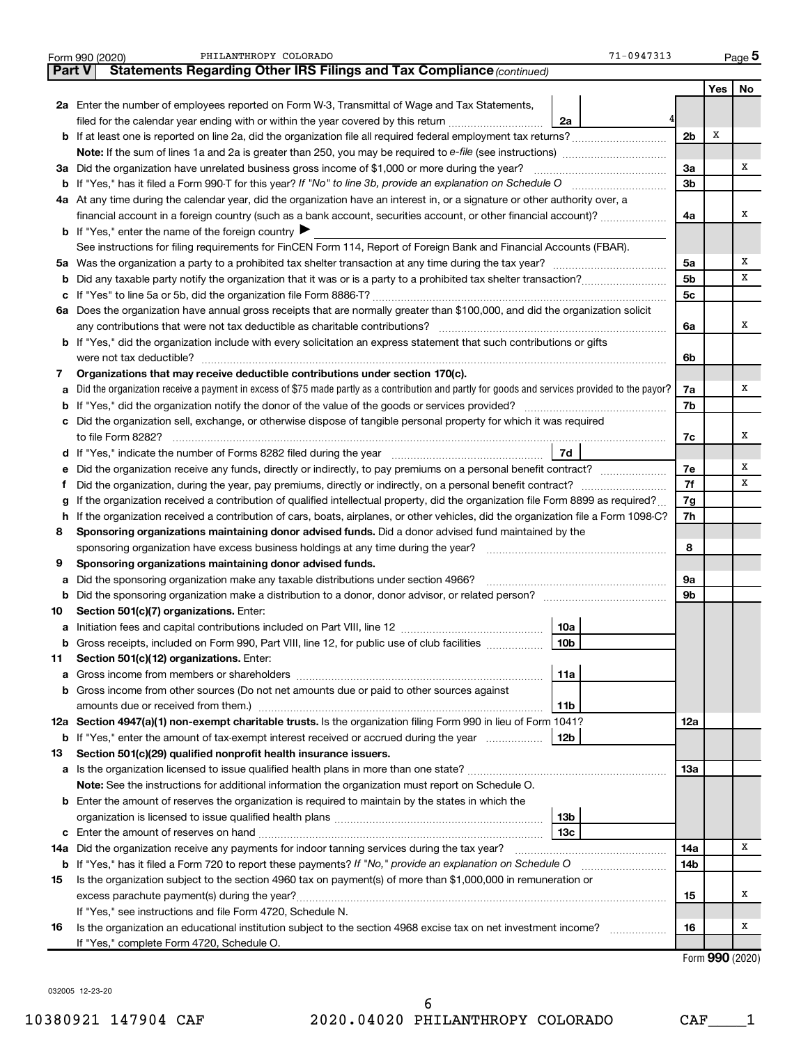Form 990 (2020) PHILANTHROPY COLORADO 71-0947313 Page 5

**Part V — Statements Regarding Other IRS Filings and Tax Compliance** *(continued)*

| | | | | Yes | No |
|---|---|---|---|---|---|
| **2a** | Enter the number of employees reported on Form W-3, Transmittal of Wage and Tax Statements, filed for the calendar year ending with or within the year covered by this return | 2a 4 | | | |
| **b** | If at least one is reported on line 2a, did the organization file all required federal employment tax returns? | | 2b | X | |
| | **Note:** If the sum of lines 1a and 2a is greater than 250, you may be required to *e-file* (see instructions) | | | | |
| **3a** | Did the organization have unrelated business gross income of $1,000 or more during the year? | | 3a | | X |
| **b** | If "Yes," has it filed a Form 990-T for this year? *If "No" to line 3b, provide an explanation on Schedule O* | | 3b | | |
| **4a** | At any time during the calendar year, did the organization have an interest in, or a signature or other authority over, a financial account in a foreign country (such as a bank account, securities account, or other financial account)? | | 4a | | X |
| **b** | If "Yes," enter the name of the foreign country ▶ | | | | |
| | See instructions for filing requirements for FinCEN Form 114, Report of Foreign Bank and Financial Accounts (FBAR). | | | | |
| **5a** | Was the organization a party to a prohibited tax shelter transaction at any time during the tax year? | | 5a | | X |
| **b** | Did any taxable party notify the organization that it was or is a party to a prohibited tax shelter transaction? | | 5b | | X |
| **c** | If "Yes" to line 5a or 5b, did the organization file Form 8886-T? | | 5c | | |
| **6a** | Does the organization have annual gross receipts that are normally greater than $100,000, and did the organization solicit any contributions that were not tax deductible as charitable contributions? | | 6a | | X |
| **b** | If "Yes," did the organization include with every solicitation an express statement that such contributions or gifts were not tax deductible? | | 6b | | |
| **7** | **Organizations that may receive deductible contributions under section 170(c).** | | | | |
| **a** | Did the organization receive a payment in excess of $75 made partly as a contribution and partly for goods and services provided to the payor? | | 7a | | X |
| **b** | If "Yes," did the organization notify the donor of the value of the goods or services provided? | | 7b | | |
| **c** | Did the organization sell, exchange, or otherwise dispose of tangible personal property for which it was required to file Form 8282? | | 7c | | X |
| **d** | If "Yes," indicate the number of Forms 8282 filed during the year | 7d | | | |
| **e** | Did the organization receive any funds, directly or indirectly, to pay premiums on a personal benefit contract? | | 7e | | X |
| **f** | Did the organization, during the year, pay premiums, directly or indirectly, on a personal benefit contract? | | 7f | | X |
| **g** | If the organization received a contribution of qualified intellectual property, did the organization file Form 8899 as required? | | 7g | | |
| **h** | If the organization received a contribution of cars, boats, airplanes, or other vehicles, did the organization file a Form 1098-C? | | 7h | | |
| **8** | **Sponsoring organizations maintaining donor advised funds.** Did a donor advised fund maintained by the sponsoring organization have excess business holdings at any time during the year? | | 8 | | |
| **9** | **Sponsoring organizations maintaining donor advised funds.** | | | | |
| **a** | Did the sponsoring organization make any taxable distributions under section 4966? | | 9a | | |
| **b** | Did the sponsoring organization make a distribution to a donor, donor advisor, or related person? | | 9b | | |
| **10** | **Section 501(c)(7) organizations.** Enter: | | | | |
| **a** | Initiation fees and capital contributions included on Part VIII, line 12 | 10a | | | |
| **b** | Gross receipts, included on Form 990, Part VIII, line 12, for public use of club facilities | 10b | | | |
| **11** | **Section 501(c)(12) organizations.** Enter: | | | | |
| **a** | Gross income from members or shareholders | 11a | | | |
| **b** | Gross income from other sources (Do not net amounts due or paid to other sources against amounts due or received from them.) | 11b | | | |
| **12a** | **Section 4947(a)(1) non-exempt charitable trusts.** Is the organization filing Form 990 in lieu of Form 1041? | | 12a | | |
| **b** | If "Yes," enter the amount of tax-exempt interest received or accrued during the year | 12b | | | |
| **13** | **Section 501(c)(29) qualified nonprofit health insurance issuers.** | | | | |
| **a** | Is the organization licensed to issue qualified health plans in more than one state? | | 13a | | |
| | **Note:** See the instructions for additional information the organization must report on Schedule O. | | | | |
| **b** | Enter the amount of reserves the organization is required to maintain by the states in which the organization is licensed to issue qualified health plans | 13b | | | |
| **c** | Enter the amount of reserves on hand | 13c | | | |
| **14a** | Did the organization receive any payments for indoor tanning services during the tax year? | | 14a | | X |
| **b** | If "Yes," has it filed a Form 720 to report these payments? *If "No," provide an explanation on Schedule O* | | 14b | | |
| **15** | Is the organization subject to the section 4960 tax on payment(s) of more than $1,000,000 in remuneration or excess parachute payment(s) during the year? | | 15 | | X |
| | If "Yes," see instructions and file Form 4720, Schedule N. | | | | |
| **16** | Is the organization an educational institution subject to the section 4968 excise tax on net investment income? | | 16 | | X |
| | If "Yes," complete Form 4720, Schedule O. | | | | |

Form **990** (2020)

032005 12-23-20

10380921 147904 CAF 2020.04020 PHILANTHROPY COLORADO CAF____1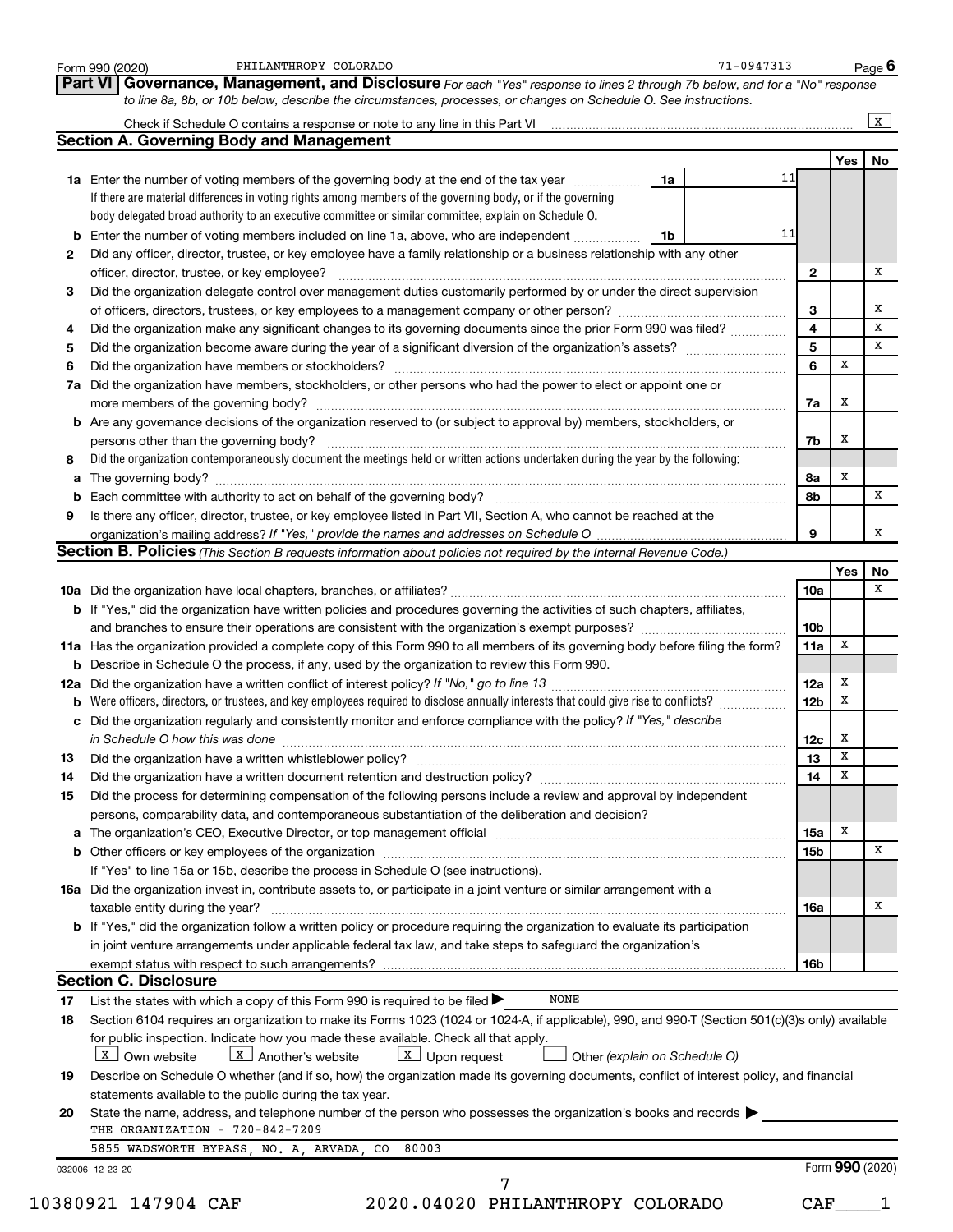Form 990 (2020) PHILANTHROPY COLORADO 71-0947313 Page 6

**Part VI Governance, Management, and Disclosure** *For each "Yes" response to lines 2 through 7b below, and for a "No" response to line 8a, 8b, or 10b below, describe the circumstances, processes, or changes on Schedule O. See instructions.*

Check if Schedule O contains a response or note to any line in this Part VI ... [X]

## Section A. Governing Body and Management

| | | | Yes | No |
|---|---|---|---|---|
| **1a** | Enter the number of voting members of the governing body at the end of the tax year ... **1a** 11. If there are material differences in voting rights among members of the governing body, or if the governing body delegated broad authority to an executive committee or similar committee, explain on Schedule O. | | | |
| **b** | Enter the number of voting members included on line 1a, above, who are independent ... **1b** 11 | | | |
| **2** | Did any officer, director, trustee, or key employee have a family relationship or a business relationship with any other officer, director, trustee, or key employee? | **2** | | X |
| **3** | Did the organization delegate control over management duties customarily performed by or under the direct supervision of officers, directors, trustees, or key employees to a management company or other person? | **3** | | X |
| **4** | Did the organization make any significant changes to its governing documents since the prior Form 990 was filed? | **4** | | X |
| **5** | Did the organization become aware during the year of a significant diversion of the organization's assets? | **5** | | X |
| **6** | Did the organization have members or stockholders? | **6** | X | |
| **7a** | Did the organization have members, stockholders, or other persons who had the power to elect or appoint one or more members of the governing body? | **7a** | X | |
| **b** | Are any governance decisions of the organization reserved to (or subject to approval by) members, stockholders, or persons other than the governing body? | **7b** | X | |
| **8** | Did the organization contemporaneously document the meetings held or written actions undertaken during the year by the following: | | | |
| **a** | The governing body? | **8a** | X | |
| **b** | Each committee with authority to act on behalf of the governing body? | **8b** | | X |
| **9** | Is there any officer, director, trustee, or key employee listed in Part VII, Section A, who cannot be reached at the organization's mailing address? *If "Yes," provide the names and addresses on Schedule O* | **9** | | X |

## Section B. Policies *(This Section B requests information about policies not required by the Internal Revenue Code.)*

| | | | Yes | No |
|---|---|---|---|---|
| **10a** | Did the organization have local chapters, branches, or affiliates? | **10a** | | X |
| **b** | If "Yes," did the organization have written policies and procedures governing the activities of such chapters, affiliates, and branches to ensure their operations are consistent with the organization's exempt purposes? | **10b** | | |
| **11a** | Has the organization provided a complete copy of this Form 990 to all members of its governing body before filing the form? | **11a** | X | |
| **b** | Describe in Schedule O the process, if any, used by the organization to review this Form 990. | | | |
| **12a** | Did the organization have a written conflict of interest policy? *If "No," go to line 13* | **12a** | X | |
| **b** | Were officers, directors, or trustees, and key employees required to disclose annually interests that could give rise to conflicts? | **12b** | X | |
| **c** | Did the organization regularly and consistently monitor and enforce compliance with the policy? *If "Yes," describe in Schedule O how this was done* | **12c** | X | |
| **13** | Did the organization have a written whistleblower policy? | **13** | X | |
| **14** | Did the organization have a written document retention and destruction policy? | **14** | X | |
| **15** | Did the process for determining compensation of the following persons include a review and approval by independent persons, comparability data, and contemporaneous substantiation of the deliberation and decision? | | | |
| **a** | The organization's CEO, Executive Director, or top management official | **15a** | X | |
| **b** | Other officers or key employees of the organization | **15b** | | X |
| | If "Yes" to line 15a or 15b, describe the process in Schedule O (see instructions). | | | |
| **16a** | Did the organization invest in, contribute assets to, or participate in a joint venture or similar arrangement with a taxable entity during the year? | **16a** | | X |
| **b** | If "Yes," did the organization follow a written policy or procedure requiring the organization to evaluate its participation in joint venture arrangements under applicable federal tax law, and take steps to safeguard the organization's exempt status with respect to such arrangements? | **16b** | | |

## Section C. Disclosure

**17** List the states with which a copy of this Form 990 is required to be filed ▶ NONE

**18** Section 6104 requires an organization to make its Forms 1023 (1024 or 1024-A, if applicable), 990, and 990-T (Section 501(c)(3)s only) available for public inspection. Indicate how you made these available. Check all that apply.

[X] Own website [X] Another's website [X] Upon request [ ] Other *(explain on Schedule O)*

**19** Describe on Schedule O whether (and if so, how) the organization made its governing documents, conflict of interest policy, and financial statements available to the public during the tax year.

**20** State the name, address, and telephone number of the person who possesses the organization's books and records ▶

THE ORGANIZATION - 720-842-7209

5855 WADSWORTH BYPASS, NO. A, ARVADA, CO 80003

032006 12-23-20 Form **990** (2020)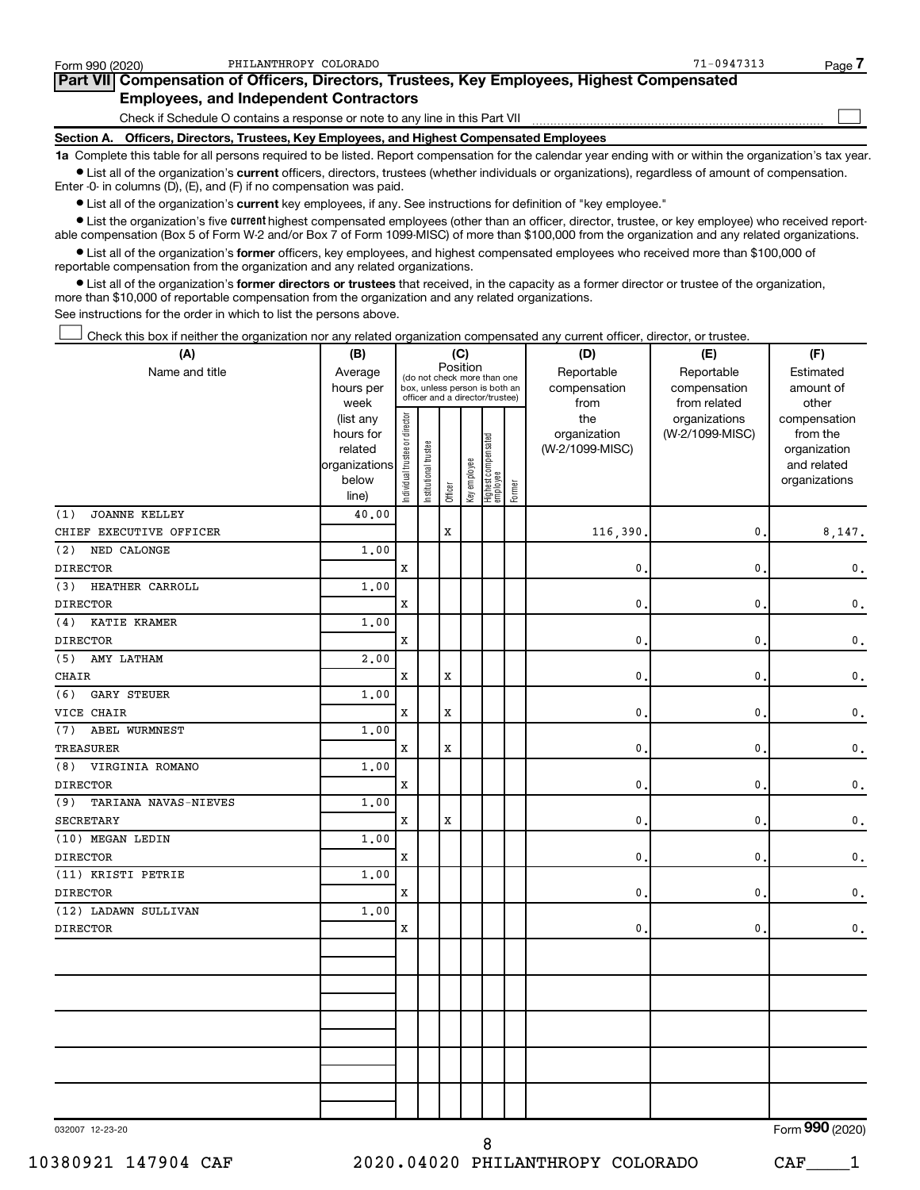Form 990 (2020) PHILANTHROPY COLORADO 71-0947313 Page 7

## Part VII Compensation of Officers, Directors, Trustees, Key Employees, Highest Compensated Employees, and Independent Contractors

Check if Schedule O contains a response or note to any line in this Part VII ☐

### Section A. Officers, Directors, Trustees, Key Employees, and Highest Compensated Employees

**1a** Complete this table for all persons required to be listed. Report compensation for the calendar year ending with or within the organization's tax year.

- List all of the organization's **current** officers, directors, trustees (whether individuals or organizations), regardless of amount of compensation. Enter -0- in columns (D), (E), and (F) if no compensation was paid.
- List all of the organization's **current** key employees, if any. See instructions for definition of "key employee."
- List the organization's five **current** highest compensated employees (other than an officer, director, trustee, or key employee) who received reportable compensation (Box 5 of Form W-2 and/or Box 7 of Form 1099-MISC) of more than $100,000 from the organization and any related organizations.
- List all of the organization's **former** officers, key employees, and highest compensated employees who received more than $100,000 of reportable compensation from the organization and any related organizations.
- List all of the organization's **former directors or trustees** that received, in the capacity as a former director or trustee of the organization, more than $10,000 of reportable compensation from the organization and any related organizations.

See instructions for the order in which to list the persons above.

☐ Check this box if neither the organization nor any related organization compensated any current officer, director, or trustee.

| (A) Name and title | (B) Average hours per week (list any hours for related organizations below line) | (C) Position: Individual trustee or director | Institutional trustee | Officer | Key employee | Highest compensated employee | Former | (D) Reportable compensation from the organization (W-2/1099-MISC) | (E) Reportable compensation from related organizations (W-2/1099-MISC) | (F) Estimated amount of other compensation from the organization and related organizations |
|---|---|---|---|---|---|---|---|---|---|---|
| (1) JOANNE KELLEY<br>CHIEF EXECUTIVE OFFICER | 40.00 | | | X | | | | 116,390. | 0. | 8,147. |
| (2) NED CALONGE<br>DIRECTOR | 1.00 | X | | | | | | 0. | 0. | 0. |
| (3) HEATHER CARROLL<br>DIRECTOR | 1.00 | X | | | | | | 0. | 0. | 0. |
| (4) KATIE KRAMER<br>DIRECTOR | 1.00 | X | | | | | | 0. | 0. | 0. |
| (5) AMY LATHAM<br>CHAIR | 2.00 | X | | X | | | | 0. | 0. | 0. |
| (6) GARY STEUER<br>VICE CHAIR | 1.00 | X | | X | | | | 0. | 0. | 0. |
| (7) ABEL WURMNEST<br>TREASURER | 1.00 | X | | X | | | | 0. | 0. | 0. |
| (8) VIRGINIA ROMANO<br>DIRECTOR | 1.00 | X | | | | | | 0. | 0. | 0. |
| (9) TARIANA NAVAS-NIEVES<br>SECRETARY | 1.00 | X | | X | | | | 0. | 0. | 0. |
| (10) MEGAN LEDIN<br>DIRECTOR | 1.00 | X | | | | | | 0. | 0. | 0. |
| (11) KRISTI PETRIE<br>DIRECTOR | 1.00 | X | | | | | | 0. | 0. | 0. |
| (12) LADAWN SULLIVAN<br>DIRECTOR | 1.00 | X | | | | | | 0. | 0. | 0. |

032007 12-23-20 Form 990 (2020)

10380921 147904 CAF 2020.04020 PHILANTHROPY COLORADO CAF____1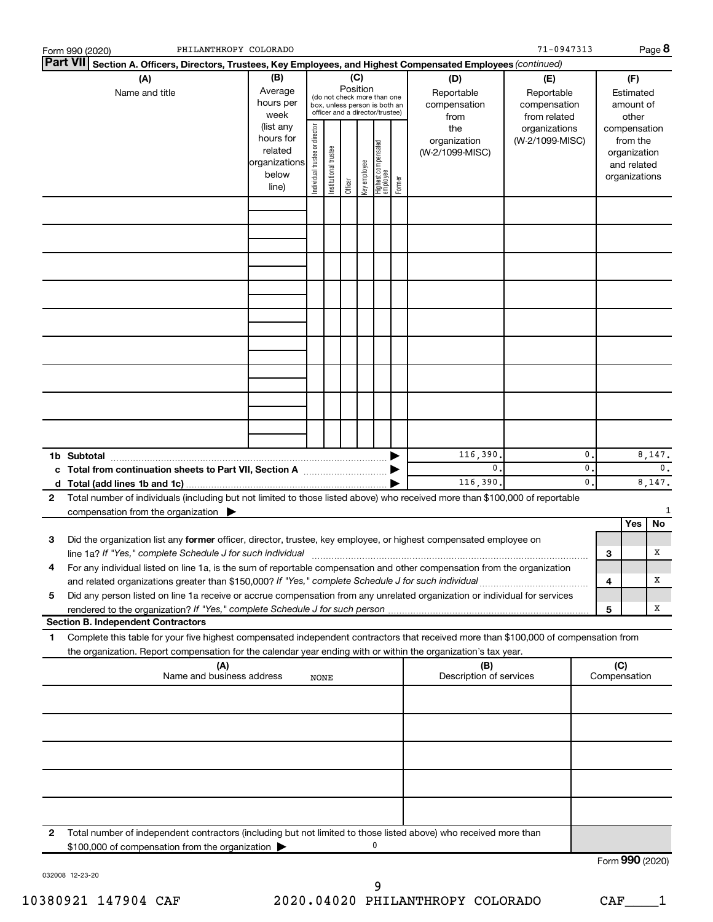Form 990 (2020) PHILANTHROPY COLORADO 71-0947313 Page **8**

## Part VII Section A. Officers, Directors, Trustees, Key Employees, and Highest Compensated Employees *(continued)*

| (A) Name and title | (B) Average hours per week (list any hours for related organizations below line) | (C) Position (do not check more than one box, unless person is both an officer and a director/trustee): Individual trustee or director | Institutional trustee | Officer | Key employee | Highest compensated employee | Former | (D) Reportable compensation from the organization (W-2/1099-MISC) | (E) Reportable compensation from related organizations (W-2/1099-MISC) | (F) Estimated amount of other compensation from the organization and related organizations |
|---|---|---|---|---|---|---|---|---|---|---|
| | | | | | | | | | | |
| | | | | | | | | | | |
| | | | | | | | | | | |
| | | | | | | | | | | |
| | | | | | | | | | | |
| | | | | | | | | | | |
| | | | | | | | | | | |
| | | | | | | | | | | |
| | | | | | | | | | | |
| **1b Subtotal** | | | | | | | ▶ | 116,390. | 0. | 8,147. |
| **c Total from continuation sheets to Part VII, Section A** | | | | | | | ▶ | 0. | 0. | 0. |
| **d Total (add lines 1b and 1c)** | | | | | | | ▶ | 116,390. | 0. | 8,147. |

**2** Total number of individuals (including but not limited to those listed above) who received more than $100,000 of reportable compensation from the organization ▶ 1

| | | | Yes | No |
|---|---|---|---|---|
| **3** | Did the organization list any **former** officer, director, trustee, key employee, or highest compensated employee on line 1a? *If "Yes," complete Schedule J for such individual* | **3** | | X |
| **4** | For any individual listed on line 1a, is the sum of reportable compensation and other compensation from the organization and related organizations greater than $150,000? *If "Yes," complete Schedule J for such individual* | **4** | | X |
| **5** | Did any person listed on line 1a receive or accrue compensation from any unrelated organization or individual for services rendered to the organization? *If "Yes," complete Schedule J for such person* | **5** | | X |

### Section B. Independent Contractors

**1** Complete this table for your five highest compensated independent contractors that received more than $100,000 of compensation from the organization. Report compensation for the calendar year ending with or within the organization's tax year.

| (A) Name and business address | (B) Description of services | (C) Compensation |
|---|---|---|
| NONE | | |
| | | |
| | | |
| | | |
| | | |

**2** Total number of independent contractors (including but not limited to those listed above) who received more than $100,000 of compensation from the organization ▶ 0

Form **990** (2020)

032008 12-23-20

10380921 147904 CAF 2020.04020 PHILANTHROPY COLORADO CAF____1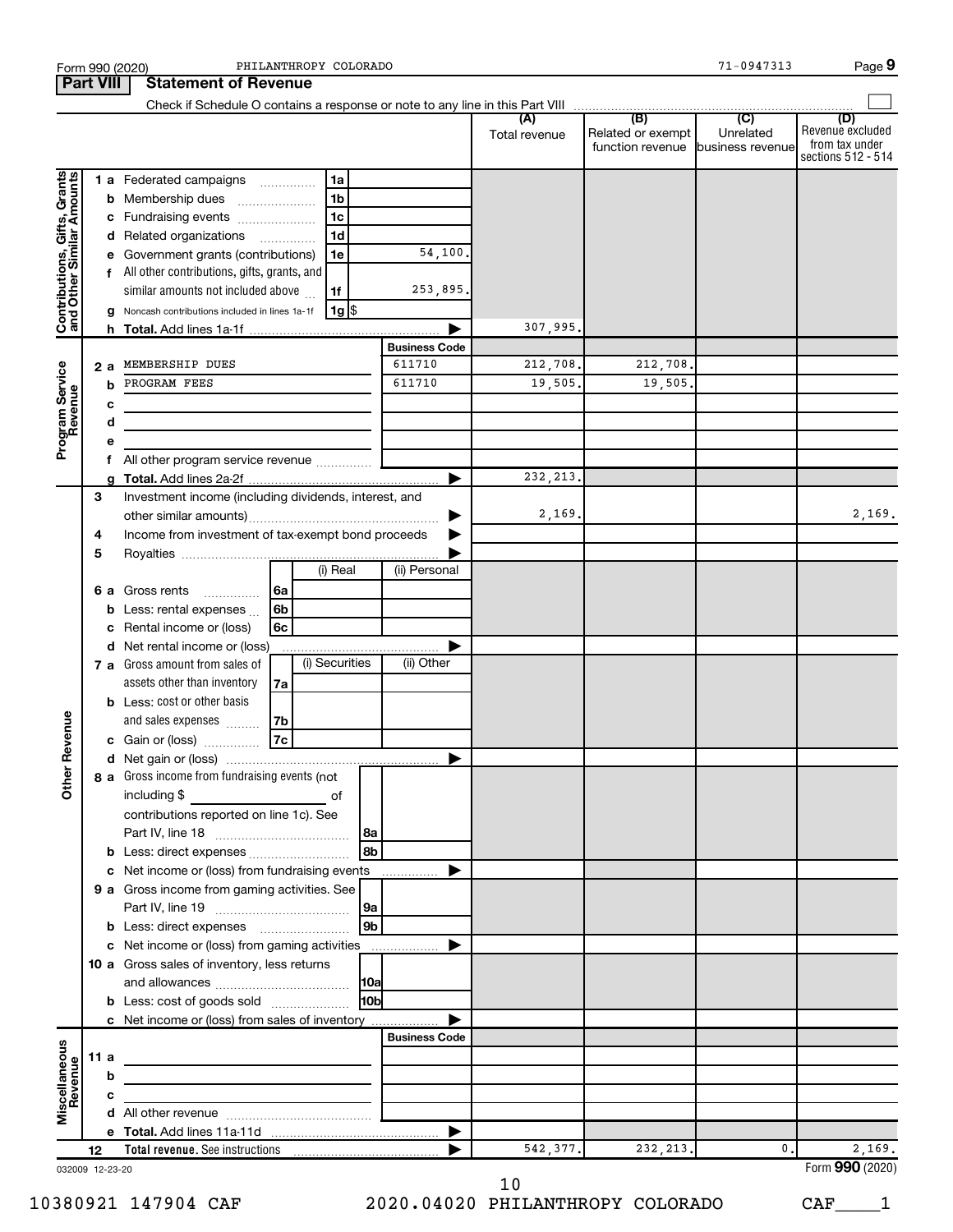Form 990 (2020) PHILANTHROPY COLORADO 71-0947313 Page 9

## Part VIII Statement of Revenue

Check if Schedule O contains a response or note to any line in this Part VIII

| | | | | | (A) Total revenue | (B) Related or exempt function revenue | (C) Unrelated business revenue | (D) Revenue excluded from tax under sections 512 - 514 |
|---|---|---|---|---|---|---|---|---|
| Contributions, Gifts, Grants and Other Similar Amounts | 1 a | Federated campaigns | 1a | | | | | |
| | b | Membership dues | 1b | | | | | |
| | c | Fundraising events | 1c | | | | | |
| | d | Related organizations | 1d | | | | | |
| | e | Government grants (contributions) | 1e | 54,100. | | | | |
| | f | All other contributions, gifts, grants, and similar amounts not included above | 1f | 253,895. | | | | |
| | g | Noncash contributions included in lines 1a-1f | 1g | $ | | | | |
| | h | **Total.** Add lines 1a-1f | | | 307,995. | | | |
| | | | | **Business Code** | | | | |
| Program Service Revenue | 2 a | MEMBERSHIP DUES | | 611710 | 212,708. | 212,708. | | |
| | b | PROGRAM FEES | | 611710 | 19,505. | 19,505. | | |
| | c | | | | | | | |
| | d | | | | | | | |
| | e | | | | | | | |
| | f | All other program service revenue | | | | | | |
| | g | **Total.** Add lines 2a-2f | | | 232,213. | | | |
| Other Revenue | 3 | Investment income (including dividends, interest, and other similar amounts) | | | 2,169. | | | 2,169. |
| | 4 | Income from investment of tax-exempt bond proceeds | | | | | | |
| | 5 | Royalties | | | | | | |
| | | | (i) Real | (ii) Personal | | | | |
| | 6 a | Gross rents | 6a | | | | | |
| | b | Less: rental expenses | 6b | | | | | |
| | c | Rental income or (loss) | 6c | | | | | |
| | d | Net rental income or (loss) | | | | | | |
| | | | (i) Securities | (ii) Other | | | | |
| | 7 a | Gross amount from sales of assets other than inventory | 7a | | | | | |
| | b | Less: cost or other basis and sales expenses | 7b | | | | | |
| | c | Gain or (loss) | 7c | | | | | |
| | d | Net gain or (loss) | | | | | | |
| | 8 a | Gross income from fundraising events (not including $ ____ of contributions reported on line 1c). See Part IV, line 18 | 8a | | | | | |
| | b | Less: direct expenses | 8b | | | | | |
| | c | Net income or (loss) from fundraising events | | | | | | |
| | 9 a | Gross income from gaming activities. See Part IV, line 19 | 9a | | | | | |
| | b | Less: direct expenses | 9b | | | | | |
| | c | Net income or (loss) from gaming activities | | | | | | |
| | 10 a | Gross sales of inventory, less returns and allowances | 10a | | | | | |
| | b | Less: cost of goods sold | 10b | | | | | |
| | c | Net income or (loss) from sales of inventory | | | | | | |
| | | | | **Business Code** | | | | |
| Miscellaneous Revenue | 11 a | | | | | | | |
| | b | | | | | | | |
| | c | | | | | | | |
| | d | All other revenue | | | | | | |
| | e | **Total.** Add lines 11a-11d | | | | | | |
| | 12 | **Total revenue.** See instructions | | | 542,377. | 232,213. | 0. | 2,169. |

032009 12-23-20 Form **990** (2020)

10380921 147904 CAF 2020.04020 PHILANTHROPY COLORADO CAF____1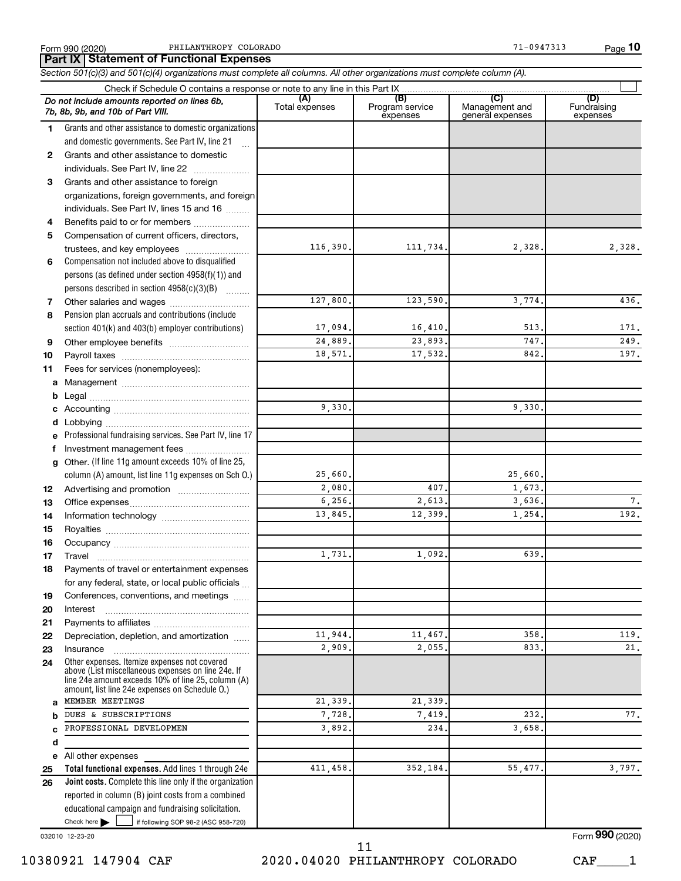Form 990 (2020) PHILANTHROPY COLORADO 71-0947313 Page 10

## Part IX Statement of Functional Expenses

*Section 501(c)(3) and 501(c)(4) organizations must complete all columns. All other organizations must complete column (A).*

Check if Schedule O contains a response or note to any line in this Part IX ☐

| | *Do not include amounts reported on lines 6b, 7b, 8b, 9b, and 10b of Part VIII.* | (A) Total expenses | (B) Program service expenses | (C) Management and general expenses | (D) Fundraising expenses |
|---|---|---|---|---|---|
| 1 | Grants and other assistance to domestic organizations and domestic governments. See Part IV, line 21 | | | | |
| 2 | Grants and other assistance to domestic individuals. See Part IV, line 22 | | | | |
| 3 | Grants and other assistance to foreign organizations, foreign governments, and foreign individuals. See Part IV, lines 15 and 16 | | | | |
| 4 | Benefits paid to or for members | | | | |
| 5 | Compensation of current officers, directors, trustees, and key employees | 116,390. | 111,734. | 2,328. | 2,328. |
| 6 | Compensation not included above to disqualified persons (as defined under section 4958(f)(1)) and persons described in section 4958(c)(3)(B) | | | | |
| 7 | Other salaries and wages | 127,800. | 123,590. | 3,774. | 436. |
| 8 | Pension plan accruals and contributions (include section 401(k) and 403(b) employer contributions) | 17,094. | 16,410. | 513. | 171. |
| 9 | Other employee benefits | 24,889. | 23,893. | 747. | 249. |
| 10 | Payroll taxes | 18,571. | 17,532. | 842. | 197. |
| 11 | Fees for services (nonemployees): | | | | |
| a | Management | | | | |
| b | Legal | | | | |
| c | Accounting | 9,330. | | 9,330. | |
| d | Lobbying | | | | |
| e | Professional fundraising services. See Part IV, line 17 | | | | |
| f | Investment management fees | | | | |
| g | Other. (If line 11g amount exceeds 10% of line 25, column (A) amount, list line 11g expenses on Sch O.) | 25,660. | | 25,660. | |
| 12 | Advertising and promotion | 2,080. | 407. | 1,673. | |
| 13 | Office expenses | 6,256. | 2,613. | 3,636. | 7. |
| 14 | Information technology | 13,845. | 12,399. | 1,254. | 192. |
| 15 | Royalties | | | | |
| 16 | Occupancy | | | | |
| 17 | Travel | 1,731. | 1,092. | 639. | |
| 18 | Payments of travel or entertainment expenses for any federal, state, or local public officials | | | | |
| 19 | Conferences, conventions, and meetings | | | | |
| 20 | Interest | | | | |
| 21 | Payments to affiliates | | | | |
| 22 | Depreciation, depletion, and amortization | 11,944. | 11,467. | 358. | 119. |
| 23 | Insurance | 2,909. | 2,055. | 833. | 21. |
| 24 | Other expenses. Itemize expenses not covered above (List miscellaneous expenses on line 24e. If line 24e amount exceeds 10% of line 25, column (A) amount, list line 24e expenses on Schedule O.) | | | | |
| a | MEMBER MEETINGS | 21,339. | 21,339. | | |
| b | DUES & SUBSCRIPTIONS | 7,728. | 7,419. | 232. | 77. |
| c | PROFESSIONAL DEVELOPMEN | 3,892. | 234. | 3,658. | |
| d | | | | | |
| e | All other expenses | | | | |
| 25 | **Total functional expenses.** Add lines 1 through 24e | 411,458. | 352,184. | 55,477. | 3,797. |
| 26 | **Joint costs.** Complete this line only if the organization reported in column (B) joint costs from a combined educational campaign and fundraising solicitation. Check here ☐ if following SOP 98-2 (ASC 958-720) | | | | |

032010 12-23-20

Form **990** (2020)

10380921 147904 CAF 2020.04020 PHILANTHROPY COLORADO CAF____1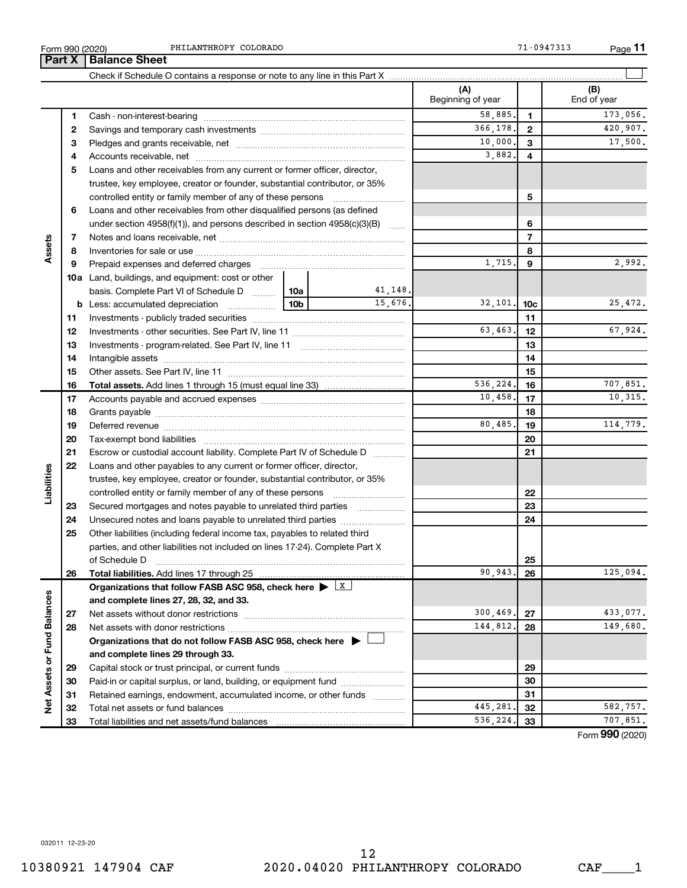Form 990 (2020) PHILANTHROPY COLORADO 71-0947313

## Part X Balance Sheet

Check if Schedule O contains a response or note to any line in this Part X

| | | | (A) Beginning of year | | (B) End of year |
|---|---|---|---|---|---|
| **Assets** | 1 | Cash - non-interest-bearing | 58,885. | 1 | 173,056. |
| | 2 | Savings and temporary cash investments | 366,178. | 2 | 420,907. |
| | 3 | Pledges and grants receivable, net | 10,000. | 3 | 17,500. |
| | 4 | Accounts receivable, net | 3,882. | 4 | |
| | 5 | Loans and other receivables from any current or former officer, director, trustee, key employee, creator or founder, substantial contributor, or 35% controlled entity or family member of any of these persons | | 5 | |
| | 6 | Loans and other receivables from other disqualified persons (as defined under section 4958(f)(1)), and persons described in section 4958(c)(3)(B) | | 6 | |
| | 7 | Notes and loans receivable, net | | 7 | |
| | 8 | Inventories for sale or use | | 8 | |
| | 9 | Prepaid expenses and deferred charges | 1,715. | 9 | 2,992. |
| | 10a | Land, buildings, and equipment: cost or other basis. Complete Part VI of Schedule D — 10a: 41,148. | | | |
| | b | Less: accumulated depreciation — 10b: 15,676. | 32,101. | 10c | 25,472. |
| | 11 | Investments - publicly traded securities | | 11 | |
| | 12 | Investments - other securities. See Part IV, line 11 | 63,463. | 12 | 67,924. |
| | 13 | Investments - program-related. See Part IV, line 11 | | 13 | |
| | 14 | Intangible assets | | 14 | |
| | 15 | Other assets. See Part IV, line 11 | | 15 | |
| | 16 | **Total assets.** Add lines 1 through 15 (must equal line 33) | 536,224. | 16 | 707,851. |
| **Liabilities** | 17 | Accounts payable and accrued expenses | 10,458. | 17 | 10,315. |
| | 18 | Grants payable | | 18 | |
| | 19 | Deferred revenue | 80,485. | 19 | 114,779. |
| | 20 | Tax-exempt bond liabilities | | 20 | |
| | 21 | Escrow or custodial account liability. Complete Part IV of Schedule D | | 21 | |
| | 22 | Loans and other payables to any current or former officer, director, trustee, key employee, creator or founder, substantial contributor, or 35% controlled entity or family member of any of these persons | | 22 | |
| | 23 | Secured mortgages and notes payable to unrelated third parties | | 23 | |
| | 24 | Unsecured notes and loans payable to unrelated third parties | | 24 | |
| | 25 | Other liabilities (including federal income tax, payables to related third parties, and other liabilities not included on lines 17-24). Complete Part X of Schedule D | | 25 | |
| | 26 | **Total liabilities.** Add lines 17 through 25 | 90,943. | 26 | 125,094. |
| **Net Assets or Fund Balances** | | **Organizations that follow FASB ASC 958, check here ▶** [X] **and complete lines 27, 28, 32, and 33.** | | | |
| | 27 | Net assets without donor restrictions | 300,469. | 27 | 433,077. |
| | 28 | Net assets with donor restrictions | 144,812. | 28 | 149,680. |
| | | **Organizations that do not follow FASB ASC 958, check here ▶** [ ] **and complete lines 29 through 33.** | | | |
| | 29 | Capital stock or trust principal, or current funds | | 29 | |
| | 30 | Paid-in or capital surplus, or land, building, or equipment fund | | 30 | |
| | 31 | Retained earnings, endowment, accumulated income, or other funds | | 31 | |
| | 32 | Total net assets or fund balances | 445,281. | 32 | 582,757. |
| | 33 | Total liabilities and net assets/fund balances | 536,224. | 33 | 707,851. |

Form **990** (2020)

032011 12-23-20

10380921 147904 CAF 2020.04020 PHILANTHROPY COLORADO CAF____1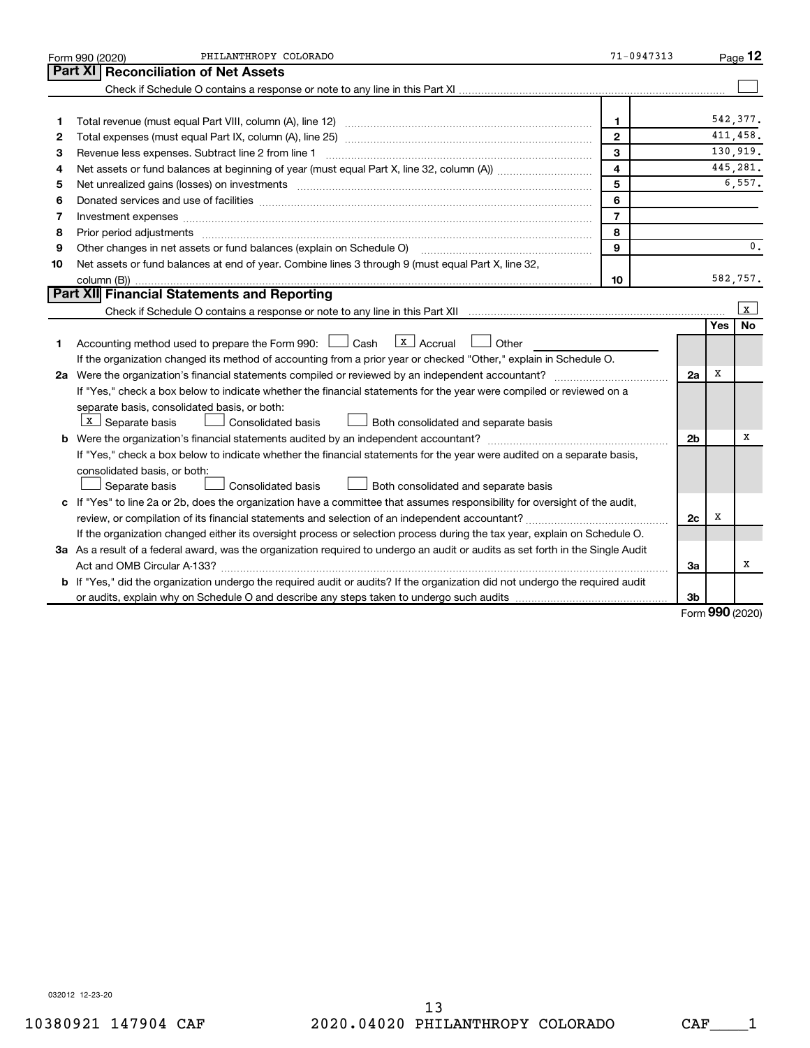Form 990 (2020) PHILANTHROPY COLORADO 71-0947313

## Part XI Reconciliation of Net Assets

Check if Schedule O contains a response or note to any line in this Part XI ☐

| | | | |
|---|---|---|---|
| 1 | Total revenue (must equal Part VIII, column (A), line 12) | 1 | 542,377. |
| 2 | Total expenses (must equal Part IX, column (A), line 25) | 2 | 411,458. |
| 3 | Revenue less expenses. Subtract line 2 from line 1 | 3 | 130,919. |
| 4 | Net assets or fund balances at beginning of year (must equal Part X, line 32, column (A)) | 4 | 445,281. |
| 5 | Net unrealized gains (losses) on investments | 5 | 6,557. |
| 6 | Donated services and use of facilities | 6 | |
| 7 | Investment expenses | 7 | |
| 8 | Prior period adjustments | 8 | |
| 9 | Other changes in net assets or fund balances (explain on Schedule O) | 9 | 0. |
| 10 | Net assets or fund balances at end of year. Combine lines 3 through 9 (must equal Part X, line 32, column (B)) | 10 | 582,757. |

## Part XII Financial Statements and Reporting

Check if Schedule O contains a response or note to any line in this Part XII ☒

| | | | Yes | No |
|---|---|---|---|---|
| 1 | Accounting method used to prepare the Form 990: ☐ Cash ☒ Accrual ☐ Other<br>If the organization changed its method of accounting from a prior year or checked "Other," explain in Schedule O. | | | |
| 2a | Were the organization's financial statements compiled or reviewed by an independent accountant?<br>If "Yes," check a box below to indicate whether the financial statements for the year were compiled or reviewed on a separate basis, consolidated basis, or both:<br>☒ Separate basis ☐ Consolidated basis ☐ Both consolidated and separate basis | 2a | X | |
| b | Were the organization's financial statements audited by an independent accountant?<br>If "Yes," check a box below to indicate whether the financial statements for the year were audited on a separate basis, consolidated basis, or both:<br>☐ Separate basis ☐ Consolidated basis ☐ Both consolidated and separate basis | 2b | | X |
| c | If "Yes" to line 2a or 2b, does the organization have a committee that assumes responsibility for oversight of the audit, review, or compilation of its financial statements and selection of an independent accountant?<br>If the organization changed either its oversight process or selection process during the tax year, explain on Schedule O. | 2c | X | |
| 3a | As a result of a federal award, was the organization required to undergo an audit or audits as set forth in the Single Audit Act and OMB Circular A-133? | 3a | | X |
| b | If "Yes," did the organization undergo the required audit or audits? If the organization did not undergo the required audit or audits, explain why on Schedule O and describe any steps taken to undergo such audits | 3b | | |

Form **990** (2020)

032012 12-23-20

10380921 147904 CAF 2020.04020 PHILANTHROPY COLORADO CAF____1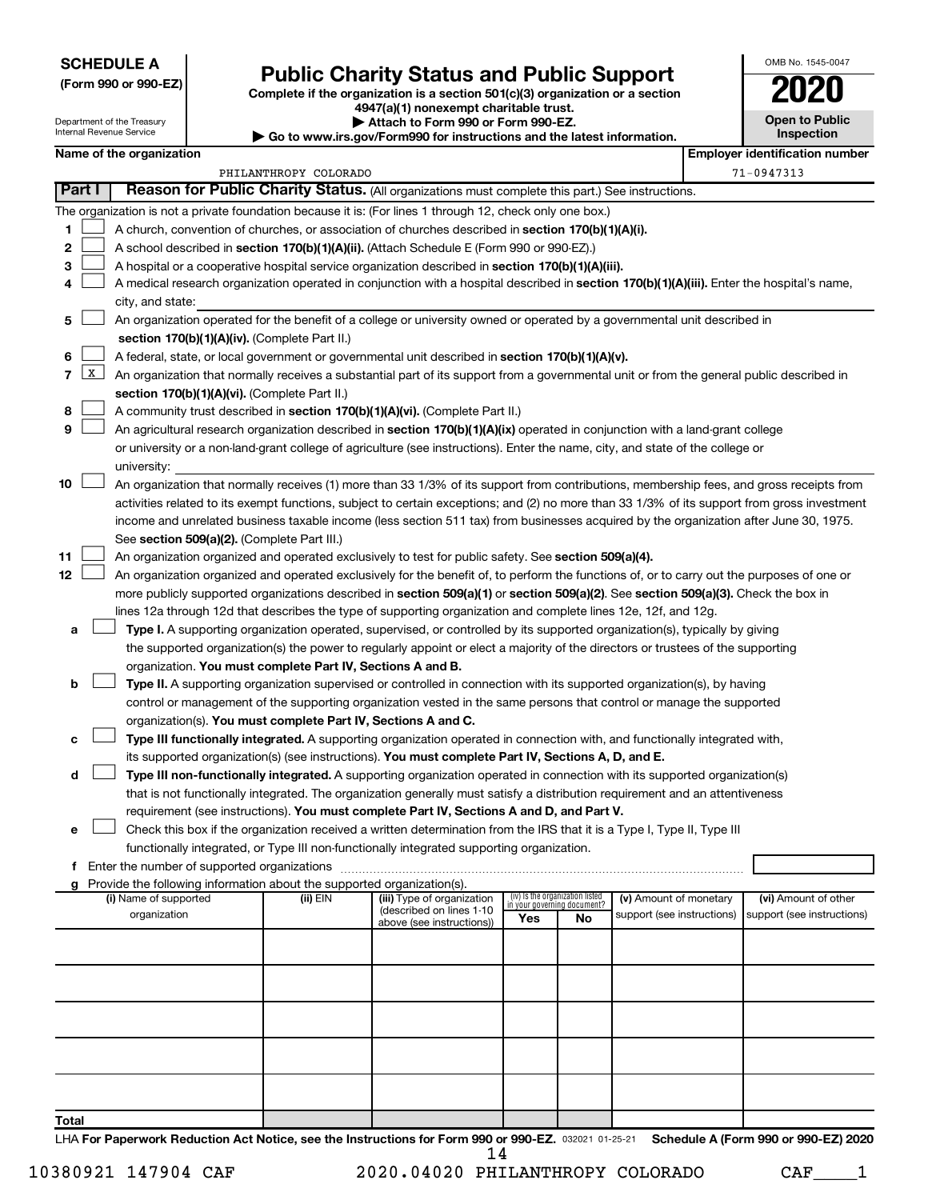**SCHEDULE A**
**(Form 990 or 990-EZ)**

Department of the Treasury
Internal Revenue Service

# Public Charity Status and Public Support

**Complete if the organization is a section 501(c)(3) organization or a section 4947(a)(1) nonexempt charitable trust.**
**▶ Attach to Form 990 or Form 990-EZ.**
**▶ Go to www.irs.gov/Form990 for instructions and the latest information.**

OMB No. 1545-0047

**2020**

**Open to Public Inspection**

| Name of the organization | Employer identification number |
|---|---|
| PHILANTHROPY COLORADO | 71-0947313 |

## Part I — Reason for Public Charity Status. (All organizations must complete this part.) See instructions.

The organization is not a private foundation because it is: (For lines 1 through 12, check only one box.)

1. ☐ A church, convention of churches, or association of churches described in **section 170(b)(1)(A)(i).**
2. ☐ A school described in **section 170(b)(1)(A)(ii).** (Attach Schedule E (Form 990 or 990-EZ).)
3. ☐ A hospital or a cooperative hospital service organization described in **section 170(b)(1)(A)(iii).**
4. ☐ A medical research organization operated in conjunction with a hospital described in **section 170(b)(1)(A)(iii).** Enter the hospital's name, city, and state: ______
5. ☐ An organization operated for the benefit of a college or university owned or operated by a governmental unit described in **section 170(b)(1)(A)(iv).** (Complete Part II.)
6. ☐ A federal, state, or local government or governmental unit described in **section 170(b)(1)(A)(v).**
7. ☒ An organization that normally receives a substantial part of its support from a governmental unit or from the general public described in **section 170(b)(1)(A)(vi).** (Complete Part II.)
8. ☐ A community trust described in **section 170(b)(1)(A)(vi).** (Complete Part II.)
9. ☐ An agricultural research organization described in **section 170(b)(1)(A)(ix)** operated in conjunction with a land-grant college or university or a non-land-grant college of agriculture (see instructions). Enter the name, city, and state of the college or university: ______
10. ☐ An organization that normally receives (1) more than 33 1/3% of its support from contributions, membership fees, and gross receipts from activities related to its exempt functions, subject to certain exceptions; and (2) no more than 33 1/3% of its support from gross investment income and unrelated business taxable income (less section 511 tax) from businesses acquired by the organization after June 30, 1975. See **section 509(a)(2).** (Complete Part III.)
11. ☐ An organization organized and operated exclusively to test for public safety. See **section 509(a)(4).**
12. ☐ An organization organized and operated exclusively for the benefit of, to perform the functions of, or to carry out the purposes of one or more publicly supported organizations described in **section 509(a)(1)** or **section 509(a)(2)**. See **section 509(a)(3).** Check the box in lines 12a through 12d that describes the type of supporting organization and complete lines 12e, 12f, and 12g.
   - **a** ☐ **Type I.** A supporting organization operated, supervised, or controlled by its supported organization(s), typically by giving the supported organization(s) the power to regularly appoint or elect a majority of the directors or trustees of the supporting organization. **You must complete Part IV, Sections A and B.**
   - **b** ☐ **Type II.** A supporting organization supervised or controlled in connection with its supported organization(s), by having control or management of the supporting organization vested in the same persons that control or manage the supported organization(s). **You must complete Part IV, Sections A and C.**
   - **c** ☐ **Type III functionally integrated.** A supporting organization operated in connection with, and functionally integrated with, its supported organization(s) (see instructions). **You must complete Part IV, Sections A, D, and E.**
   - **d** ☐ **Type III non-functionally integrated.** A supporting organization operated in connection with its supported organization(s) that is not functionally integrated. The organization generally must satisfy a distribution requirement and an attentiveness requirement (see instructions). **You must complete Part IV, Sections A and D, and Part V.**
   - **e** ☐ Check this box if the organization received a written determination from the IRS that it is a Type I, Type II, Type III functionally integrated, or Type III non-functionally integrated supporting organization.
   - **f** Enter the number of supported organizations ______
   - **g** Provide the following information about the supported organization(s).

| (i) Name of supported organization | (ii) EIN | (iii) Type of organization (described on lines 1-10 above (see instructions)) | (iv) Is the organization listed in your governing document? Yes | No | (v) Amount of monetary support (see instructions) | (vi) Amount of other support (see instructions) |
|---|---|---|---|---|---|---|
| | | | | | | |
| | | | | | | |
| | | | | | | |
| | | | | | | |
| | | | | | | |
| **Total** | | | | | | |

LHA **For Paperwork Reduction Act Notice, see the Instructions for Form 990 or 990-EZ.** 032021 01-25-21 **Schedule A (Form 990 or 990-EZ) 2020**

10380921 147904 CAF 2020.04020 PHILANTHROPY COLORADO CAF____1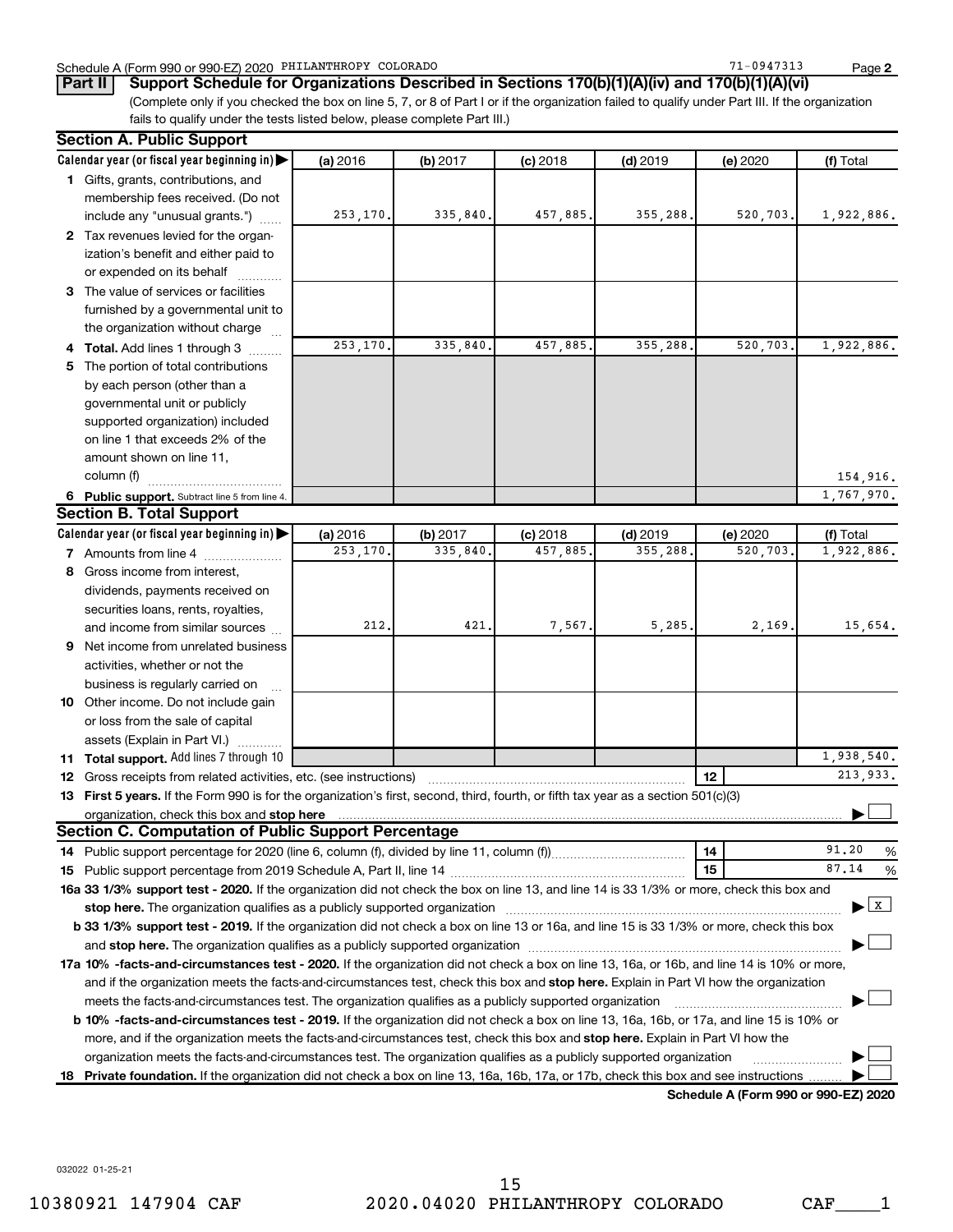Schedule A (Form 990 or 990-EZ) 2020 PHILANTHROPY COLORADO 71-0947313

## Part II Support Schedule for Organizations Described in Sections 170(b)(1)(A)(iv) and 170(b)(1)(A)(vi)

(Complete only if you checked the box on line 5, 7, or 8 of Part I or if the organization failed to qualify under Part III. If the organization fails to qualify under the tests listed below, please complete Part III.)

### Section A. Public Support

| Calendar year (or fiscal year beginning in) | (a) 2016 | (b) 2017 | (c) 2018 | (d) 2019 | (e) 2020 | (f) Total |
|---|---|---|---|---|---|---|
| **1** Gifts, grants, contributions, and membership fees received. (Do not include any "unusual grants.") | 253,170. | 335,840. | 457,885. | 355,288. | 520,703. | 1,922,886. |
| **2** Tax revenues levied for the organization's benefit and either paid to or expended on its behalf | | | | | | |
| **3** The value of services or facilities furnished by a governmental unit to the organization without charge | | | | | | |
| **4 Total.** Add lines 1 through 3 | 253,170. | 335,840. | 457,885. | 355,288. | 520,703. | 1,922,886. |
| **5** The portion of total contributions by each person (other than a governmental unit or publicly supported organization) included on line 1 that exceeds 2% of the amount shown on line 11, column (f) | | | | | | 154,916. |
| **6 Public support.** Subtract line 5 from line 4. | | | | | | 1,767,970. |

### Section B. Total Support

| Calendar year (or fiscal year beginning in) | (a) 2016 | (b) 2017 | (c) 2018 | (d) 2019 | (e) 2020 | (f) Total |
|---|---|---|---|---|---|---|
| **7** Amounts from line 4 | 253,170. | 335,840. | 457,885. | 355,288. | 520,703. | 1,922,886. |
| **8** Gross income from interest, dividends, payments received on securities loans, rents, royalties, and income from similar sources | 212. | 421. | 7,567. | 5,285. | 2,169. | 15,654. |
| **9** Net income from unrelated business activities, whether or not the business is regularly carried on | | | | | | |
| **10** Other income. Do not include gain or loss from the sale of capital assets (Explain in Part VI.) | | | | | | |
| **11 Total support.** Add lines 7 through 10 | | | | | | 1,938,540. |
| **12** Gross receipts from related activities, etc. (see instructions) | | | | | 12 | 213,933. |

**13 First 5 years.** If the Form 990 is for the organization's first, second, third, fourth, or fifth tax year as a section 501(c)(3) organization, check this box and **stop here** ☐

### Section C. Computation of Public Support Percentage

| | | |
|---|---|---|
| **14** Public support percentage for 2020 (line 6, column (f), divided by line 11, column (f)) | 14 | 91.20 % |
| **15** Public support percentage from 2019 Schedule A, Part II, line 14 | 15 | 87.14 % |

**16a 33 1/3% support test - 2020.** If the organization did not check the box on line 13, and line 14 is 33 1/3% or more, check this box and **stop here.** The organization qualifies as a publicly supported organization ☒

**b 33 1/3% support test - 2019.** If the organization did not check a box on line 13 or 16a, and line 15 is 33 1/3% or more, check this box and **stop here.** The organization qualifies as a publicly supported organization ☐

**17a 10% -facts-and-circumstances test - 2020.** If the organization did not check a box on line 13, 16a, or 16b, and line 14 is 10% or more, and if the organization meets the facts-and-circumstances test, check this box and **stop here.** Explain in Part VI how the organization meets the facts-and-circumstances test. The organization qualifies as a publicly supported organization ☐

**b 10% -facts-and-circumstances test - 2019.** If the organization did not check a box on line 13, 16a, 16b, or 17a, and line 15 is 10% or more, and if the organization meets the facts-and-circumstances test, check this box and **stop here.** Explain in Part VI how the organization meets the facts-and-circumstances test. The organization qualifies as a publicly supported organization ☐

**18 Private foundation.** If the organization did not check a box on line 13, 16a, 16b, 17a, or 17b, check this box and see instructions ☐

**Schedule A (Form 990 or 990-EZ) 2020**

032022 01-25-21

10380921 147904 CAF 2020.04020 PHILANTHROPY COLORADO CAF____1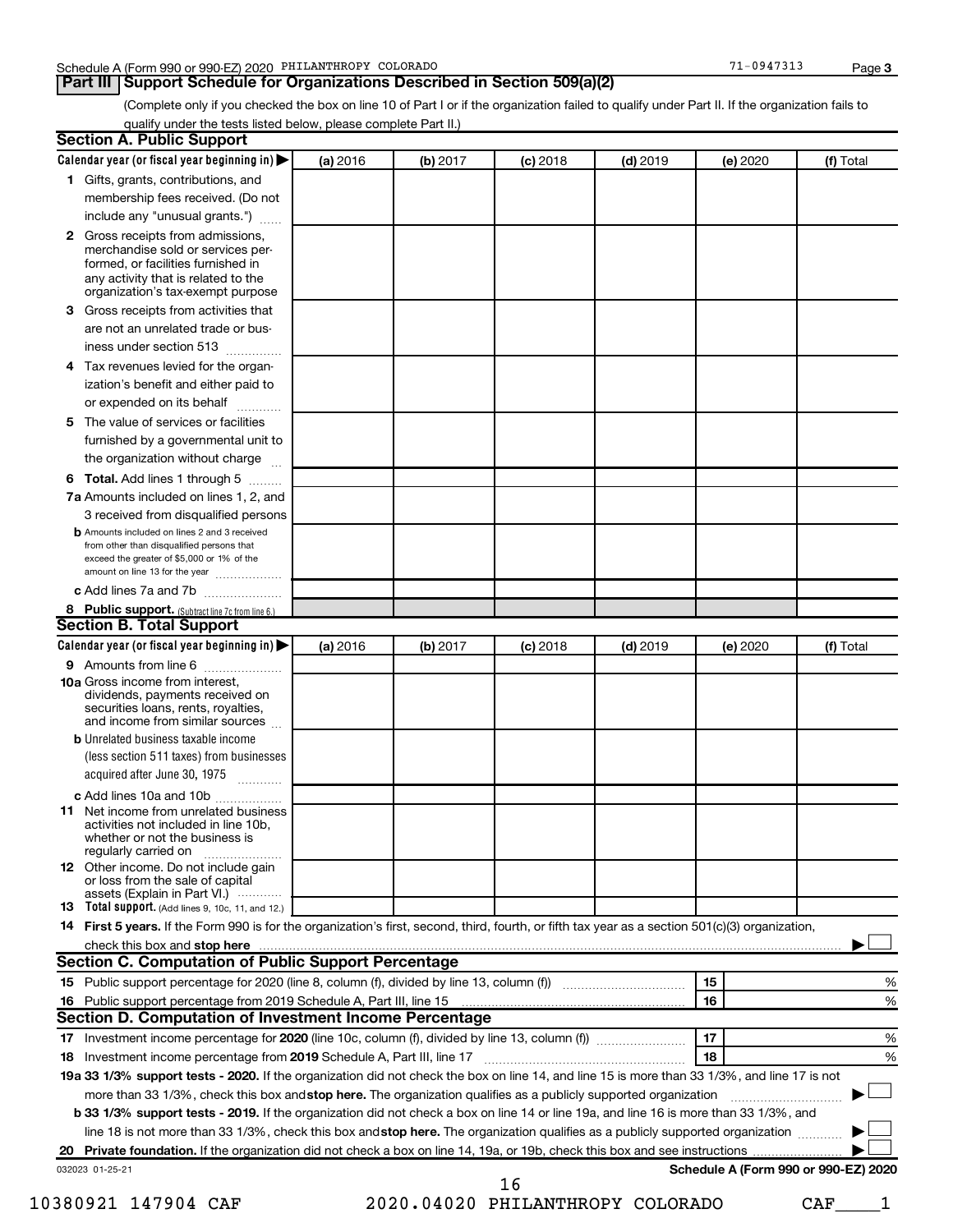Schedule A (Form 990 or 990-EZ) 2020 PHILANTHROPY COLORADO 71-0947313

## Part III Support Schedule for Organizations Described in Section 509(a)(2)

(Complete only if you checked the box on line 10 of Part I or if the organization failed to qualify under Part II. If the organization fails to qualify under the tests listed below, please complete Part II.)

### Section A. Public Support

| Calendar year (or fiscal year beginning in) ▶ | (a) 2016 | (b) 2017 | (c) 2018 | (d) 2019 | (e) 2020 | (f) Total |
|---|---|---|---|---|---|---|
| 1 Gifts, grants, contributions, and membership fees received. (Do not include any "unusual grants.") | | | | | | |
| 2 Gross receipts from admissions, merchandise sold or services performed, or facilities furnished in any activity that is related to the organization's tax-exempt purpose | | | | | | |
| 3 Gross receipts from activities that are not an unrelated trade or business under section 513 | | | | | | |
| 4 Tax revenues levied for the organization's benefit and either paid to or expended on its behalf | | | | | | |
| 5 The value of services or facilities furnished by a governmental unit to the organization without charge | | | | | | |
| 6 **Total.** Add lines 1 through 5 | | | | | | |
| 7a Amounts included on lines 1, 2, and 3 received from disqualified persons | | | | | | |
| b Amounts included on lines 2 and 3 received from other than disqualified persons that exceed the greater of $5,000 or 1% of the amount on line 13 for the year | | | | | | |
| c Add lines 7a and 7b | | | | | | |
| 8 **Public support.** (Subtract line 7c from line 6.) | | | | | | |

### Section B. Total Support

| Calendar year (or fiscal year beginning in) ▶ | (a) 2016 | (b) 2017 | (c) 2018 | (d) 2019 | (e) 2020 | (f) Total |
|---|---|---|---|---|---|---|
| 9 Amounts from line 6 | | | | | | |
| 10a Gross income from interest, dividends, payments received on securities loans, rents, royalties, and income from similar sources | | | | | | |
| b Unrelated business taxable income (less section 511 taxes) from businesses acquired after June 30, 1975 | | | | | | |
| c Add lines 10a and 10b | | | | | | |
| 11 Net income from unrelated business activities not included in line 10b, whether or not the business is regularly carried on | | | | | | |
| 12 Other income. Do not include gain or loss from the sale of capital assets (Explain in Part VI.) | | | | | | |
| 13 **Total support.** (Add lines 9, 10c, 11, and 12.) | | | | | | |

14 **First 5 years.** If the Form 990 is for the organization's first, second, third, fourth, or fifth tax year as a section 501(c)(3) organization, check this box and **stop here** ▶ ☐

### Section C. Computation of Public Support Percentage

| | | | |
|---|---|---|---|
| 15 | Public support percentage for 2020 (line 8, column (f), divided by line 13, column (f)) | 15 | % |
| 16 | Public support percentage from 2019 Schedule A, Part III, line 15 | 16 | % |

### Section D. Computation of Investment Income Percentage

| | | | |
|---|---|---|---|
| 17 | Investment income percentage for **2020** (line 10c, column (f), divided by line 13, column (f)) | 17 | % |
| 18 | Investment income percentage from **2019** Schedule A, Part III, line 17 | 18 | % |

**19a 33 1/3% support tests - 2020.** If the organization did not check the box on line 14, and line 15 is more than 33 1/3%, and line 17 is not more than 33 1/3%, check this box and **stop here.** The organization qualifies as a publicly supported organization ▶ ☐

**b 33 1/3% support tests - 2019.** If the organization did not check a box on line 14 or line 19a, and line 16 is more than 33 1/3%, and line 18 is not more than 33 1/3%, check this box and **stop here.** The organization qualifies as a publicly supported organization ▶ ☐

**20 Private foundation.** If the organization did not check a box on line 14, 19a, or 19b, check this box and see instructions ▶ ☐

032023 01-25-21 **Schedule A (Form 990 or 990-EZ) 2020**

10380921 147904 CAF 2020.04020 PHILANTHROPY COLORADO CAF____1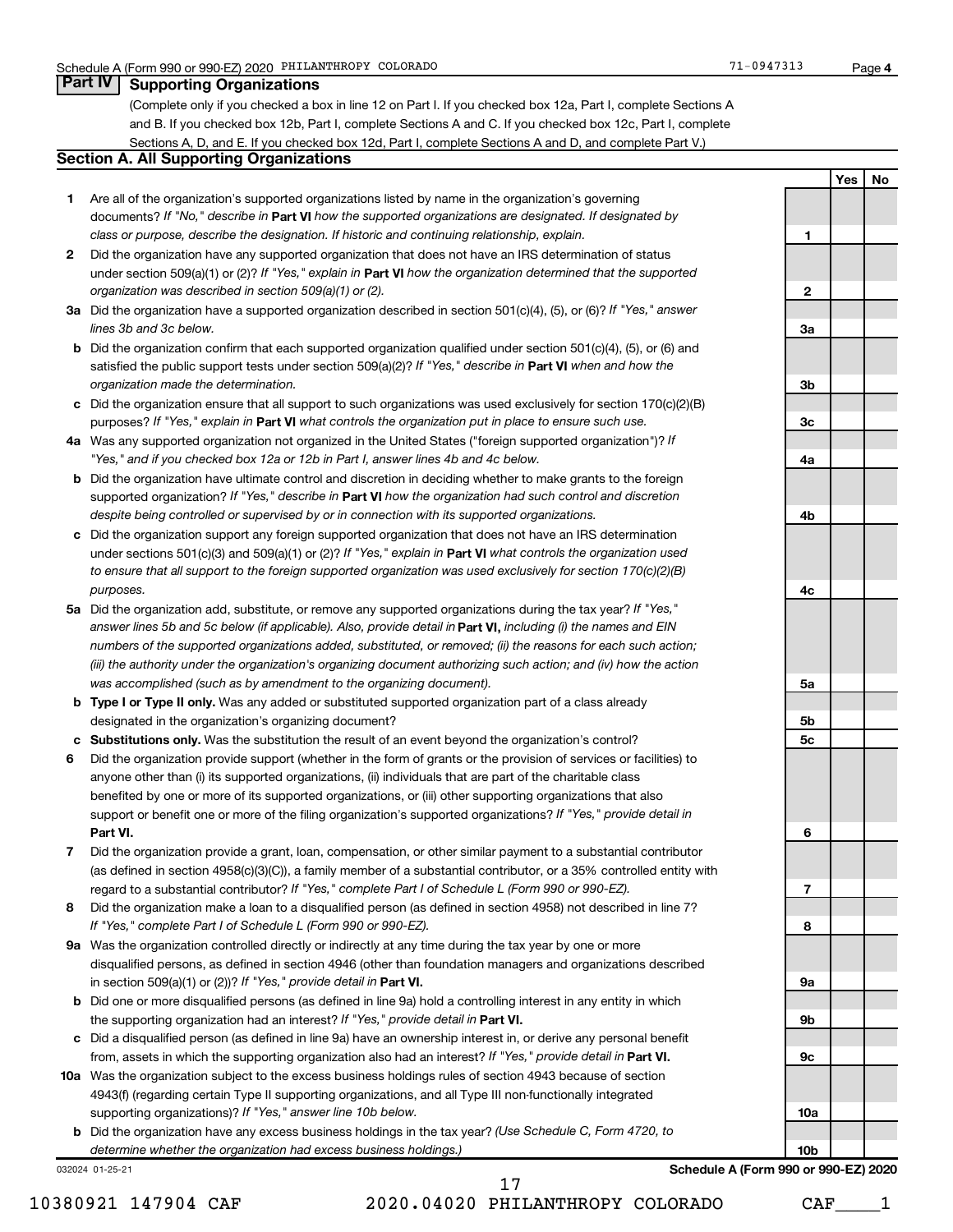Schedule A (Form 990 or 990-EZ) 2020 PHILANTHROPY COLORADO 71-0947313 Page **4**

## Part IV Supporting Organizations

(Complete only if you checked a box in line 12 on Part I. If you checked box 12a, Part I, complete Sections A and B. If you checked box 12b, Part I, complete Sections A and C. If you checked box 12c, Part I, complete Sections A, D, and E. If you checked box 12d, Part I, complete Sections A and D, and complete Part V.)

### Section A. All Supporting Organizations

| | | Line | Yes | No |
|---|---|---|---|---|
| **1** | Are all of the organization's supported organizations listed by name in the organization's governing documents? *If "No," describe in* **Part VI** *how the supported organizations are designated. If designated by class or purpose, describe the designation. If historic and continuing relationship, explain.* | **1** | | |
| **2** | Did the organization have any supported organization that does not have an IRS determination of status under section 509(a)(1) or (2)? *If "Yes," explain in* **Part VI** *how the organization determined that the supported organization was described in section 509(a)(1) or (2).* | **2** | | |
| **3a** | Did the organization have a supported organization described in section 501(c)(4), (5), or (6)? *If "Yes," answer lines 3b and 3c below.* | **3a** | | |
| **b** | Did the organization confirm that each supported organization qualified under section 501(c)(4), (5), or (6) and satisfied the public support tests under section 509(a)(2)? *If "Yes," describe in* **Part VI** *when and how the organization made the determination.* | **3b** | | |
| **c** | Did the organization ensure that all support to such organizations was used exclusively for section 170(c)(2)(B) purposes? *If "Yes," explain in* **Part VI** *what controls the organization put in place to ensure such use.* | **3c** | | |
| **4a** | Was any supported organization not organized in the United States ("foreign supported organization")? *If "Yes," and if you checked box 12a or 12b in Part I, answer lines 4b and 4c below.* | **4a** | | |
| **b** | Did the organization have ultimate control and discretion in deciding whether to make grants to the foreign supported organization? *If "Yes," describe in* **Part VI** *how the organization had such control and discretion despite being controlled or supervised by or in connection with its supported organizations.* | **4b** | | |
| **c** | Did the organization support any foreign supported organization that does not have an IRS determination under sections 501(c)(3) and 509(a)(1) or (2)? *If "Yes," explain in* **Part VI** *what controls the organization used to ensure that all support to the foreign supported organization was used exclusively for section 170(c)(2)(B) purposes.* | **4c** | | |
| **5a** | Did the organization add, substitute, or remove any supported organizations during the tax year? *If "Yes," answer lines 5b and 5c below (if applicable). Also, provide detail in* **Part VI,** *including (i) the names and EIN numbers of the supported organizations added, substituted, or removed; (ii) the reasons for each such action; (iii) the authority under the organization's organizing document authorizing such action; and (iv) how the action was accomplished (such as by amendment to the organizing document).* | **5a** | | |
| **b** | **Type I or Type II only.** Was any added or substituted supported organization part of a class already designated in the organization's organizing document? | **5b** | | |
| **c** | **Substitutions only.** Was the substitution the result of an event beyond the organization's control? | **5c** | | |
| **6** | Did the organization provide support (whether in the form of grants or the provision of services or facilities) to anyone other than (i) its supported organizations, (ii) individuals that are part of the charitable class benefited by one or more of its supported organizations, or (iii) other supporting organizations that also support or benefit one or more of the filing organization's supported organizations? *If "Yes," provide detail in* **Part VI.** | **6** | | |
| **7** | Did the organization provide a grant, loan, compensation, or other similar payment to a substantial contributor (as defined in section 4958(c)(3)(C)), a family member of a substantial contributor, or a 35% controlled entity with regard to a substantial contributor? *If "Yes," complete Part I of Schedule L (Form 990 or 990-EZ).* | **7** | | |
| **8** | Did the organization make a loan to a disqualified person (as defined in section 4958) not described in line 7? *If "Yes," complete Part I of Schedule L (Form 990 or 990-EZ).* | **8** | | |
| **9a** | Was the organization controlled directly or indirectly at any time during the tax year by one or more disqualified persons, as defined in section 4946 (other than foundation managers and organizations described in section 509(a)(1) or (2))? *If "Yes," provide detail in* **Part VI.** | **9a** | | |
| **b** | Did one or more disqualified persons (as defined in line 9a) hold a controlling interest in any entity in which the supporting organization had an interest? *If "Yes," provide detail in* **Part VI.** | **9b** | | |
| **c** | Did a disqualified person (as defined in line 9a) have an ownership interest in, or derive any personal benefit from, assets in which the supporting organization also had an interest? *If "Yes," provide detail in* **Part VI.** | **9c** | | |
| **10a** | Was the organization subject to the excess business holdings rules of section 4943 because of section 4943(f) (regarding certain Type II supporting organizations, and all Type III non-functionally integrated supporting organizations)? *If "Yes," answer line 10b below.* | **10a** | | |
| **b** | Did the organization have any excess business holdings in the tax year? *(Use Schedule C, Form 4720, to determine whether the organization had excess business holdings.)* | **10b** | | |

032024 01-25-21 **Schedule A (Form 990 or 990-EZ) 2020**

10380921 147904 CAF 2020.04020 PHILANTHROPY COLORADO CAF____1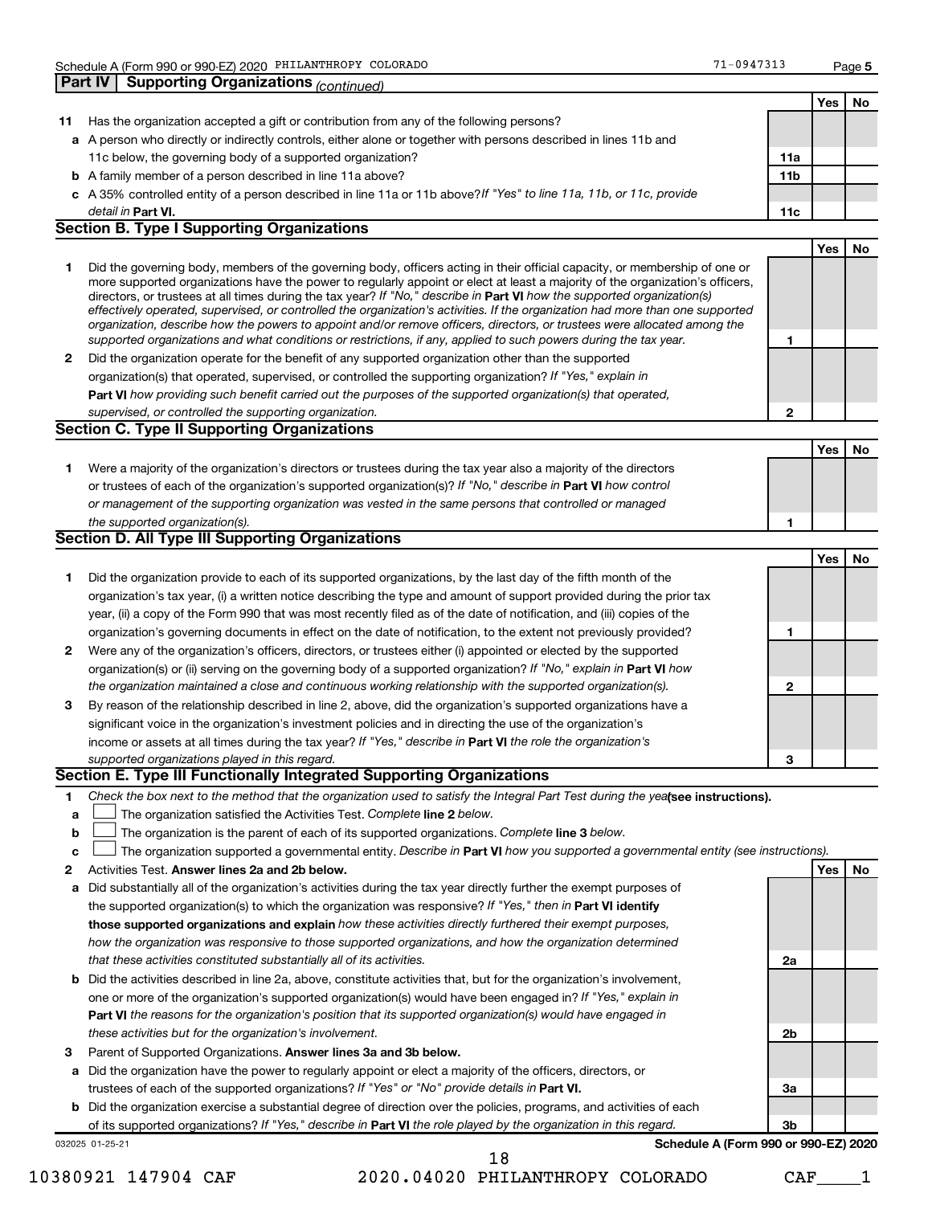## Part IV | Supporting Organizations *(continued)*

| | | | Yes | No |
|---|---|---|---|---|
| **11** | Has the organization accepted a gift or contribution from any of the following persons? | | | |
| **a** | A person who directly or indirectly controls, either alone or together with persons described in lines 11b and 11c below, the governing body of a supported organization? | 11a | | |
| **b** | A family member of a person described in line 11a above? | 11b | | |
| **c** | A 35% controlled entity of a person described in line 11a or 11b above? *If "Yes" to line 11a, 11b, or 11c, provide detail in* **Part VI.** | 11c | | |

### Section B. Type I Supporting Organizations

| | | | Yes | No |
|---|---|---|---|---|
| **1** | Did the governing body, members of the governing body, officers acting in their official capacity, or membership of one or more supported organizations have the power to regularly appoint or elect at least a majority of the organization's officers, directors, or trustees at all times during the tax year? *If "No," describe in* **Part VI** *how the supported organization(s) effectively operated, supervised, or controlled the organization's activities. If the organization had more than one supported organization, describe how the powers to appoint and/or remove officers, directors, or trustees were allocated among the supported organizations and what conditions or restrictions, if any, applied to such powers during the tax year.* | 1 | | |
| **2** | Did the organization operate for the benefit of any supported organization other than the supported organization(s) that operated, supervised, or controlled the supporting organization? *If "Yes," explain in* **Part VI** *how providing such benefit carried out the purposes of the supported organization(s) that operated, supervised, or controlled the supporting organization.* | 2 | | |

### Section C. Type II Supporting Organizations

| | | | Yes | No |
|---|---|---|---|---|
| **1** | Were a majority of the organization's directors or trustees during the tax year also a majority of the directors or trustees of each of the organization's supported organization(s)? *If "No," describe in* **Part VI** *how control or management of the supporting organization was vested in the same persons that controlled or managed the supported organization(s).* | 1 | | |

### Section D. All Type III Supporting Organizations

| | | | Yes | No |
|---|---|---|---|---|
| **1** | Did the organization provide to each of its supported organizations, by the last day of the fifth month of the organization's tax year, (i) a written notice describing the type and amount of support provided during the prior tax year, (ii) a copy of the Form 990 that was most recently filed as of the date of notification, and (iii) copies of the organization's governing documents in effect on the date of notification, to the extent not previously provided? | 1 | | |
| **2** | Were any of the organization's officers, directors, or trustees either (i) appointed or elected by the supported organization(s) or (ii) serving on the governing body of a supported organization? *If "No," explain in* **Part VI** *how the organization maintained a close and continuous working relationship with the supported organization(s).* | 2 | | |
| **3** | By reason of the relationship described in line 2, above, did the organization's supported organizations have a significant voice in the organization's investment policies and in directing the use of the organization's income or assets at all times during the tax year? *If "Yes," describe in* **Part VI** *the role the organization's supported organizations played in this regard.* | 3 | | |

### Section E. Type III Functionally Integrated Supporting Organizations

**1** *Check the box next to the method that the organization used to satisfy the Integral Part Test during the year* **(see instructions).**

- **a** ☐ The organization satisfied the Activities Test. *Complete* **line 2** *below.*
- **b** ☐ The organization is the parent of each of its supported organizations. *Complete* **line 3** *below.*
- **c** ☐ The organization supported a governmental entity. *Describe in* **Part VI** *how you supported a governmental entity (see instructions).*

| | | | Yes | No |
|---|---|---|---|---|
| **2** | Activities Test. **Answer lines 2a and 2b below.** | | | |
| **a** | Did substantially all of the organization's activities during the tax year directly further the exempt purposes of the supported organization(s) to which the organization was responsive? *If "Yes," then in* **Part VI identify those supported organizations and explain** *how these activities directly furthered their exempt purposes, how the organization was responsive to those supported organizations, and how the organization determined that these activities constituted substantially all of its activities.* | 2a | | |
| **b** | Did the activities described in line 2a, above, constitute activities that, but for the organization's involvement, one or more of the organization's supported organization(s) would have been engaged in? *If "Yes," explain in* **Part VI** *the reasons for the organization's position that its supported organization(s) would have engaged in these activities but for the organization's involvement.* | 2b | | |
| **3** | Parent of Supported Organizations. **Answer lines 3a and 3b below.** | | | |
| **a** | Did the organization have the power to regularly appoint or elect a majority of the officers, directors, or trustees of each of the supported organizations? *If "Yes" or "No" provide details in* **Part VI.** | 3a | | |
| **b** | Did the organization exercise a substantial degree of direction over the policies, programs, and activities of each of its supported organizations? *If "Yes," describe in* **Part VI** *the role played by the organization in this regard.* | 3b | | |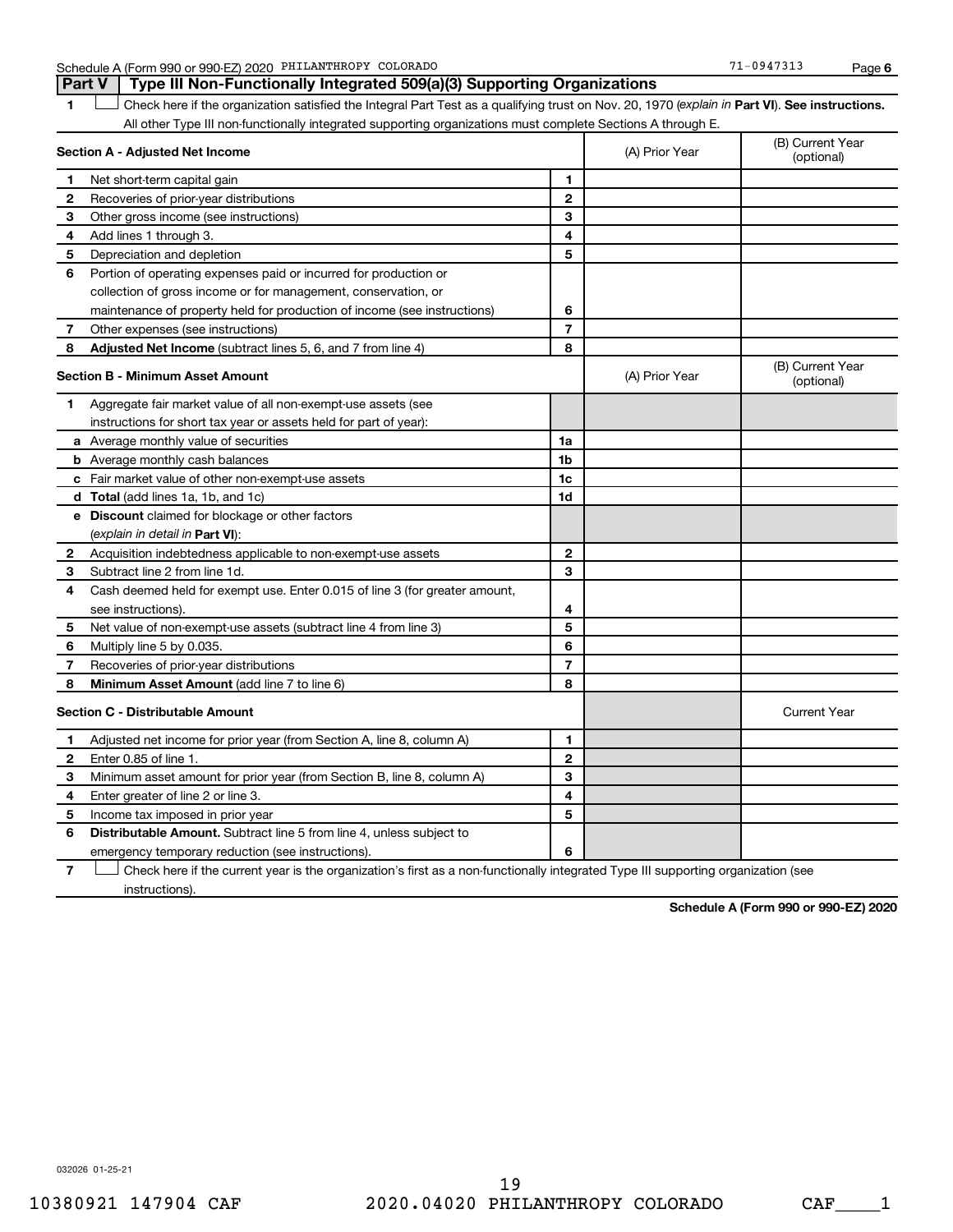Schedule A (Form 990 or 990-EZ) 2020 PHILANTHROPY COLORADO 71-0947313

## Part V Type III Non-Functionally Integrated 509(a)(3) Supporting Organizations

1 ☐ Check here if the organization satisfied the Integral Part Test as a qualifying trust on Nov. 20, 1970 (*explain in* **Part VI**). **See instructions.** All other Type III non-functionally integrated supporting organizations must complete Sections A through E.

| **Section A - Adjusted Net Income** | | (A) Prior Year | (B) Current Year (optional) |
|---|---|---|---|
| 1 Net short-term capital gain | 1 | | |
| 2 Recoveries of prior-year distributions | 2 | | |
| 3 Other gross income (see instructions) | 3 | | |
| 4 Add lines 1 through 3. | 4 | | |
| 5 Depreciation and depletion | 5 | | |
| 6 Portion of operating expenses paid or incurred for production or collection of gross income or for management, conservation, or maintenance of property held for production of income (see instructions) | 6 | | |
| 7 Other expenses (see instructions) | 7 | | |
| 8 **Adjusted Net Income** (subtract lines 5, 6, and 7 from line 4) | 8 | | |

| **Section B - Minimum Asset Amount** | | (A) Prior Year | (B) Current Year (optional) |
|---|---|---|---|
| 1 Aggregate fair market value of all non-exempt-use assets (see instructions for short tax year or assets held for part of year): | | | |
| a Average monthly value of securities | 1a | | |
| b Average monthly cash balances | 1b | | |
| c Fair market value of other non-exempt-use assets | 1c | | |
| d **Total** (add lines 1a, 1b, and 1c) | 1d | | |
| e **Discount** claimed for blockage or other factors (*explain in detail in* **Part VI**): | | | |
| 2 Acquisition indebtedness applicable to non-exempt-use assets | 2 | | |
| 3 Subtract line 2 from line 1d. | 3 | | |
| 4 Cash deemed held for exempt use. Enter 0.015 of line 3 (for greater amount, see instructions). | 4 | | |
| 5 Net value of non-exempt-use assets (subtract line 4 from line 3) | 5 | | |
| 6 Multiply line 5 by 0.035. | 6 | | |
| 7 Recoveries of prior-year distributions | 7 | | |
| 8 **Minimum Asset Amount** (add line 7 to line 6) | 8 | | |

| **Section C - Distributable Amount** | | | Current Year |
|---|---|---|---|
| 1 Adjusted net income for prior year (from Section A, line 8, column A) | 1 | | |
| 2 Enter 0.85 of line 1. | 2 | | |
| 3 Minimum asset amount for prior year (from Section B, line 8, column A) | 3 | | |
| 4 Enter greater of line 2 or line 3. | 4 | | |
| 5 Income tax imposed in prior year | 5 | | |
| 6 **Distributable Amount.** Subtract line 5 from line 4, unless subject to emergency temporary reduction (see instructions). | 6 | | |

7 ☐ Check here if the current year is the organization's first as a non-functionally integrated Type III supporting organization (see instructions).

**Schedule A (Form 990 or 990-EZ) 2020**

032026 01-25-21

10380921 147904 CAF 2020.04020 PHILANTHROPY COLORADO CAF____1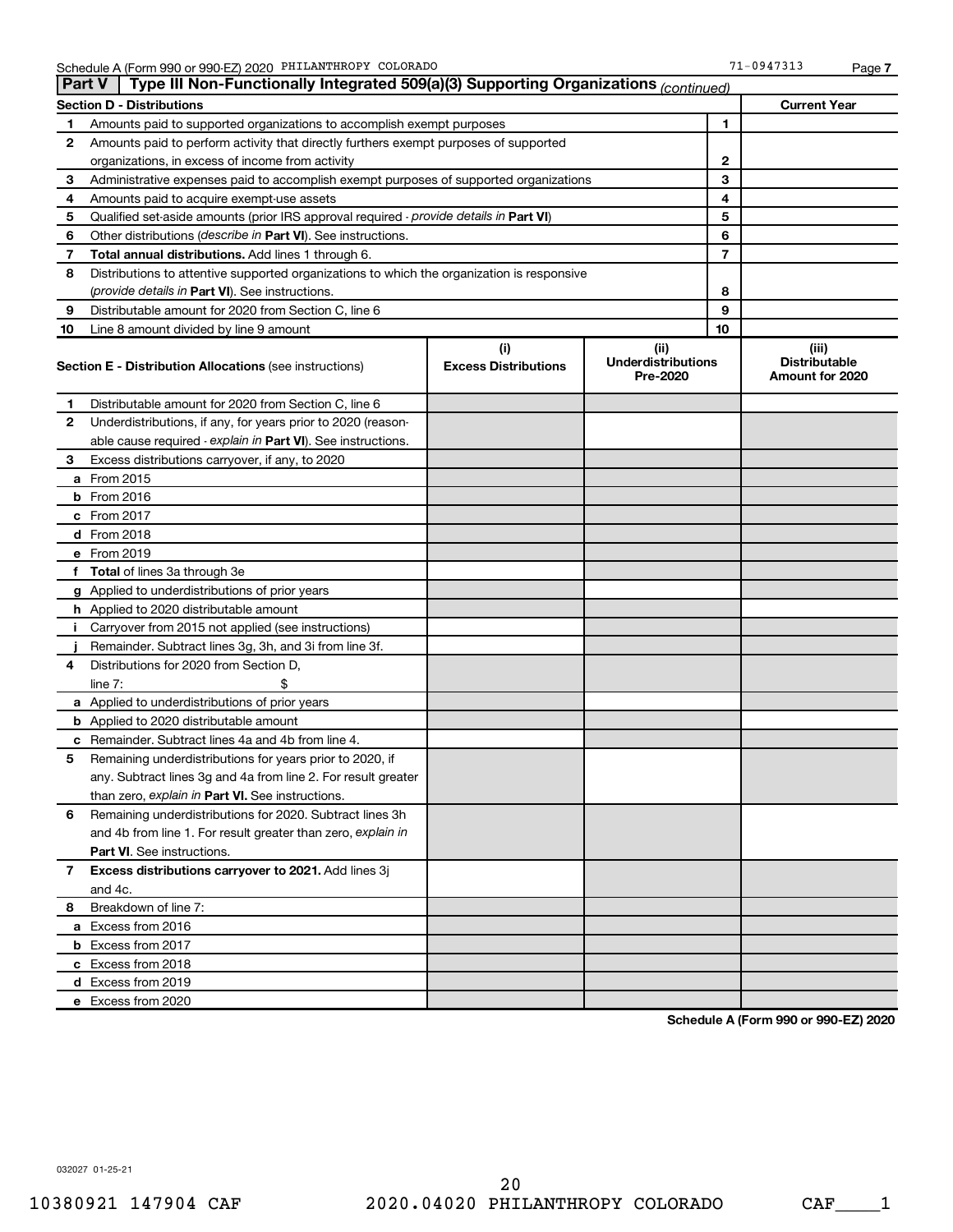Schedule A (Form 990 or 990-EZ) 2020 PHILANTHROPY COLORADO 71-0947313

## Part V | Type III Non-Functionally Integrated 509(a)(3) Supporting Organizations *(continued)*

| Section D - Distributions | | | Current Year |
|---|---|---|---|
| 1 | Amounts paid to supported organizations to accomplish exempt purposes | 1 | |
| 2 | Amounts paid to perform activity that directly furthers exempt purposes of supported organizations, in excess of income from activity | 2 | |
| 3 | Administrative expenses paid to accomplish exempt purposes of supported organizations | 3 | |
| 4 | Amounts paid to acquire exempt-use assets | 4 | |
| 5 | Qualified set-aside amounts (prior IRS approval required - *provide details in* **Part VI**) | 5 | |
| 6 | Other distributions (*describe in* **Part VI**). See instructions. | 6 | |
| 7 | **Total annual distributions.** Add lines 1 through 6. | 7 | |
| 8 | Distributions to attentive supported organizations to which the organization is responsive (*provide details in* **Part VI**). See instructions. | 8 | |
| 9 | Distributable amount for 2020 from Section C, line 6 | 9 | |
| 10 | Line 8 amount divided by line 9 amount | 10 | |

| | **Section E - Distribution Allocations** (see instructions) | (i) Excess Distributions | (ii) Underdistributions Pre-2020 | (iii) Distributable Amount for 2020 |
|---|---|---|---|---|
| 1 | Distributable amount for 2020 from Section C, line 6 | | | |
| 2 | Underdistributions, if any, for years prior to 2020 (reasonable cause required - *explain in* **Part VI**). See instructions. | | | |
| 3 | Excess distributions carryover, if any, to 2020 | | | |
| a | From 2015 | | | |
| b | From 2016 | | | |
| c | From 2017 | | | |
| d | From 2018 | | | |
| e | From 2019 | | | |
| f | **Total** of lines 3a through 3e | | | |
| g | Applied to underdistributions of prior years | | | |
| h | Applied to 2020 distributable amount | | | |
| i | Carryover from 2015 not applied (see instructions) | | | |
| j | Remainder. Subtract lines 3g, 3h, and 3i from line 3f. | | | |
| 4 | Distributions for 2020 from Section D, line 7: $ | | | |
| a | Applied to underdistributions of prior years | | | |
| b | Applied to 2020 distributable amount | | | |
| c | Remainder. Subtract lines 4a and 4b from line 4. | | | |
| 5 | Remaining underdistributions for years prior to 2020, if any. Subtract lines 3g and 4a from line 2. For result greater than zero, *explain in* **Part VI.** See instructions. | | | |
| 6 | Remaining underdistributions for 2020. Subtract lines 3h and 4b from line 1. For result greater than zero, *explain in* **Part VI**. See instructions. | | | |
| 7 | **Excess distributions carryover to 2021.** Add lines 3j and 4c. | | | |
| 8 | Breakdown of line 7: | | | |
| a | Excess from 2016 | | | |
| b | Excess from 2017 | | | |
| c | Excess from 2018 | | | |
| d | Excess from 2019 | | | |
| e | Excess from 2020 | | | |

**Schedule A (Form 990 or 990-EZ) 2020**

032027 01-25-21

10380921 147904 CAF 2020.04020 PHILANTHROPY COLORADO CAF____1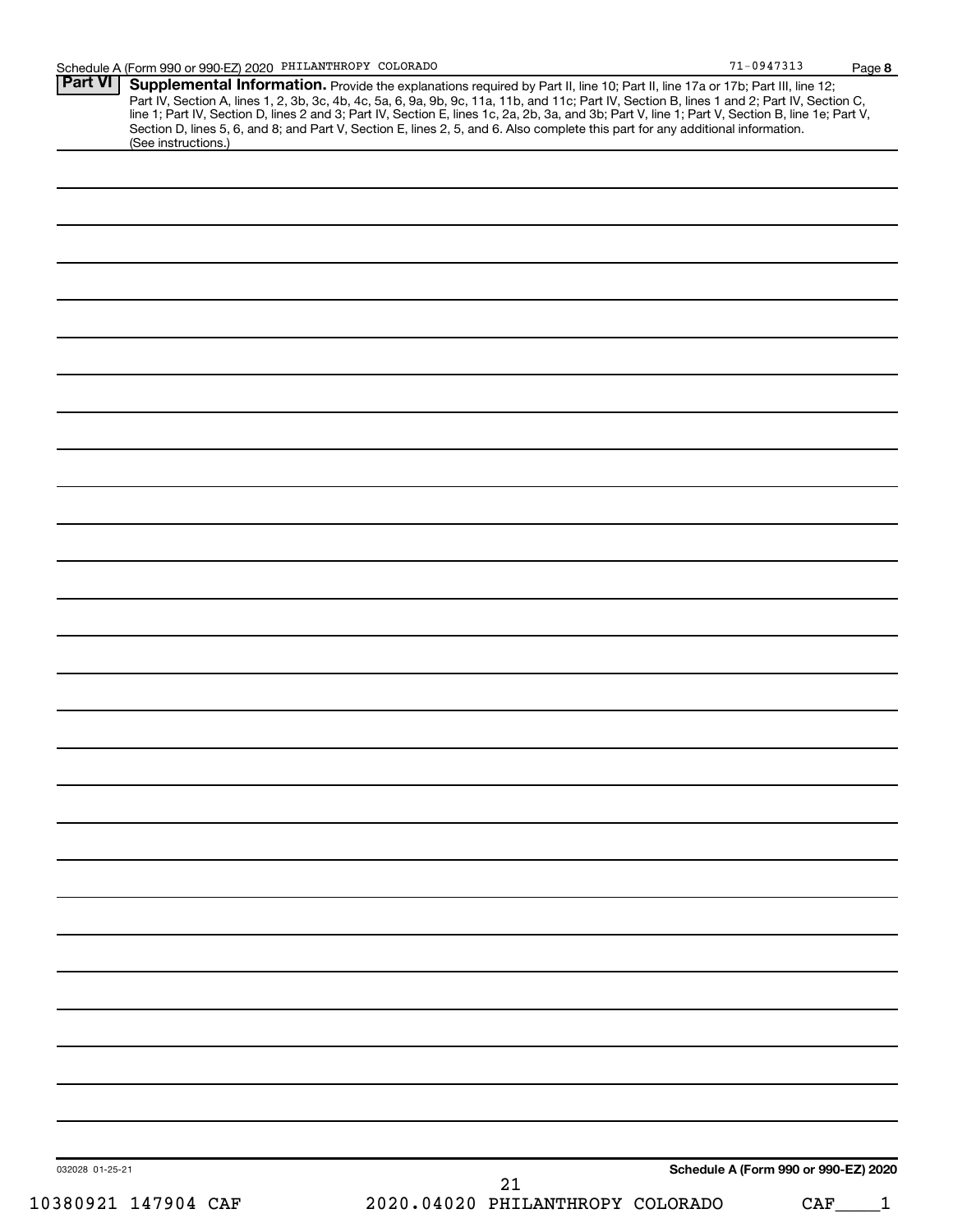Schedule A (Form 990 or 990-EZ) 2020 PHILANTHROPY COLORADO 71-0947313

## Part VI Supplemental Information.

Provide the explanations required by Part II, line 10; Part II, line 17a or 17b; Part III, line 12; Part IV, Section A, lines 1, 2, 3b, 3c, 4b, 4c, 5a, 6, 9a, 9b, 9c, 11a, 11b, and 11c; Part IV, Section B, lines 1 and 2; Part IV, Section C, line 1; Part IV, Section D, lines 2 and 3; Part IV, Section E, lines 1c, 2a, 2b, 3a, and 3b; Part V, line 1; Part V, Section B, line 1e; Part V, Section D, lines 5, 6, and 8; and Part V, Section E, lines 2, 5, and 6. Also complete this part for any additional information. (See instructions.)

032028 01-25-21

Schedule A (Form 990 or 990-EZ) 2020

10380921 147904 CAF 2020.04020 PHILANTHROPY COLORADO CAF____1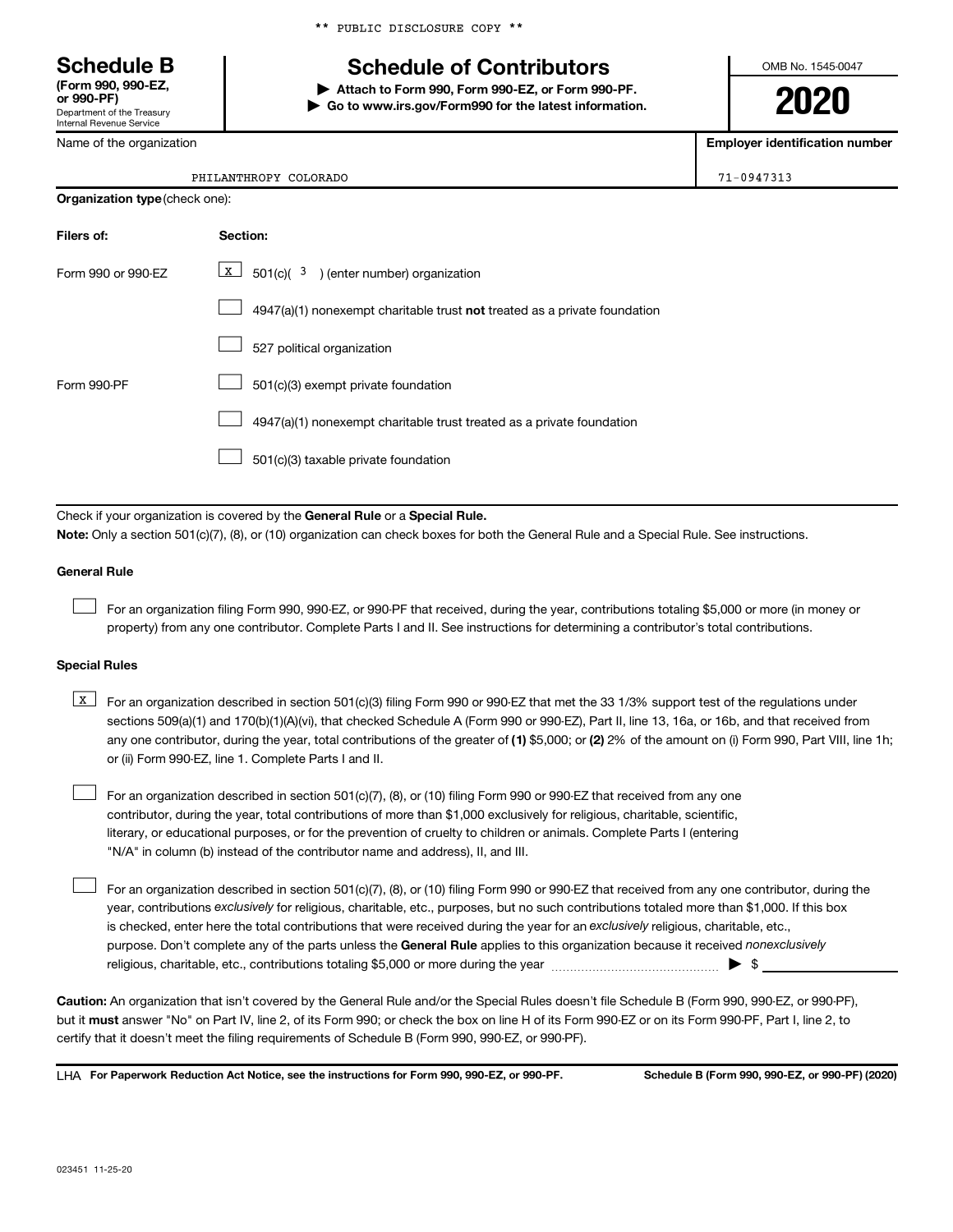** PUBLIC DISCLOSURE COPY **

# Schedule B

**(Form 990, 990-EZ, or 990-PF)**
Department of the Treasury
Internal Revenue Service

## Schedule of Contributors

▶ **Attach to Form 990, Form 990-EZ, or Form 990-PF.**
▶ **Go to www.irs.gov/Form990 for the latest information.**

OMB No. 1545-0047

**2020**

| Name of the organization | Employer identification number |
|---|---|
| PHILANTHROPY COLORADO | 71-0947313 |

**Organization type** (check one):

| Filers of: | Section: |
|---|---|
| Form 990 or 990-EZ | [X] 501(c)( 3 ) (enter number) organization |
| | [ ] 4947(a)(1) nonexempt charitable trust **not** treated as a private foundation |
| | [ ] 527 political organization |
| Form 990-PF | [ ] 501(c)(3) exempt private foundation |
| | [ ] 4947(a)(1) nonexempt charitable trust treated as a private foundation |
| | [ ] 501(c)(3) taxable private foundation |

Check if your organization is covered by the **General Rule** or a **Special Rule.**

**Note:** Only a section 501(c)(7), (8), or (10) organization can check boxes for both the General Rule and a Special Rule. See instructions.

**General Rule**

[ ] For an organization filing Form 990, 990-EZ, or 990-PF that received, during the year, contributions totaling $5,000 or more (in money or property) from any one contributor. Complete Parts I and II. See instructions for determining a contributor's total contributions.

**Special Rules**

[X] For an organization described in section 501(c)(3) filing Form 990 or 990-EZ that met the 33 1/3% support test of the regulations under sections 509(a)(1) and 170(b)(1)(A)(vi), that checked Schedule A (Form 990 or 990-EZ), Part II, line 13, 16a, or 16b, and that received from any one contributor, during the year, total contributions of the greater of **(1)** $5,000; or **(2)** 2% of the amount on (i) Form 990, Part VIII, line 1h; or (ii) Form 990-EZ, line 1. Complete Parts I and II.

[ ] For an organization described in section 501(c)(7), (8), or (10) filing Form 990 or 990-EZ that received from any one contributor, during the year, total contributions of more than $1,000 exclusively for religious, charitable, scientific, literary, or educational purposes, or for the prevention of cruelty to children or animals. Complete Parts I (entering "N/A" in column (b) instead of the contributor name and address), II, and III.

[ ] For an organization described in section 501(c)(7), (8), or (10) filing Form 990 or 990-EZ that received from any one contributor, during the year, contributions *exclusively* for religious, charitable, etc., purposes, but no such contributions totaled more than $1,000. If this box is checked, enter here the total contributions that were received during the year for an *exclusively* religious, charitable, etc., purpose. Don't complete any of the parts unless the **General Rule** applies to this organization because it received *nonexclusively* religious, charitable, etc., contributions totaling $5,000 or more during the year ▶ $ ____________

**Caution:** An organization that isn't covered by the General Rule and/or the Special Rules doesn't file Schedule B (Form 990, 990-EZ, or 990-PF), but it **must** answer "No" on Part IV, line 2, of its Form 990; or check the box on line H of its Form 990-EZ or on its Form 990-PF, Part I, line 2, to certify that it doesn't meet the filing requirements of Schedule B (Form 990, 990-EZ, or 990-PF).

LHA **For Paperwork Reduction Act Notice, see the instructions for Form 990, 990-EZ, or 990-PF.** **Schedule B (Form 990, 990-EZ, or 990-PF) (2020)**

023451 11-25-20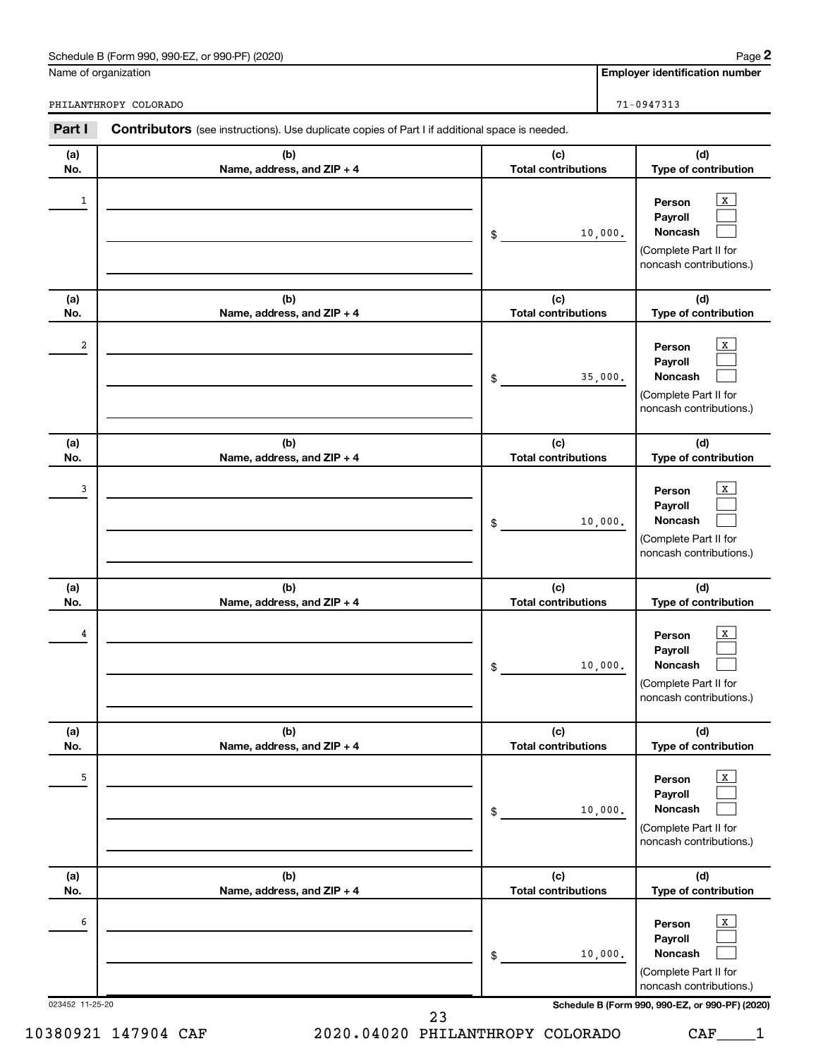Schedule B (Form 990, 990-EZ, or 990-PF) (2020)

Name of organization: PHILANTHROPY COLORADO

Employer identification number: 71-0947313

## Part I Contributors (see instructions). Use duplicate copies of Part I if additional space is needed.

| (a) No. | (b) Name, address, and ZIP + 4 | (c) Total contributions | (d) Type of contribution |
|---|---|---|---|
| 1 | | $ 10,000. | Person [X] Payroll [ ] Noncash [ ] (Complete Part II for noncash contributions.) |
| 2 | | $ 35,000. | Person [X] Payroll [ ] Noncash [ ] (Complete Part II for noncash contributions.) |
| 3 | | $ 10,000. | Person [X] Payroll [ ] Noncash [ ] (Complete Part II for noncash contributions.) |
| 4 | | $ 10,000. | Person [X] Payroll [ ] Noncash [ ] (Complete Part II for noncash contributions.) |
| 5 | | $ 10,000. | Person [X] Payroll [ ] Noncash [ ] (Complete Part II for noncash contributions.) |
| 6 | | $ 10,000. | Person [X] Payroll [ ] Noncash [ ] (Complete Part II for noncash contributions.) |

023452 11-25-20

10380921 147904 CAF 2020.04020 PHILANTHROPY COLORADO CAF____1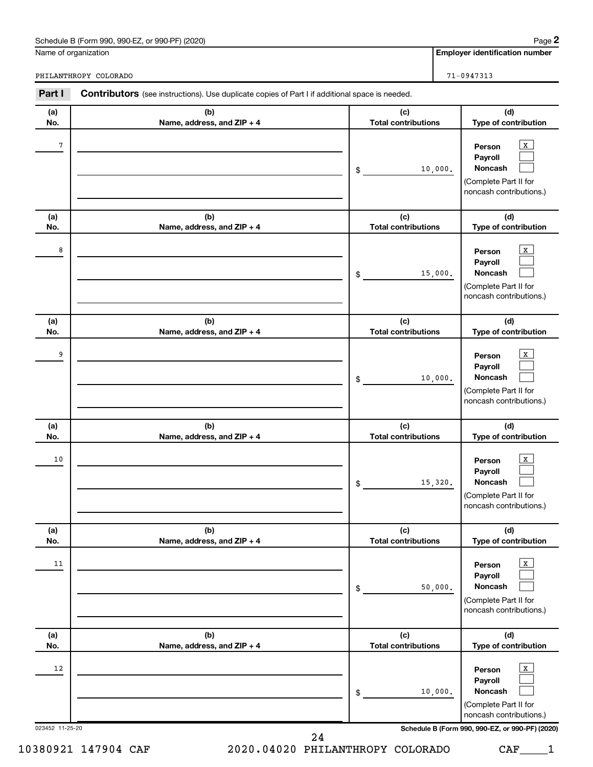Schedule B (Form 990, 990-EZ, or 990-PF) (2020)

Name of organization: PHILANTHROPY COLORADO

Employer identification number: 71-0947313

## Part I Contributors (see instructions). Use duplicate copies of Part I if additional space is needed.

| (a) No. | (b) Name, address, and ZIP + 4 | (c) Total contributions | (d) Type of contribution |
|---|---|---|---|
| 7 | | $ 10,000. | Person [X] Payroll [ ] Noncash [ ] (Complete Part II for noncash contributions.) |
| 8 | | $ 15,000. | Person [X] Payroll [ ] Noncash [ ] (Complete Part II for noncash contributions.) |
| 9 | | $ 10,000. | Person [X] Payroll [ ] Noncash [ ] (Complete Part II for noncash contributions.) |
| 10 | | $ 15,320. | Person [X] Payroll [ ] Noncash [ ] (Complete Part II for noncash contributions.) |
| 11 | | $ 50,000. | Person [X] Payroll [ ] Noncash [ ] (Complete Part II for noncash contributions.) |
| 12 | | $ 10,000. | Person [X] Payroll [ ] Noncash [ ] (Complete Part II for noncash contributions.) |

023452 11-25-20

Schedule B (Form 990, 990-EZ, or 990-PF) (2020)

10380921 147904 CAF 2020.04020 PHILANTHROPY COLORADO CAF____1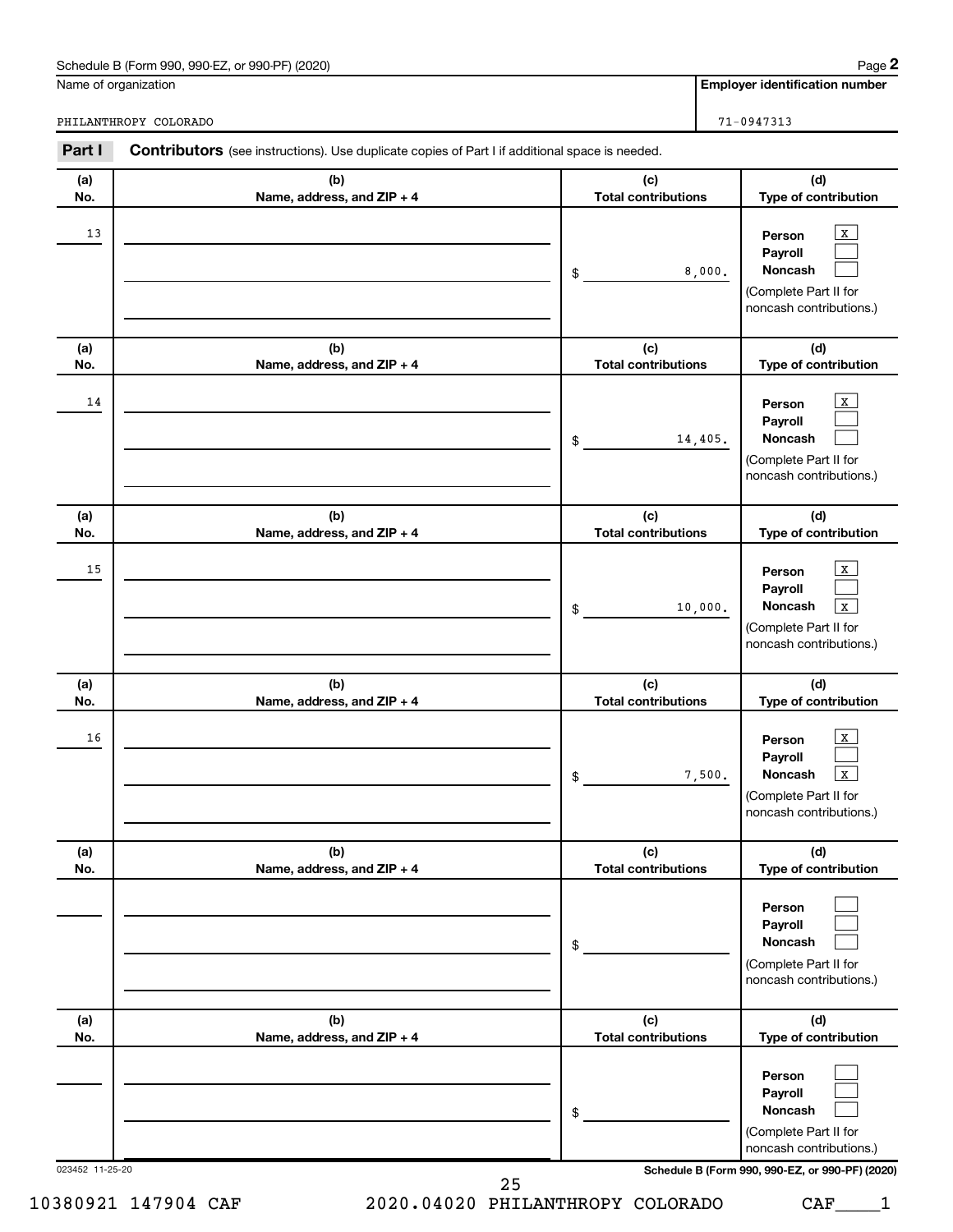Schedule B (Form 990, 990-EZ, or 990-PF) (2020)

Name of organization: PHILANTHROPY COLORADO

Employer identification number: 71-0947313

## Part I Contributors (see instructions). Use duplicate copies of Part I if additional space is needed.

| (a) No. | (b) Name, address, and ZIP + 4 | (c) Total contributions | (d) Type of contribution |
|---|---|---|---|
| 13 | | $ 8,000. | Person [X] Payroll [ ] Noncash [ ] (Complete Part II for noncash contributions.) |
| 14 | | $ 14,405. | Person [X] Payroll [ ] Noncash [ ] (Complete Part II for noncash contributions.) |
| 15 | | $ 10,000. | Person [X] Payroll [ ] Noncash [X] (Complete Part II for noncash contributions.) |
| 16 | | $ 7,500. | Person [X] Payroll [ ] Noncash [X] (Complete Part II for noncash contributions.) |
| | | $ | Person [ ] Payroll [ ] Noncash [ ] (Complete Part II for noncash contributions.) |
| | | $ | Person [ ] Payroll [ ] Noncash [ ] (Complete Part II for noncash contributions.) |

023452 11-25-20

Schedule B (Form 990, 990-EZ, or 990-PF) (2020)

10380921 147904 CAF 2020.04020 PHILANTHROPY COLORADO CAF____1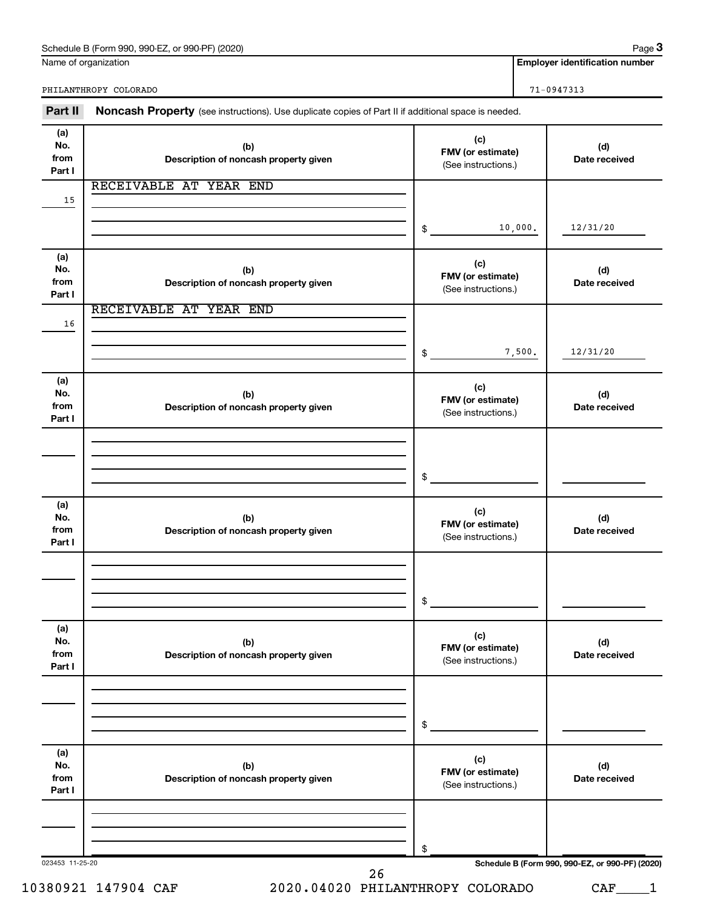Schedule B (Form 990, 990-EZ, or 990-PF) (2020)

| Name of organization | Employer identification number |
|---|---|
| PHILANTHROPY COLORADO | 71-0947313 |

**Part II** **Noncash Property** (see instructions). Use duplicate copies of Part II if additional space is needed.

| (a) No. from Part I | (b) Description of noncash property given | (c) FMV (or estimate) (See instructions.) | (d) Date received |
|---|---|---|---|
| 15 | RECEIVABLE AT YEAR END | $ 10,000. | 12/31/20 |
| 16 | RECEIVABLE AT YEAR END | $ 7,500. | 12/31/20 |
| | | $ | |
| | | $ | |
| | | $ | |
| | | $ | |

023453 11-25-20

Schedule B (Form 990, 990-EZ, or 990-PF) (2020)

10380921 147904 CAF 2020.04020 PHILANTHROPY COLORADO CAF____1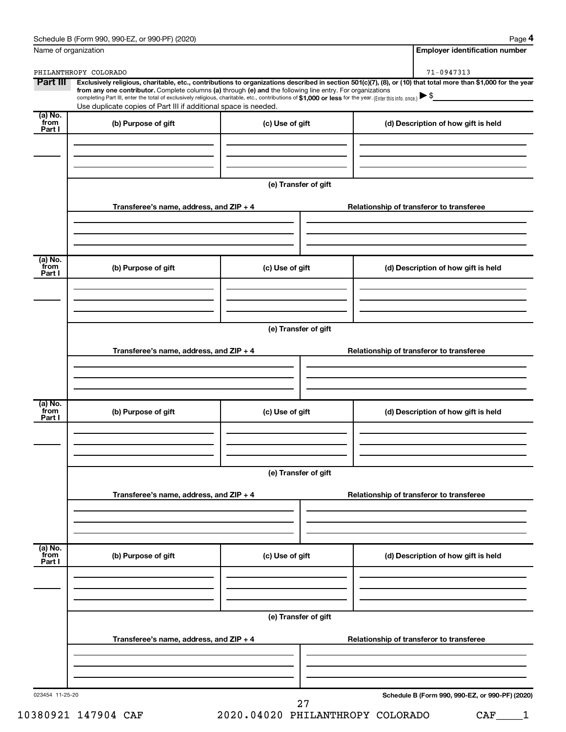Schedule B (Form 990, 990-EZ, or 990-PF) (2020)

| Name of organization | Employer identification number |
| --- | --- |
| PHILANTHROPY COLORADO | 71-0947313 |

**Part III** **Exclusively religious, charitable, etc., contributions to organizations described in section 501(c)(7), (8), or (10) that total more than $1,000 for the year from any one contributor.** Complete columns **(a)** through **(e)** and the following line entry. For organizations completing Part III, enter the total of exclusively religious, charitable, etc., contributions of **$1,000 or less** for the year. (Enter this info. once.) ▶ $

Use duplicate copies of Part III if additional space is needed.

| (a) No. from Part I | (b) Purpose of gift | (c) Use of gift | (d) Description of how gift is held |
| --- | --- | --- | --- |
| | | | |

**(e) Transfer of gift**

| Transferee's name, address, and ZIP + 4 | Relationship of transferor to transferee |
| --- | --- |
| | |

| (a) No. from Part I | (b) Purpose of gift | (c) Use of gift | (d) Description of how gift is held |
| --- | --- | --- | --- |
| | | | |

**(e) Transfer of gift**

| Transferee's name, address, and ZIP + 4 | Relationship of transferor to transferee |
| --- | --- |
| | |

| (a) No. from Part I | (b) Purpose of gift | (c) Use of gift | (d) Description of how gift is held |
| --- | --- | --- | --- |
| | | | |

**(e) Transfer of gift**

| Transferee's name, address, and ZIP + 4 | Relationship of transferor to transferee |
| --- | --- |
| | |

| (a) No. from Part I | (b) Purpose of gift | (c) Use of gift | (d) Description of how gift is held |
| --- | --- | --- | --- |
| | | | |

**(e) Transfer of gift**

| Transferee's name, address, and ZIP + 4 | Relationship of transferor to transferee |
| --- | --- |
| | |

023454 11-25-20

**Schedule B (Form 990, 990-EZ, or 990-PF) (2020)**

10380921 147904 CAF 2020.04020 PHILANTHROPY COLORADO CAF____1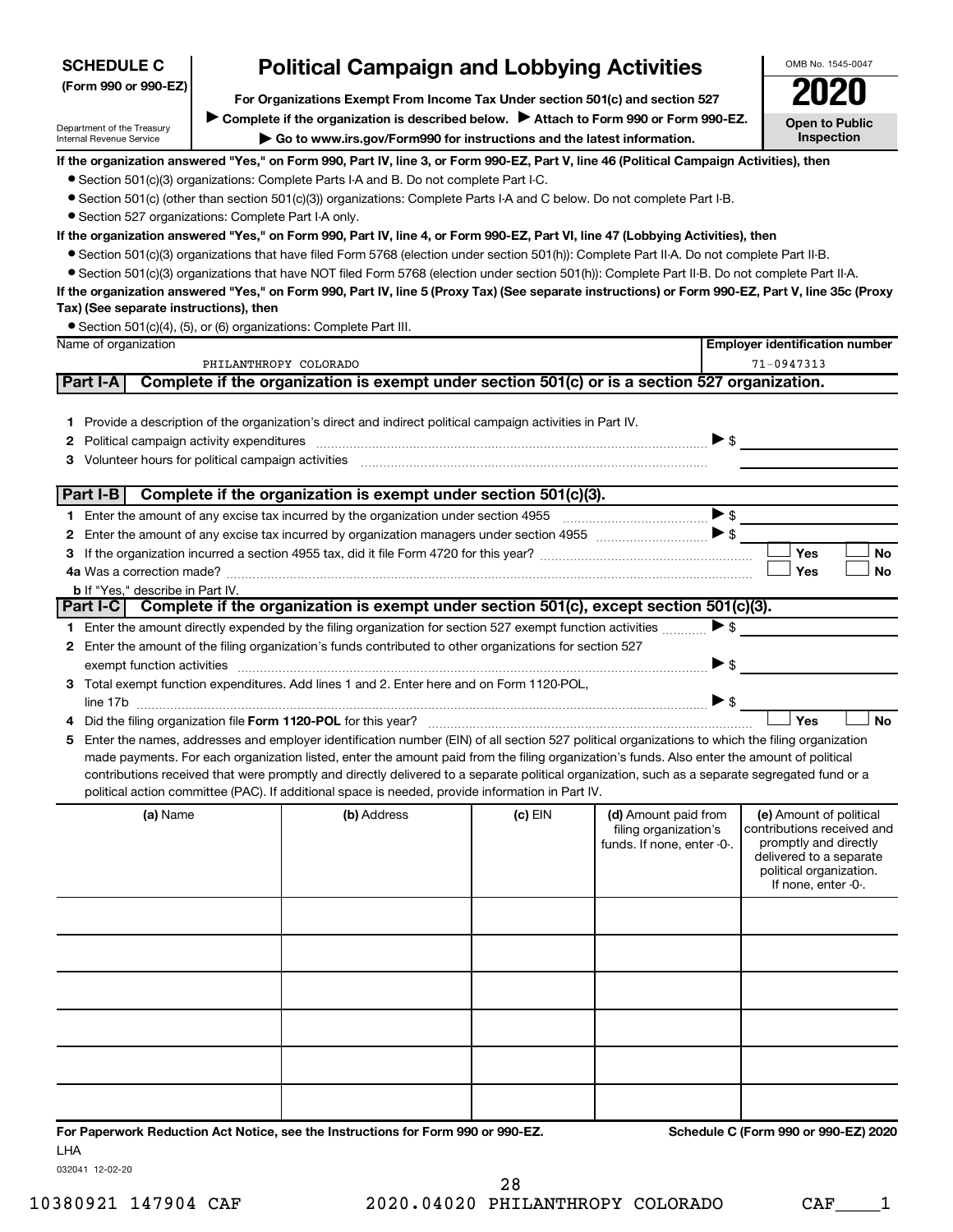**SCHEDULE C**
**(Form 990 or 990-EZ)**

Department of the Treasury
Internal Revenue Service

# Political Campaign and Lobbying Activities

**For Organizations Exempt From Income Tax Under section 501(c) and section 527**

▶ Complete if the organization is described below. ▶ Attach to Form 990 or Form 990-EZ.

▶ Go to www.irs.gov/Form990 for instructions and the latest information.

OMB No. 1545-0047

**2020**

**Open to Public Inspection**

**If the organization answered "Yes," on Form 990, Part IV, line 3, or Form 990-EZ, Part V, line 46 (Political Campaign Activities), then**

- Section 501(c)(3) organizations: Complete Parts I-A and B. Do not complete Part I-C.
- Section 501(c) (other than section 501(c)(3)) organizations: Complete Parts I-A and C below. Do not complete Part I-B.
- Section 527 organizations: Complete Part I-A only.

**If the organization answered "Yes," on Form 990, Part IV, line 4, or Form 990-EZ, Part VI, line 47 (Lobbying Activities), then**

- Section 501(c)(3) organizations that have filed Form 5768 (election under section 501(h)): Complete Part II-A. Do not complete Part II-B.
- Section 501(c)(3) organizations that have NOT filed Form 5768 (election under section 501(h)): Complete Part II-B. Do not complete Part II-A.

**If the organization answered "Yes," on Form 990, Part IV, line 5 (Proxy Tax) (See separate instructions) or Form 990-EZ, Part V, line 35c (Proxy Tax) (See separate instructions), then**

- Section 501(c)(4), (5), or (6) organizations: Complete Part III.

| Name of organization | Employer identification number |
|---|---|
| PHILANTHROPY COLORADO | 71-0947313 |

## Part I-A Complete if the organization is exempt under section 501(c) or is a section 527 organization.

1 Provide a description of the organization's direct and indirect political campaign activities in Part IV.

2 Political campaign activity expenditures ▶ $

3 Volunteer hours for political campaign activities

## Part I-B Complete if the organization is exempt under section 501(c)(3).

1 Enter the amount of any excise tax incurred by the organization under section 4955 ▶ $

2 Enter the amount of any excise tax incurred by organization managers under section 4955 ▶ $

3 If the organization incurred a section 4955 tax, did it file Form 4720 for this year? ☐ Yes ☐ No

4a Was a correction made? ☐ Yes ☐ No

b If "Yes," describe in Part IV.

## Part I-C Complete if the organization is exempt under section 501(c), except section 501(c)(3).

1 Enter the amount directly expended by the filing organization for section 527 exempt function activities ▶ $

2 Enter the amount of the filing organization's funds contributed to other organizations for section 527 exempt function activities ▶ $

3 Total exempt function expenditures. Add lines 1 and 2. Enter here and on Form 1120-POL, line 17b ▶ $

4 Did the filing organization file **Form 1120-POL** for this year? ☐ Yes ☐ No

5 Enter the names, addresses and employer identification number (EIN) of all section 527 political organizations to which the filing organization made payments. For each organization listed, enter the amount paid from the filing organization's funds. Also enter the amount of political contributions received that were promptly and directly delivered to a separate political organization, such as a separate segregated fund or a political action committee (PAC). If additional space is needed, provide information in Part IV.

| (a) Name | (b) Address | (c) EIN | (d) Amount paid from filing organization's funds. If none, enter -0-. | (e) Amount of political contributions received and promptly and directly delivered to a separate political organization. If none, enter -0-. |
|---|---|---|---|---|
| | | | | |
| | | | | |
| | | | | |
| | | | | |
| | | | | |
| | | | | |

**For Paperwork Reduction Act Notice, see the Instructions for Form 990 or 990-EZ.** **Schedule C (Form 990 or 990-EZ) 2020**

LHA

032041 12-02-20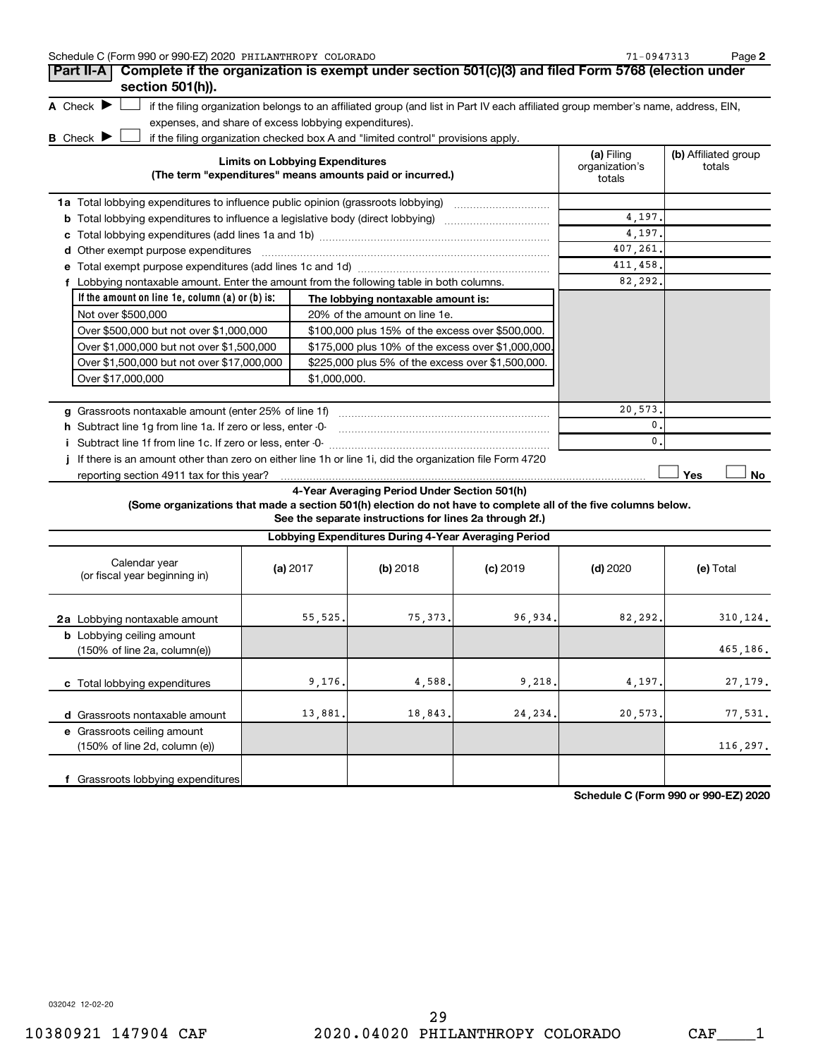Schedule C (Form 990 or 990-EZ) 2020 PHILANTHROPY COLORADO 71-0947313

## Part II-A Complete if the organization is exempt under section 501(c)(3) and filed Form 5768 (election under section 501(h)).

**A** Check ▶ ☐ if the filing organization belongs to an affiliated group (and list in Part IV each affiliated group member's name, address, EIN, expenses, and share of excess lobbying expenditures).

**B** Check ▶ ☐ if the filing organization checked box A and "limited control" provisions apply.

| Limits on Lobbying Expenditures (The term "expenditures" means amounts paid or incurred.) | (a) Filing organization's totals | (b) Affiliated group totals |
|---|---|---|
| **1a** Total lobbying expenditures to influence public opinion (grassroots lobbying) | | |
| **b** Total lobbying expenditures to influence a legislative body (direct lobbying) | 4,197. | |
| **c** Total lobbying expenditures (add lines 1a and 1b) | 4,197. | |
| **d** Other exempt purpose expenditures | 407,261. | |
| **e** Total exempt purpose expenditures (add lines 1c and 1d) | 411,458. | |
| **f** Lobbying nontaxable amount. Enter the amount from the following table in both columns. | 82,292. | |

| If the amount on line 1e, column (a) or (b) is: | The lobbying nontaxable amount is: |
|---|---|
| Not over $500,000 | 20% of the amount on line 1e. |
| Over $500,000 but not over $1,000,000 | $100,000 plus 15% of the excess over $500,000. |
| Over $1,000,000 but not over $1,500,000 | $175,000 plus 10% of the excess over $1,000,000. |
| Over $1,500,000 but not over $17,000,000 | $225,000 plus 5% of the excess over $1,500,000. |
| Over $17,000,000 | $1,000,000. |

| | (a) Filing organization's totals | (b) Affiliated group totals |
|---|---|---|
| **g** Grassroots nontaxable amount (enter 25% of line 1f) | 20,573. | |
| **h** Subtract line 1g from line 1a. If zero or less, enter -0- | 0. | |
| **i** Subtract line 1f from line 1c. If zero or less, enter -0- | 0. | |
| **j** If there is an amount other than zero on either line 1h or line 1i, did the organization file Form 4720 reporting section 4911 tax for this year? | ☐ Yes | ☐ No |

### 4-Year Averaging Period Under Section 501(h)

**(Some organizations that made a section 501(h) election do not have to complete all of the five columns below. See the separate instructions for lines 2a through 2f.)**

**Lobbying Expenditures During 4-Year Averaging Period**

| Calendar year (or fiscal year beginning in) | (a) 2017 | (b) 2018 | (c) 2019 | (d) 2020 | (e) Total |
|---|---|---|---|---|---|
| **2a** Lobbying nontaxable amount | 55,525. | 75,373. | 96,934. | 82,292. | 310,124. |
| **b** Lobbying ceiling amount (150% of line 2a, column(e)) | | | | | 465,186. |
| **c** Total lobbying expenditures | 9,176. | 4,588. | 9,218. | 4,197. | 27,179. |
| **d** Grassroots nontaxable amount | 13,881. | 18,843. | 24,234. | 20,573. | 77,531. |
| **e** Grassroots ceiling amount (150% of line 2d, column (e)) | | | | | 116,297. |
| **f** Grassroots lobbying expenditures | | | | | |

**Schedule C (Form 990 or 990-EZ) 2020**

032042 12-02-20

10380921 147904 CAF 2020.04020 PHILANTHROPY COLORADO CAF____1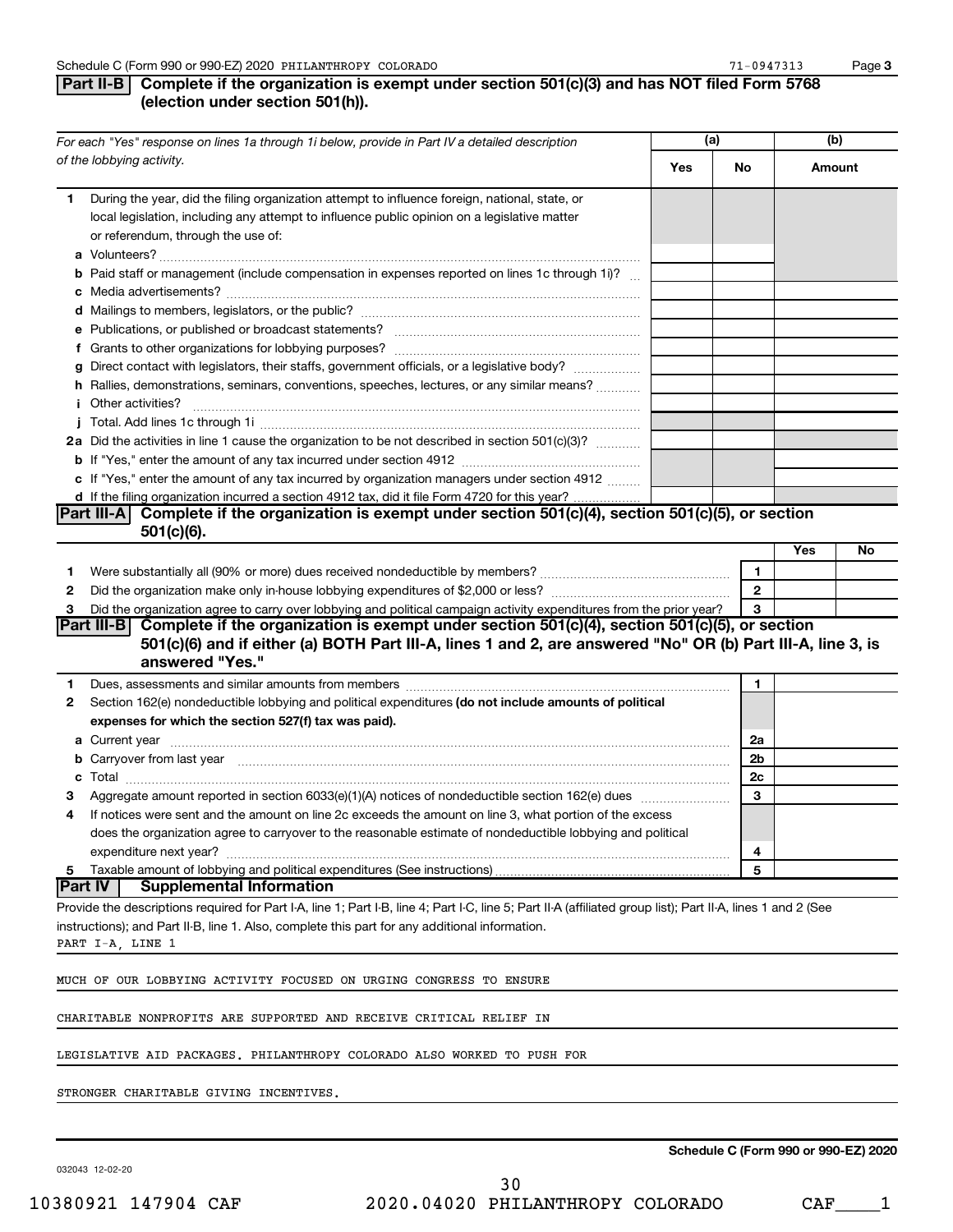Schedule C (Form 990 or 990-EZ) 2020 PHILANTHROPY COLORADO 71-0947313 Page 3

## Part II-B Complete if the organization is exempt under section 501(c)(3) and has NOT filed Form 5768 (election under section 501(h)).

| For each "Yes" response on lines 1a through 1i below, provide in Part IV a detailed description of the lobbying activity. | (a) Yes | (a) No | (b) Amount |
|---|---|---|---|
| **1** During the year, did the filing organization attempt to influence foreign, national, state, or local legislation, including any attempt to influence public opinion on a legislative matter or referendum, through the use of: | | | |
| **a** Volunteers? | | | |
| **b** Paid staff or management (include compensation in expenses reported on lines 1c through 1i)? | | | |
| **c** Media advertisements? | | | |
| **d** Mailings to members, legislators, or the public? | | | |
| **e** Publications, or published or broadcast statements? | | | |
| **f** Grants to other organizations for lobbying purposes? | | | |
| **g** Direct contact with legislators, their staffs, government officials, or a legislative body? | | | |
| **h** Rallies, demonstrations, seminars, conventions, speeches, lectures, or any similar means? | | | |
| **i** Other activities? | | | |
| **j** Total. Add lines 1c through 1i | | | |
| **2a** Did the activities in line 1 cause the organization to be not described in section 501(c)(3)? | | | |
| **b** If "Yes," enter the amount of any tax incurred under section 4912 | | | |
| **c** If "Yes," enter the amount of any tax incurred by organization managers under section 4912 | | | |
| **d** If the filing organization incurred a section 4912 tax, did it file Form 4720 for this year? | | | |

## Part III-A Complete if the organization is exempt under section 501(c)(4), section 501(c)(5), or section 501(c)(6).

| | | | Yes | No |
|---|---|---|---|---|
| **1** | Were substantially all (90% or more) dues received nondeductible by members? | 1 | | |
| **2** | Did the organization make only in-house lobbying expenditures of $2,000 or less? | 2 | | |
| **3** | Did the organization agree to carry over lobbying and political campaign activity expenditures from the prior year? | 3 | | |

## Part III-B Complete if the organization is exempt under section 501(c)(4), section 501(c)(5), or section 501(c)(6) and if either (a) BOTH Part III-A, lines 1 and 2, are answered "No" OR (b) Part III-A, line 3, is answered "Yes."

| | | | |
|---|---|---|---|
| **1** | Dues, assessments and similar amounts from members | 1 | |
| **2** | Section 162(e) nondeductible lobbying and political expenditures **(do not include amounts of political expenses for which the section 527(f) tax was paid).** | | |
| **a** | Current year | 2a | |
| **b** | Carryover from last year | 2b | |
| **c** | Total | 2c | |
| **3** | Aggregate amount reported in section 6033(e)(1)(A) notices of nondeductible section 162(e) dues | 3 | |
| **4** | If notices were sent and the amount on line 2c exceeds the amount on line 3, what portion of the excess does the organization agree to carryover to the reasonable estimate of nondeductible lobbying and political expenditure next year? | 4 | |
| **5** | Taxable amount of lobbying and political expenditures (See instructions) | 5 | |

## Part IV Supplemental Information

Provide the descriptions required for Part I-A, line 1; Part I-B, line 4; Part I-C, line 5; Part II-A (affiliated group list); Part II-A, lines 1 and 2 (See instructions); and Part II-B, line 1. Also, complete this part for any additional information.

PART I-A, LINE 1

MUCH OF OUR LOBBYING ACTIVITY FOCUSED ON URGING CONGRESS TO ENSURE CHARITABLE NONPROFITS ARE SUPPORTED AND RECEIVE CRITICAL RELIEF IN LEGISLATIVE AID PACKAGES. PHILANTHROPY COLORADO ALSO WORKED TO PUSH FOR STRONGER CHARITABLE GIVING INCENTIVES.

032043 12-02-20 **Schedule C (Form 990 or 990-EZ) 2020**

10380921 147904 CAF 2020.04020 PHILANTHROPY COLORADO CAF____1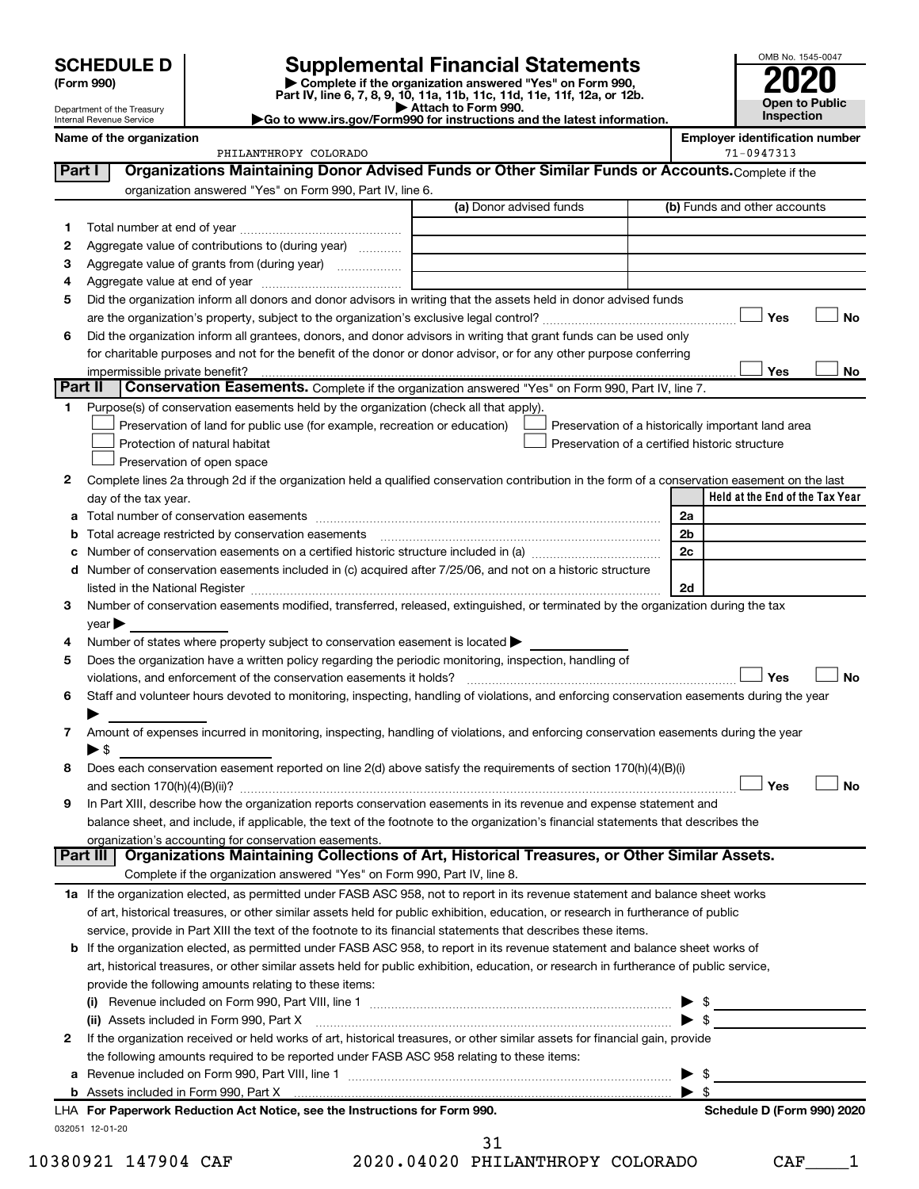# SCHEDULE D (Form 990)

Department of the Treasury
Internal Revenue Service

## Supplemental Financial Statements

▶ Complete if the organization answered "Yes" on Form 990, Part IV, line 6, 7, 8, 9, 10, 11a, 11b, 11c, 11d, 11e, 11f, 12a, or 12b.
▶ Attach to Form 990.
▶Go to www.irs.gov/Form990 for instructions and the latest information.

OMB No. 1545-0047

**2020**

**Open to Public Inspection**

**Name of the organization:** PHILANTHROPY COLORADO

**Employer identification number:** 71-0947313

## Part I Organizations Maintaining Donor Advised Funds or Other Similar Funds or Accounts.

Complete if the organization answered "Yes" on Form 990, Part IV, line 6.

| | | (a) Donor advised funds | (b) Funds and other accounts |
|---|---|---|---|
| 1 | Total number at end of year | | |
| 2 | Aggregate value of contributions to (during year) | | |
| 3 | Aggregate value of grants from (during year) | | |
| 4 | Aggregate value at end of year | | |

5 Did the organization inform all donors and donor advisors in writing that the assets held in donor advised funds are the organization's property, subject to the organization's exclusive legal control? ☐ Yes ☐ No

6 Did the organization inform all grantees, donors, and donor advisors in writing that grant funds can be used only for charitable purposes and not for the benefit of the donor or donor advisor, or for any other purpose conferring impermissible private benefit? ☐ Yes ☐ No

## Part II Conservation Easements.

Complete if the organization answered "Yes" on Form 990, Part IV, line 7.

1 Purpose(s) of conservation easements held by the organization (check all that apply).

- ☐ Preservation of land for public use (for example, recreation or education)
- ☐ Protection of natural habitat
- ☐ Preservation of open space
- ☐ Preservation of a historically important land area
- ☐ Preservation of a certified historic structure

2 Complete lines 2a through 2d if the organization held a qualified conservation contribution in the form of a conservation easement on the last day of the tax year.

| | | | Held at the End of the Tax Year |
|---|---|---|---|
| a | Total number of conservation easements | 2a | |
| b | Total acreage restricted by conservation easements | 2b | |
| c | Number of conservation easements on a certified historic structure included in (a) | 2c | |
| d | Number of conservation easements included in (c) acquired after 7/25/06, and not on a historic structure listed in the National Register | 2d | |

3 Number of conservation easements modified, transferred, released, extinguished, or terminated by the organization during the tax year ▶

4 Number of states where property subject to conservation easement is located ▶

5 Does the organization have a written policy regarding the periodic monitoring, inspection, handling of violations, and enforcement of the conservation easements it holds? ☐ Yes ☐ No

6 Staff and volunteer hours devoted to monitoring, inspecting, handling of violations, and enforcing conservation easements during the year ▶

7 Amount of expenses incurred in monitoring, inspecting, handling of violations, and enforcing conservation easements during the year ▶ $

8 Does each conservation easement reported on line 2(d) above satisfy the requirements of section 170(h)(4)(B)(i) and section 170(h)(4)(B)(ii)? ☐ Yes ☐ No

9 In Part XIII, describe how the organization reports conservation easements in its revenue and expense statement and balance sheet, and include, if applicable, the text of the footnote to the organization's financial statements that describes the organization's accounting for conservation easements.

## Part III Organizations Maintaining Collections of Art, Historical Treasures, or Other Similar Assets.

Complete if the organization answered "Yes" on Form 990, Part IV, line 8.

1a If the organization elected, as permitted under FASB ASC 958, not to report in its revenue statement and balance sheet works of art, historical treasures, or other similar assets held for public exhibition, education, or research in furtherance of public service, provide in Part XIII the text of the footnote to its financial statements that describes these items.

b If the organization elected, as permitted under FASB ASC 958, to report in its revenue statement and balance sheet works of art, historical treasures, or other similar assets held for public exhibition, education, or research in furtherance of public service, provide the following amounts relating to these items:

(i) Revenue included on Form 990, Part VIII, line 1 ▶ $

(ii) Assets included in Form 990, Part X ▶ $

2 If the organization received or held works of art, historical treasures, or other similar assets for financial gain, provide the following amounts required to be reported under FASB ASC 958 relating to these items:

a Revenue included on Form 990, Part VIII, line 1 ▶ $

b Assets included in Form 990, Part X ▶ $

**LHA For Paperwork Reduction Act Notice, see the Instructions for Form 990.** **Schedule D (Form 990) 2020**

032051 12-01-20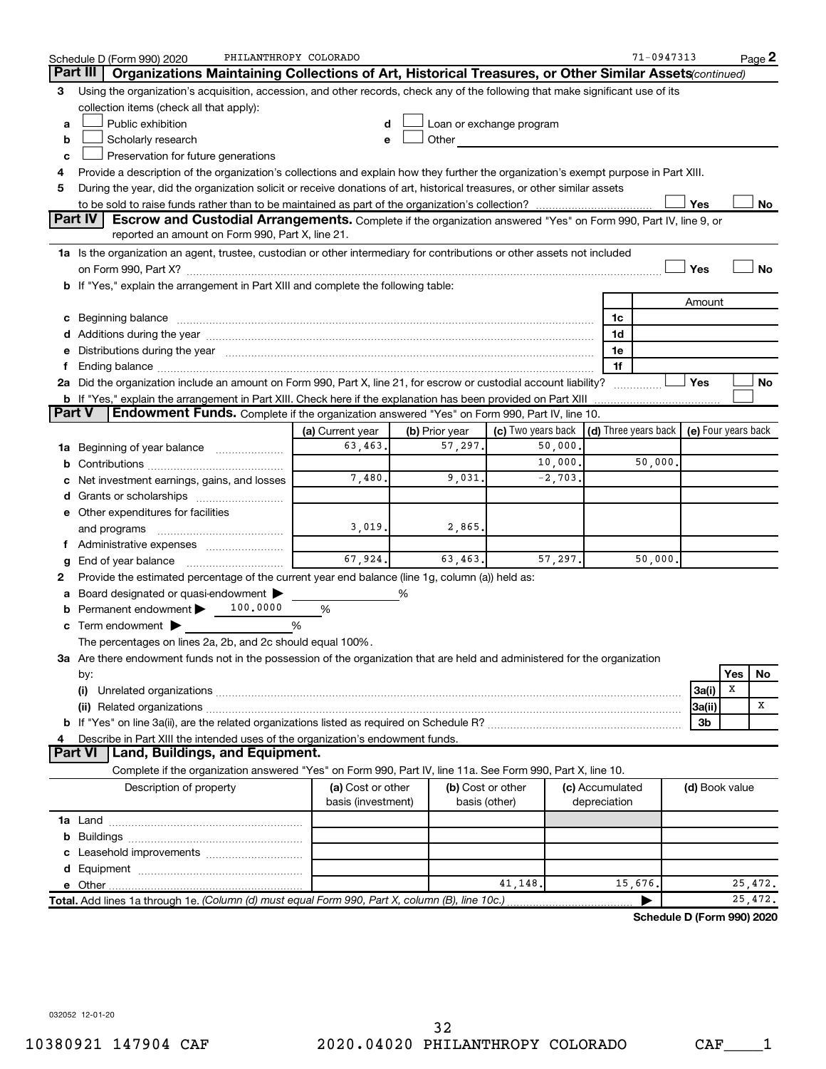Schedule D (Form 990) 2020 PHILANTHROPY COLORADO 71-0947313 Page 2

## Part III Organizations Maintaining Collections of Art, Historical Treasures, or Other Similar Assets *(continued)*

**3** Using the organization's acquisition, accession, and other records, check any of the following that make significant use of its collection items (check all that apply):

- **a** ☐ Public exhibition
- **b** ☐ Scholarly research
- **c** ☐ Preservation for future generations
- **d** ☐ Loan or exchange program
- **e** ☐ Other

**4** Provide a description of the organization's collections and explain how they further the organization's exempt purpose in Part XIII.

**5** During the year, did the organization solicit or receive donations of art, historical treasures, or other similar assets to be sold to raise funds rather than to be maintained as part of the organization's collection? ☐ Yes ☐ No

## Part IV Escrow and Custodial Arrangements.

Complete if the organization answered "Yes" on Form 990, Part IV, line 9, or reported an amount on Form 990, Part X, line 21.

**1a** Is the organization an agent, trustee, custodian or other intermediary for contributions or other assets not included on Form 990, Part X? ☐ Yes ☐ No

**b** If "Yes," explain the arrangement in Part XIII and complete the following table:

| | | Amount |
|---|---|---|
| **c** Beginning balance | 1c | |
| **d** Additions during the year | 1d | |
| **e** Distributions during the year | 1e | |
| **f** Ending balance | 1f | |

**2a** Did the organization include an amount on Form 990, Part X, line 21, for escrow or custodial account liability? ☐ Yes ☐ No

**b** If "Yes," explain the arrangement in Part XIII. Check here if the explanation has been provided on Part XIII ☐

## Part V Endowment Funds.

Complete if the organization answered "Yes" on Form 990, Part IV, line 10.

| | (a) Current year | (b) Prior year | (c) Two years back | (d) Three years back | (e) Four years back |
|---|---|---|---|---|---|
| **1a** Beginning of year balance | 63,463. | 57,297. | 50,000. | | |
| **b** Contributions | | | 10,000. | 50,000. | |
| **c** Net investment earnings, gains, and losses | 7,480. | 9,031. | -2,703. | | |
| **d** Grants or scholarships | | | | | |
| **e** Other expenditures for facilities and programs | 3,019. | 2,865. | | | |
| **f** Administrative expenses | | | | | |
| **g** End of year balance | 67,924. | 63,463. | 57,297. | 50,000. | |

**2** Provide the estimated percentage of the current year end balance (line 1g, column (a)) held as:

- **a** Board designated or quasi-endowment ▶ ______ %
- **b** Permanent endowment ▶ 100.0000 %
- **c** Term endowment ▶ ______ %

The percentages on lines 2a, 2b, and 2c should equal 100%.

**3a** Are there endowment funds not in the possession of the organization that are held and administered for the organization by:

| | | Yes | No |
|---|---|---|---|
| **(i)** Unrelated organizations | 3a(i) | X | |
| **(ii)** Related organizations | 3a(ii) | | X |
| **b** If "Yes" on line 3a(ii), are the related organizations listed as required on Schedule R? | 3b | | |

**4** Describe in Part XIII the intended uses of the organization's endowment funds.

## Part VI Land, Buildings, and Equipment.

Complete if the organization answered "Yes" on Form 990, Part IV, line 11a. See Form 990, Part X, line 10.

| Description of property | (a) Cost or other basis (investment) | (b) Cost or other basis (other) | (c) Accumulated depreciation | (d) Book value |
|---|---|---|---|---|
| **1a** Land | | | | |
| **b** Buildings | | | | |
| **c** Leasehold improvements | | | | |
| **d** Equipment | | | | |
| **e** Other | | 41,148. | 15,676. | 25,472. |
| **Total.** Add lines 1a through 1e. *(Column (d) must equal Form 990, Part X, column (B), line 10c.)* | | | ▶ | 25,472. |

Schedule D (Form 990) 2020

032052 12-01-20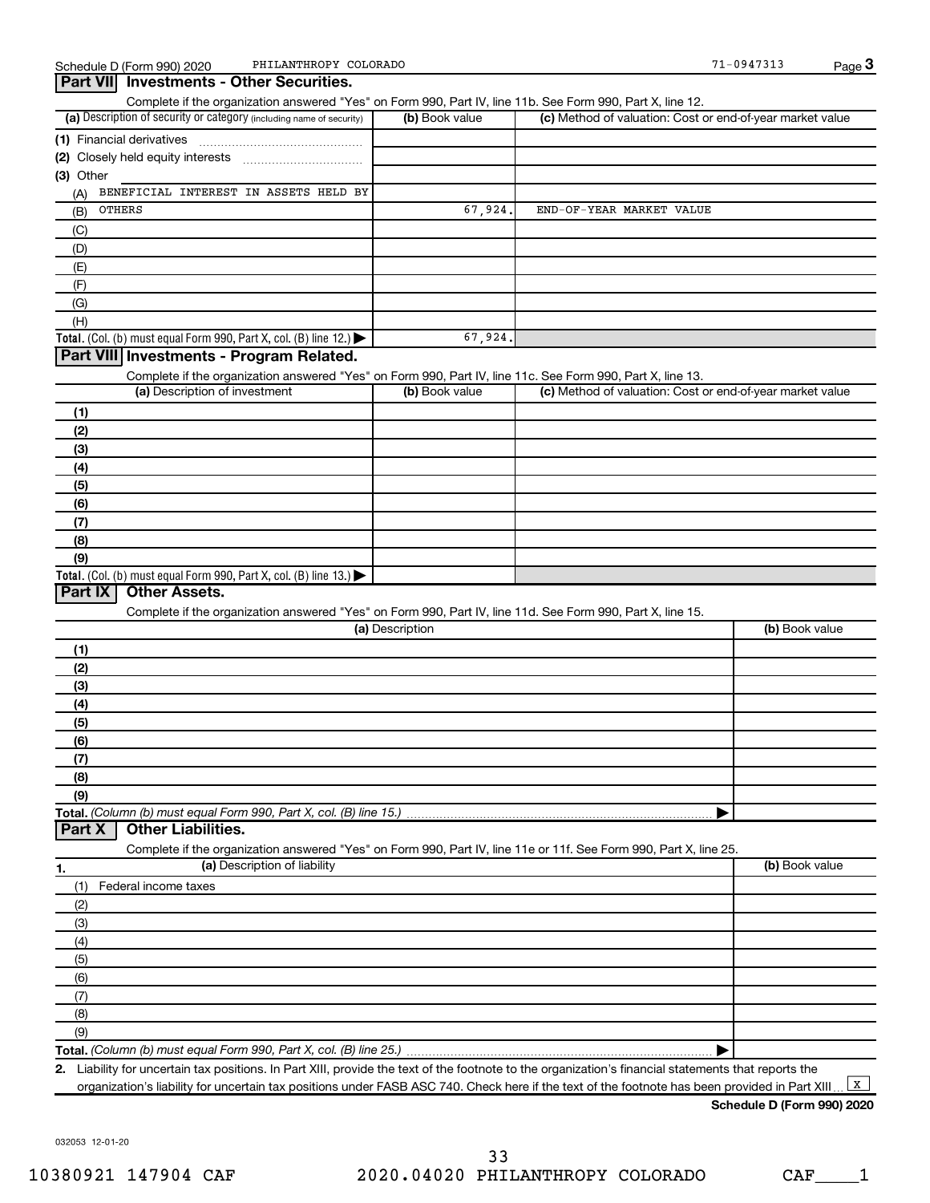Schedule D (Form 990) 2020 PHILANTHROPY COLORADO 71-0947313

## Part VII Investments - Other Securities.

Complete if the organization answered "Yes" on Form 990, Part IV, line 11b. See Form 990, Part X, line 12.

| (a) Description of security or category (including name of security) | (b) Book value | (c) Method of valuation: Cost or end-of-year market value |
|---|---|---|
| (1) Financial derivatives | | |
| (2) Closely held equity interests | | |
| (3) Other | | |
| (A) BENEFICIAL INTEREST IN ASSETS HELD BY | | |
| (B) OTHERS | 67,924. | END-OF-YEAR MARKET VALUE |
| (C) | | |
| (D) | | |
| (E) | | |
| (F) | | |
| (G) | | |
| (H) | | |
| **Total.** (Col. (b) must equal Form 990, Part X, col. (B) line 12.) | 67,924. | |

## Part VIII Investments - Program Related.

Complete if the organization answered "Yes" on Form 990, Part IV, line 11c. See Form 990, Part X, line 13.

| (a) Description of investment | (b) Book value | (c) Method of valuation: Cost or end-of-year market value |
|---|---|---|
| (1) | | |
| (2) | | |
| (3) | | |
| (4) | | |
| (5) | | |
| (6) | | |
| (7) | | |
| (8) | | |
| (9) | | |
| **Total.** (Col. (b) must equal Form 990, Part X, col. (B) line 13.) | | |

## Part IX Other Assets.

Complete if the organization answered "Yes" on Form 990, Part IV, line 11d. See Form 990, Part X, line 15.

| (a) Description | (b) Book value |
|---|---|
| (1) | |
| (2) | |
| (3) | |
| (4) | |
| (5) | |
| (6) | |
| (7) | |
| (8) | |
| (9) | |
| **Total.** *(Column (b) must equal Form 990, Part X, col. (B) line 15.)* | |

## Part X Other Liabilities.

Complete if the organization answered "Yes" on Form 990, Part IV, line 11e or 11f. See Form 990, Part X, line 25.

| 1. (a) Description of liability | (b) Book value |
|---|---|
| (1) Federal income taxes | |
| (2) | |
| (3) | |
| (4) | |
| (5) | |
| (6) | |
| (7) | |
| (8) | |
| (9) | |
| **Total.** *(Column (b) must equal Form 990, Part X, col. (B) line 25.)* | |

**2.** Liability for uncertain tax positions. In Part XIII, provide the text of the footnote to the organization's financial statements that reports the organization's liability for uncertain tax positions under FASB ASC 740. Check here if the text of the footnote has been provided in Part XIII [X]

**Schedule D (Form 990) 2020**

032053 12-01-20

10380921 147904 CAF 2020.04020 PHILANTHROPY COLORADO CAF____1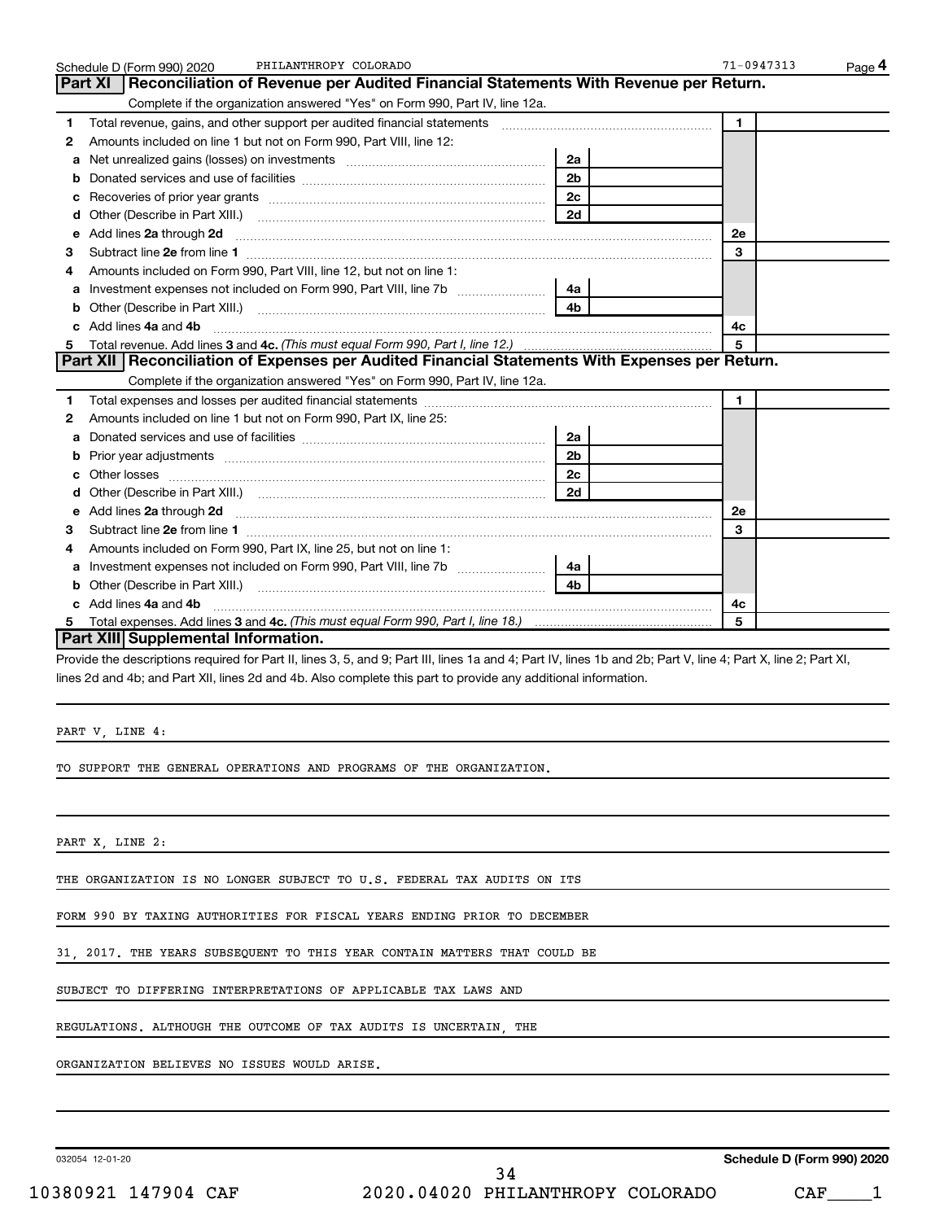Schedule D (Form 990) 2020 PHILANTHROPY COLORADO 71-0947313

## Part XI Reconciliation of Revenue per Audited Financial Statements With Revenue per Return.

Complete if the organization answered "Yes" on Form 990, Part IV, line 12a.

| | | | | | |
|---|---|---|---|---|---|
| 1 | Total revenue, gains, and other support per audited financial statements | | | 1 | |
| 2 | Amounts included on line 1 but not on Form 990, Part VIII, line 12: | | | | |
| a | Net unrealized gains (losses) on investments | 2a | | | |
| b | Donated services and use of facilities | 2b | | | |
| c | Recoveries of prior year grants | 2c | | | |
| d | Other (Describe in Part XIII.) | 2d | | | |
| e | Add lines 2a through 2d | | | 2e | |
| 3 | Subtract line 2e from line 1 | | | 3 | |
| 4 | Amounts included on Form 990, Part VIII, line 12, but not on line 1: | | | | |
| a | Investment expenses not included on Form 990, Part VIII, line 7b | 4a | | | |
| b | Other (Describe in Part XIII.) | 4b | | | |
| c | Add lines 4a and 4b | | | 4c | |
| 5 | Total revenue. Add lines 3 and 4c. *(This must equal Form 990, Part I, line 12.)* | | | 5 | |

## Part XII Reconciliation of Expenses per Audited Financial Statements With Expenses per Return.

Complete if the organization answered "Yes" on Form 990, Part IV, line 12a.

| | | | | | |
|---|---|---|---|---|---|
| 1 | Total expenses and losses per audited financial statements | | | 1 | |
| 2 | Amounts included on line 1 but not on Form 990, Part IX, line 25: | | | | |
| a | Donated services and use of facilities | 2a | | | |
| b | Prior year adjustments | 2b | | | |
| c | Other losses | 2c | | | |
| d | Other (Describe in Part XIII.) | 2d | | | |
| e | Add lines 2a through 2d | | | 2e | |
| 3 | Subtract line 2e from line 1 | | | 3 | |
| 4 | Amounts included on Form 990, Part IX, line 25, but not on line 1: | | | | |
| a | Investment expenses not included on Form 990, Part VIII, line 7b | 4a | | | |
| b | Other (Describe in Part XIII.) | 4b | | | |
| c | Add lines 4a and 4b | | | 4c | |
| 5 | Total expenses. Add lines 3 and 4c. *(This must equal Form 990, Part I, line 18.)* | | | 5 | |

## Part XIII Supplemental Information.

Provide the descriptions required for Part II, lines 3, 5, and 9; Part III, lines 1a and 4; Part IV, lines 1b and 2b; Part V, line 4; Part X, line 2; Part XI, lines 2d and 4b; and Part XII, lines 2d and 4b. Also complete this part to provide any additional information.

PART V, LINE 4:

TO SUPPORT THE GENERAL OPERATIONS AND PROGRAMS OF THE ORGANIZATION.

PART X, LINE 2:

THE ORGANIZATION IS NO LONGER SUBJECT TO U.S. FEDERAL TAX AUDITS ON ITS FORM 990 BY TAXING AUTHORITIES FOR FISCAL YEARS ENDING PRIOR TO DECEMBER 31, 2017. THE YEARS SUBSEQUENT TO THIS YEAR CONTAIN MATTERS THAT COULD BE SUBJECT TO DIFFERING INTERPRETATIONS OF APPLICABLE TAX LAWS AND REGULATIONS. ALTHOUGH THE OUTCOME OF TAX AUDITS IS UNCERTAIN, THE ORGANIZATION BELIEVES NO ISSUES WOULD ARISE.

032054 12-01-20 Schedule D (Form 990) 2020

10380921 147904 CAF 2020.04020 PHILANTHROPY COLORADO CAF____1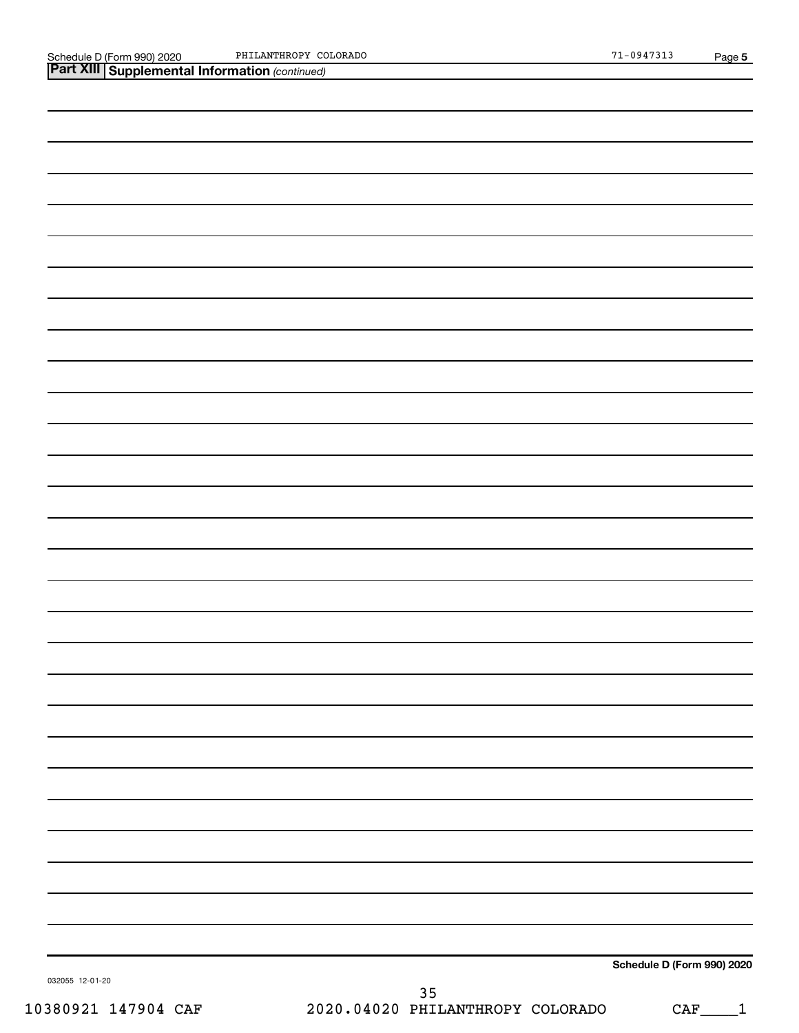Schedule D (Form 990) 2020 PHILANTHROPY COLORADO 71-0947313 Page 5

**Part XIII | Supplemental Information** *(continued)*

**Schedule D (Form 990) 2020**

032055 12-01-20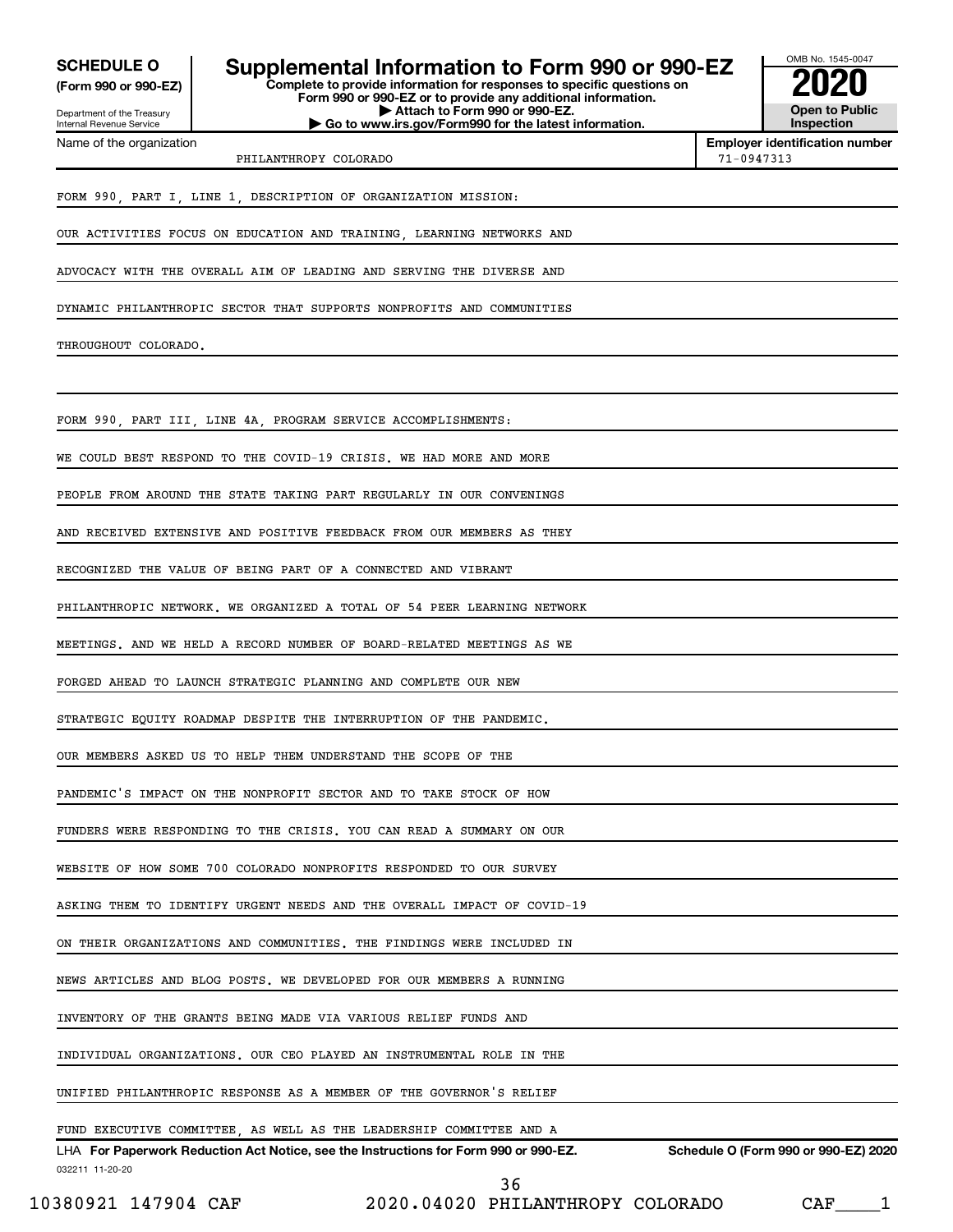**SCHEDULE O**
**(Form 990 or 990-EZ)**

Department of the Treasury
Internal Revenue Service

# Supplemental Information to Form 990 or 990-EZ

**Complete to provide information for responses to specific questions on Form 990 or 990-EZ or to provide any additional information.**
**▶ Attach to Form 990 or 990-EZ.**
**▶ Go to www.irs.gov/Form990 for the latest information.**

OMB No. 1545-0047

**2020**

**Open to Public Inspection**

| Name of the organization | Employer identification number |
|---|---|
| PHILANTHROPY COLORADO | 71-0947313 |

FORM 990, PART I, LINE 1, DESCRIPTION OF ORGANIZATION MISSION:

OUR ACTIVITIES FOCUS ON EDUCATION AND TRAINING, LEARNING NETWORKS AND ADVOCACY WITH THE OVERALL AIM OF LEADING AND SERVING THE DIVERSE AND DYNAMIC PHILANTHROPIC SECTOR THAT SUPPORTS NONPROFITS AND COMMUNITIES THROUGHOUT COLORADO.

FORM 990, PART III, LINE 4A, PROGRAM SERVICE ACCOMPLISHMENTS:

WE COULD BEST RESPOND TO THE COVID-19 CRISIS. WE HAD MORE AND MORE PEOPLE FROM AROUND THE STATE TAKING PART REGULARLY IN OUR CONVENINGS AND RECEIVED EXTENSIVE AND POSITIVE FEEDBACK FROM OUR MEMBERS AS THEY RECOGNIZED THE VALUE OF BEING PART OF A CONNECTED AND VIBRANT PHILANTHROPIC NETWORK. WE ORGANIZED A TOTAL OF 54 PEER LEARNING NETWORK MEETINGS. AND WE HELD A RECORD NUMBER OF BOARD-RELATED MEETINGS AS WE FORGED AHEAD TO LAUNCH STRATEGIC PLANNING AND COMPLETE OUR NEW STRATEGIC EQUITY ROADMAP DESPITE THE INTERRUPTION OF THE PANDEMIC. OUR MEMBERS ASKED US TO HELP THEM UNDERSTAND THE SCOPE OF THE PANDEMIC'S IMPACT ON THE NONPROFIT SECTOR AND TO TAKE STOCK OF HOW FUNDERS WERE RESPONDING TO THE CRISIS. YOU CAN READ A SUMMARY ON OUR WEBSITE OF HOW SOME 700 COLORADO NONPROFITS RESPONDED TO OUR SURVEY ASKING THEM TO IDENTIFY URGENT NEEDS AND THE OVERALL IMPACT OF COVID-19 ON THEIR ORGANIZATIONS AND COMMUNITIES. THE FINDINGS WERE INCLUDED IN NEWS ARTICLES AND BLOG POSTS. WE DEVELOPED FOR OUR MEMBERS A RUNNING INVENTORY OF THE GRANTS BEING MADE VIA VARIOUS RELIEF FUNDS AND INDIVIDUAL ORGANIZATIONS. OUR CEO PLAYED AN INSTRUMENTAL ROLE IN THE UNIFIED PHILANTHROPIC RESPONSE AS A MEMBER OF THE GOVERNOR'S RELIEF FUND EXECUTIVE COMMITTEE, AS WELL AS THE LEADERSHIP COMMITTEE AND A

LHA **For Paperwork Reduction Act Notice, see the Instructions for Form 990 or 990-EZ.** **Schedule O (Form 990 or 990-EZ) 2020**

032211 11-20-20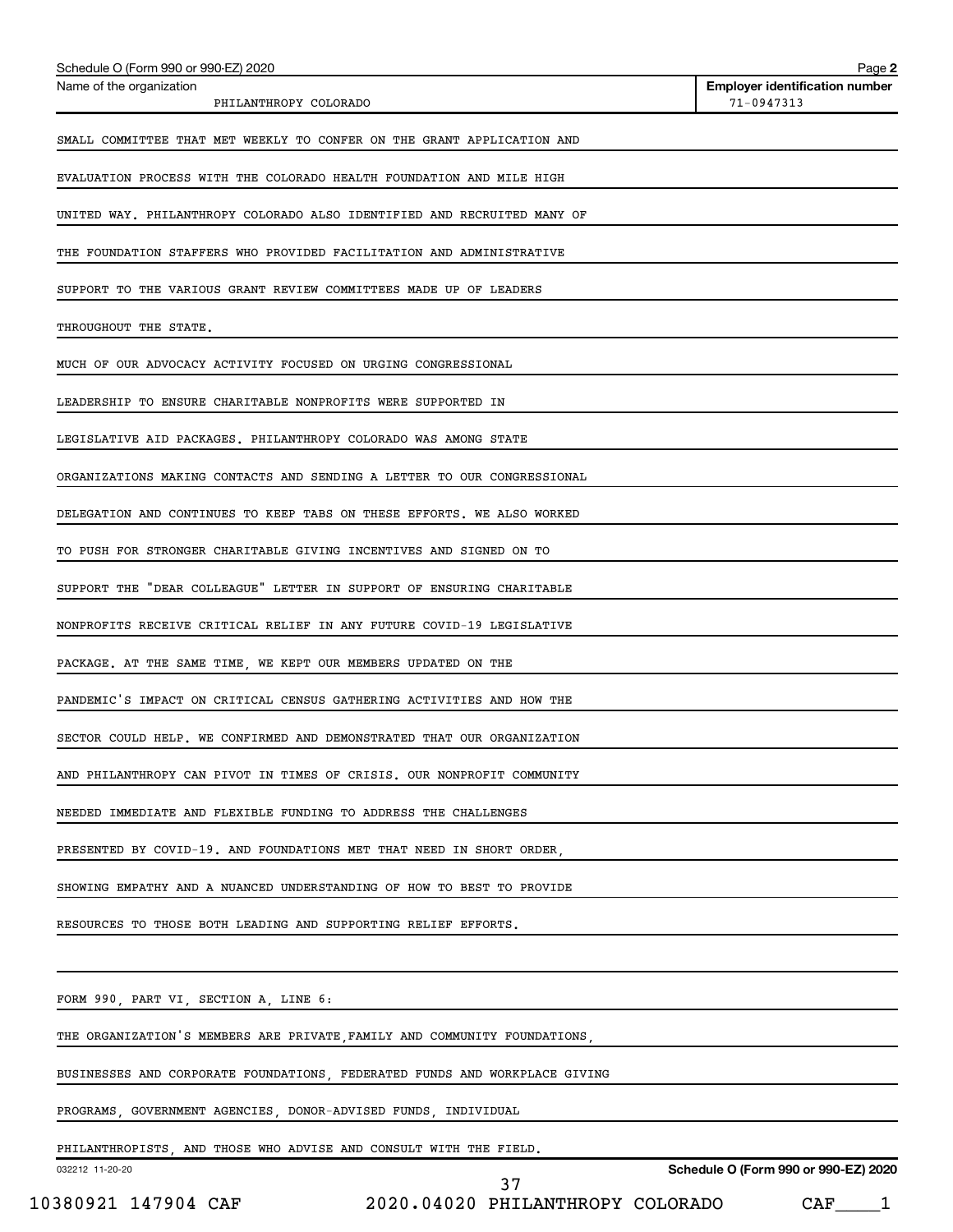Schedule O (Form 990 or 990-EZ) 2020

Name of the organization: PHILANTHROPY COLORADO

Employer identification number: 71-0947313

SMALL COMMITTEE THAT MET WEEKLY TO CONFER ON THE GRANT APPLICATION AND EVALUATION PROCESS WITH THE COLORADO HEALTH FOUNDATION AND MILE HIGH UNITED WAY. PHILANTHROPY COLORADO ALSO IDENTIFIED AND RECRUITED MANY OF THE FOUNDATION STAFFERS WHO PROVIDED FACILITATION AND ADMINISTRATIVE SUPPORT TO THE VARIOUS GRANT REVIEW COMMITTEES MADE UP OF LEADERS THROUGHOUT THE STATE.

MUCH OF OUR ADVOCACY ACTIVITY FOCUSED ON URGING CONGRESSIONAL LEADERSHIP TO ENSURE CHARITABLE NONPROFITS WERE SUPPORTED IN LEGISLATIVE AID PACKAGES. PHILANTHROPY COLORADO WAS AMONG STATE ORGANIZATIONS MAKING CONTACTS AND SENDING A LETTER TO OUR CONGRESSIONAL DELEGATION AND CONTINUES TO KEEP TABS ON THESE EFFORTS. WE ALSO WORKED TO PUSH FOR STRONGER CHARITABLE GIVING INCENTIVES AND SIGNED ON TO SUPPORT THE "DEAR COLLEAGUE" LETTER IN SUPPORT OF ENSURING CHARITABLE NONPROFITS RECEIVE CRITICAL RELIEF IN ANY FUTURE COVID-19 LEGISLATIVE PACKAGE. AT THE SAME TIME, WE KEPT OUR MEMBERS UPDATED ON THE PANDEMIC'S IMPACT ON CRITICAL CENSUS GATHERING ACTIVITIES AND HOW THE SECTOR COULD HELP. WE CONFIRMED AND DEMONSTRATED THAT OUR ORGANIZATION AND PHILANTHROPY CAN PIVOT IN TIMES OF CRISIS. OUR NONPROFIT COMMUNITY NEEDED IMMEDIATE AND FLEXIBLE FUNDING TO ADDRESS THE CHALLENGES PRESENTED BY COVID-19. AND FOUNDATIONS MET THAT NEED IN SHORT ORDER, SHOWING EMPATHY AND A NUANCED UNDERSTANDING OF HOW TO BEST TO PROVIDE RESOURCES TO THOSE BOTH LEADING AND SUPPORTING RELIEF EFFORTS.

FORM 990, PART VI, SECTION A, LINE 6:

THE ORGANIZATION'S MEMBERS ARE PRIVATE,FAMILY AND COMMUNITY FOUNDATIONS, BUSINESSES AND CORPORATE FOUNDATIONS, FEDERATED FUNDS AND WORKPLACE GIVING PROGRAMS, GOVERNMENT AGENCIES, DONOR-ADVISED FUNDS, INDIVIDUAL PHILANTHROPISTS, AND THOSE WHO ADVISE AND CONSULT WITH THE FIELD.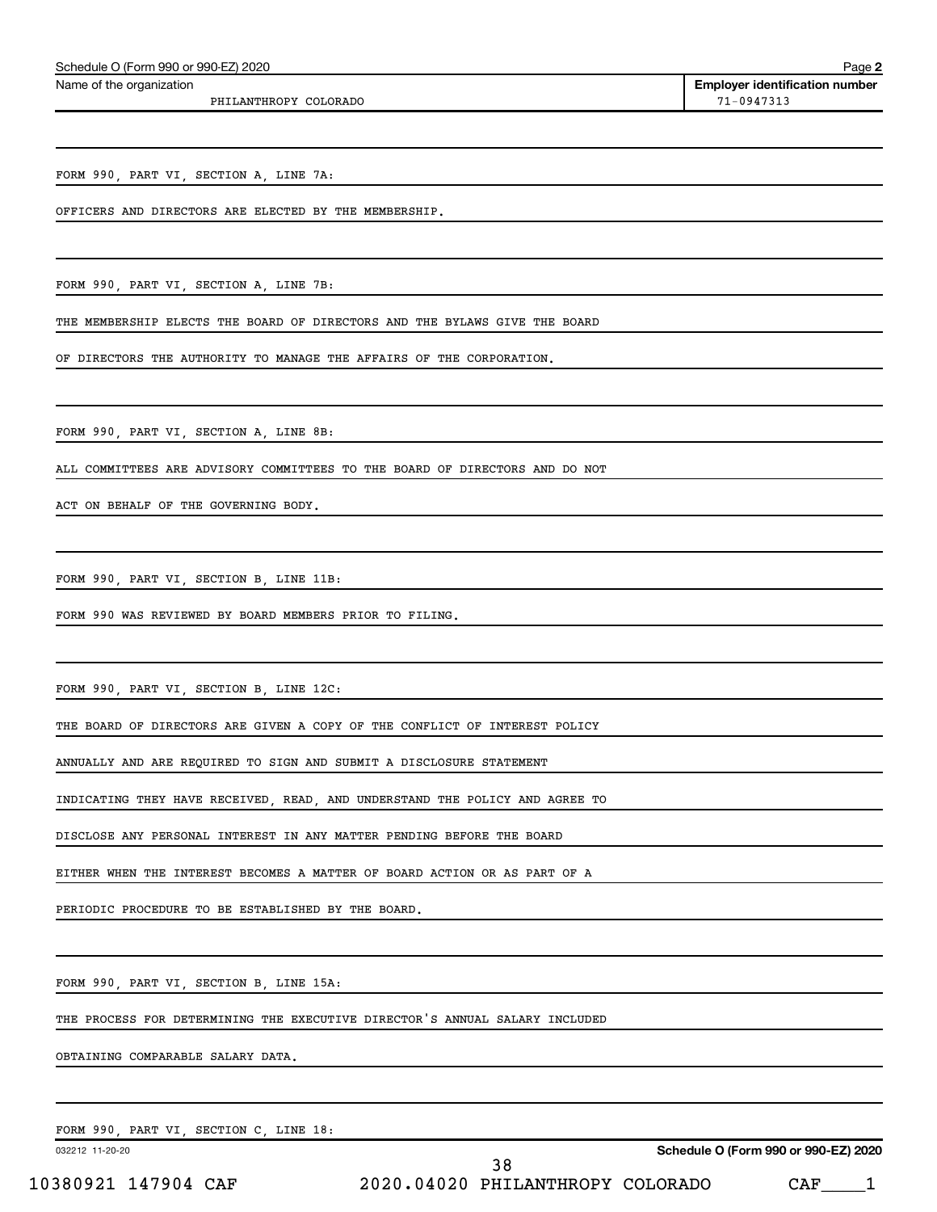Schedule O (Form 990 or 990-EZ) 2020

Name of the organization: PHILANTHROPY COLORADO

Employer identification number: 71-0947313

FORM 990, PART VI, SECTION A, LINE 7A:

OFFICERS AND DIRECTORS ARE ELECTED BY THE MEMBERSHIP.

FORM 990, PART VI, SECTION A, LINE 7B:

THE MEMBERSHIP ELECTS THE BOARD OF DIRECTORS AND THE BYLAWS GIVE THE BOARD OF DIRECTORS THE AUTHORITY TO MANAGE THE AFFAIRS OF THE CORPORATION.

FORM 990, PART VI, SECTION A, LINE 8B:

ALL COMMITTEES ARE ADVISORY COMMITTEES TO THE BOARD OF DIRECTORS AND DO NOT ACT ON BEHALF OF THE GOVERNING BODY.

FORM 990, PART VI, SECTION B, LINE 11B:

FORM 990 WAS REVIEWED BY BOARD MEMBERS PRIOR TO FILING.

FORM 990, PART VI, SECTION B, LINE 12C:

THE BOARD OF DIRECTORS ARE GIVEN A COPY OF THE CONFLICT OF INTEREST POLICY ANNUALLY AND ARE REQUIRED TO SIGN AND SUBMIT A DISCLOSURE STATEMENT INDICATING THEY HAVE RECEIVED, READ, AND UNDERSTAND THE POLICY AND AGREE TO DISCLOSE ANY PERSONAL INTEREST IN ANY MATTER PENDING BEFORE THE BOARD EITHER WHEN THE INTEREST BECOMES A MATTER OF BOARD ACTION OR AS PART OF A PERIODIC PROCEDURE TO BE ESTABLISHED BY THE BOARD.

FORM 990, PART VI, SECTION B, LINE 15A:

THE PROCESS FOR DETERMINING THE EXECUTIVE DIRECTOR'S ANNUAL SALARY INCLUDED OBTAINING COMPARABLE SALARY DATA.

FORM 990, PART VI, SECTION C, LINE 18: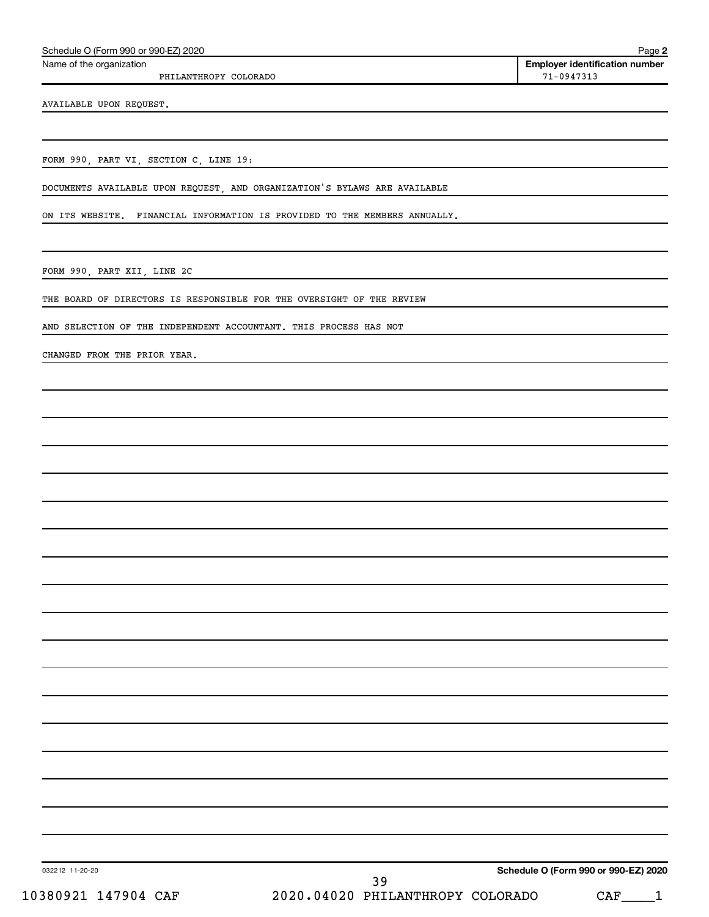Schedule O (Form 990 or 990-EZ) 2020 Page **2**

Name of the organization: PHILANTHROPY COLORADO

**Employer identification number**: 71-0947313

AVAILABLE UPON REQUEST.

FORM 990, PART VI, SECTION C, LINE 19:

DOCUMENTS AVAILABLE UPON REQUEST, AND ORGANIZATION'S BYLAWS ARE AVAILABLE ON ITS WEBSITE. FINANCIAL INFORMATION IS PROVIDED TO THE MEMBERS ANNUALLY.

FORM 990, PART XII, LINE 2C

THE BOARD OF DIRECTORS IS RESPONSIBLE FOR THE OVERSIGHT OF THE REVIEW AND SELECTION OF THE INDEPENDENT ACCOUNTANT. THIS PROCESS HAS NOT CHANGED FROM THE PRIOR YEAR.

032212 11-20-20

**Schedule O (Form 990 or 990-EZ) 2020**

10380921 147904 CAF 2020.04020 PHILANTHROPY COLORADO CAF____1